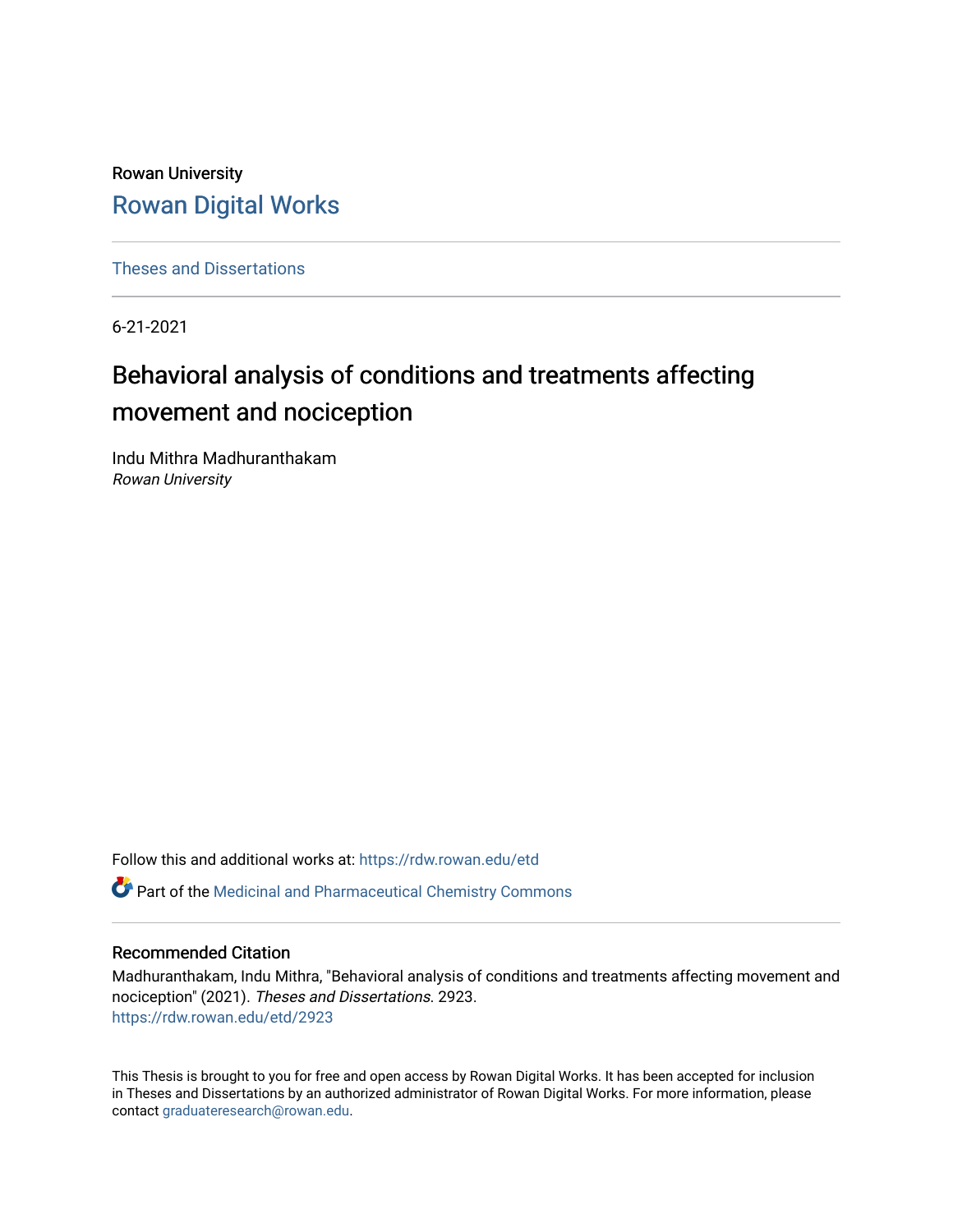Rowan University

# Rowan Digital Works

Theses and Dissertations

6-21-2021

# Behavioral analysis of conditions and treatments affecting movement and nociception

Indu Mithra Madhuranthakam
*Rowan University*

Follow this and additional works at: https://rdw.rowan.edu/etd

Part of the Medicinal and Pharmaceutical Chemistry Commons

## Recommended Citation

Madhuranthakam, Indu Mithra, "Behavioral analysis of conditions and treatments affecting movement and nociception" (2021). *Theses and Dissertations*. 2923.
https://rdw.rowan.edu/etd/2923

This Thesis is brought to you for free and open access by Rowan Digital Works. It has been accepted for inclusion in Theses and Dissertations by an authorized administrator of Rowan Digital Works. For more information, please contact graduateresearch@rowan.edu.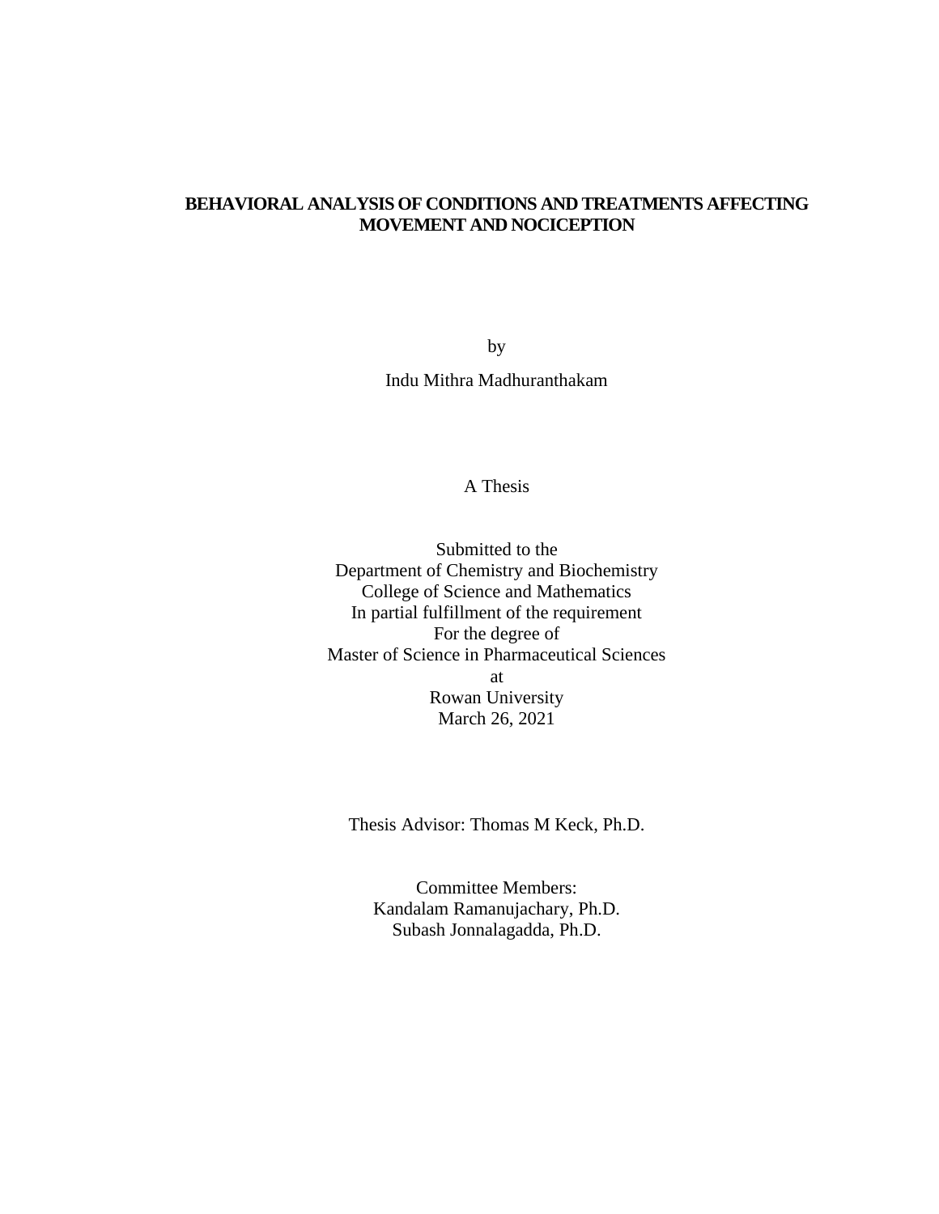# BEHAVIORAL ANALYSIS OF CONDITIONS AND TREATMENTS AFFECTING MOVEMENT AND NOCICEPTION

by

Indu Mithra Madhuranthakam

A Thesis

Submitted to the
Department of Chemistry and Biochemistry
College of Science and Mathematics
In partial fulfillment of the requirement
For the degree of
Master of Science in Pharmaceutical Sciences
at
Rowan University
March 26, 2021

Thesis Advisor: Thomas M Keck, Ph.D.

Committee Members:
Kandalam Ramanujachary, Ph.D.
Subash Jonnalagadda, Ph.D.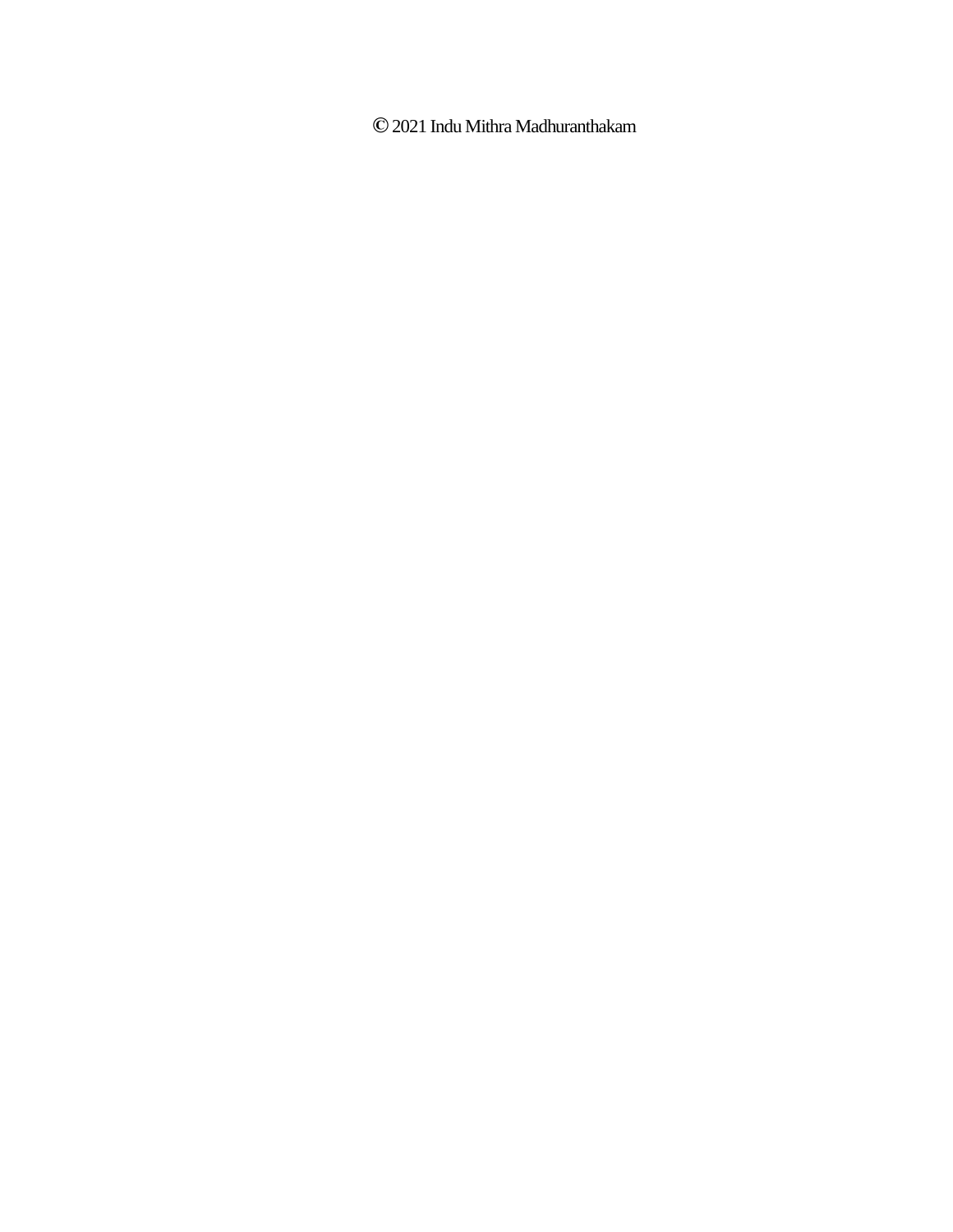© 2021 Indu Mithra Madhuranthakam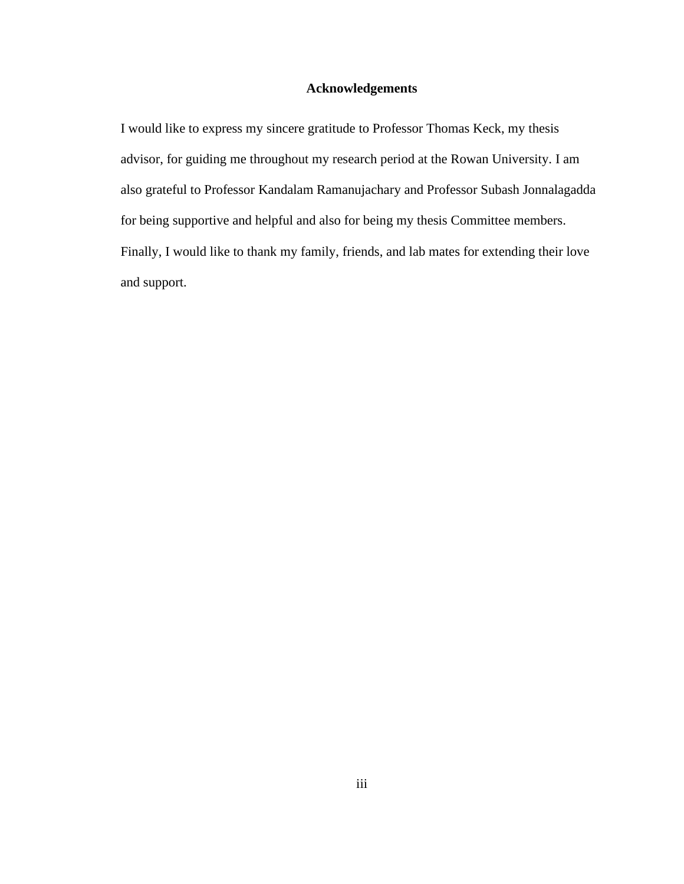# Acknowledgements

I would like to express my sincere gratitude to Professor Thomas Keck, my thesis advisor, for guiding me throughout my research period at the Rowan University. I am also grateful to Professor Kandalam Ramanujachary and Professor Subash Jonnalagadda for being supportive and helpful and also for being my thesis Committee members. Finally, I would like to thank my family, friends, and lab mates for extending their love and support.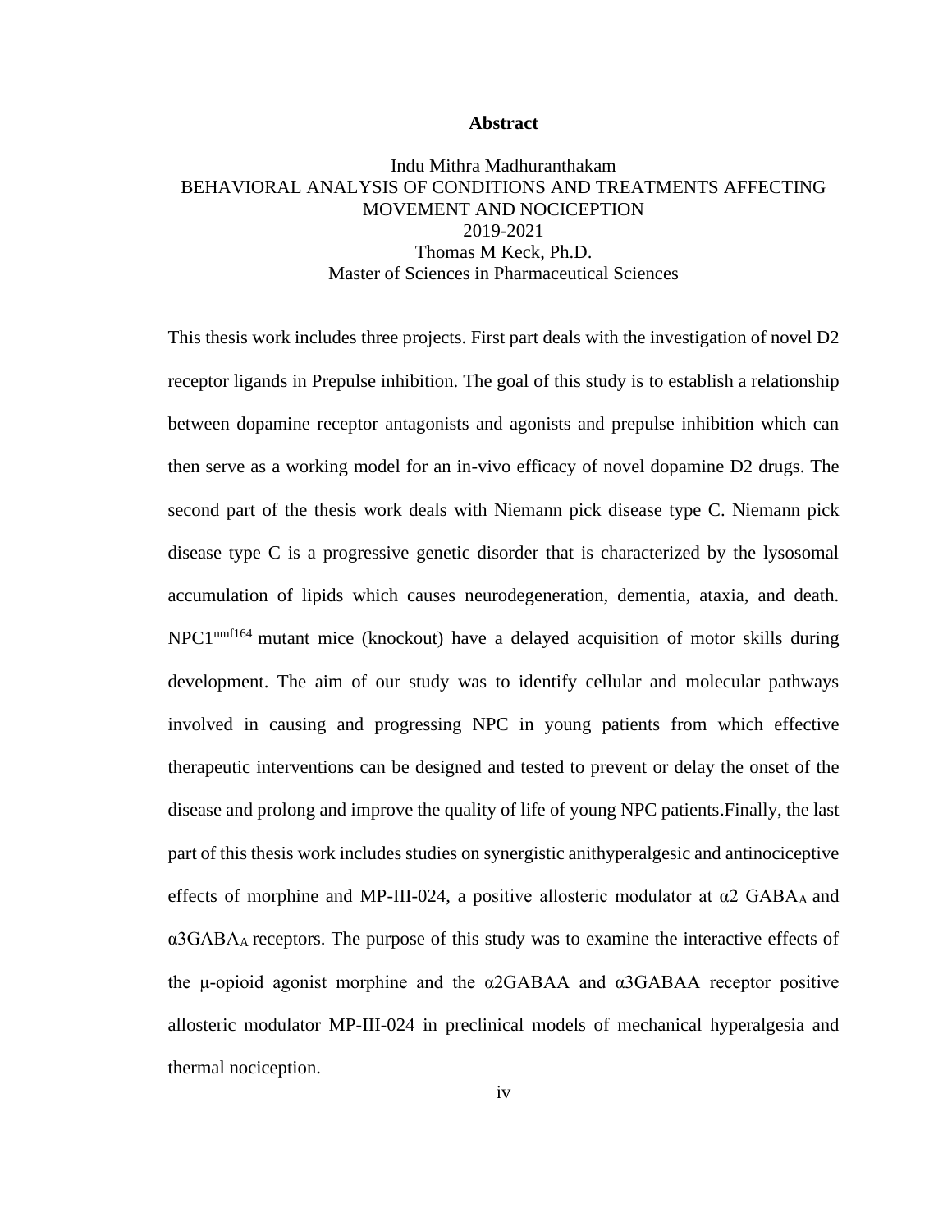# Abstract

Indu Mithra Madhuranthakam
BEHAVIORAL ANALYSIS OF CONDITIONS AND TREATMENTS AFFECTING MOVEMENT AND NOCICEPTION
2019-2021
Thomas M Keck, Ph.D.
Master of Sciences in Pharmaceutical Sciences

This thesis work includes three projects. First part deals with the investigation of novel D2 receptor ligands in Prepulse inhibition. The goal of this study is to establish a relationship between dopamine receptor antagonists and agonists and prepulse inhibition which can then serve as a working model for an in-vivo efficacy of novel dopamine D2 drugs. The second part of the thesis work deals with Niemann pick disease type C. Niemann pick disease type C is a progressive genetic disorder that is characterized by the lysosomal accumulation of lipids which causes neurodegeneration, dementia, ataxia, and death. $NPC1^{nmf164}$ mutant mice (knockout) have a delayed acquisition of motor skills during development. The aim of our study was to identify cellular and molecular pathways involved in causing and progressing NPC in young patients from which effective therapeutic interventions can be designed and tested to prevent or delay the onset of the disease and prolong and improve the quality of life of young NPC patients.Finally, the last part of this thesis work includes studies on synergistic anithyperalgesic and antinociceptive effects of morphine and MP-III-024, a positive allosteric modulator at α2 $GABA_A$ and α3$GABA_A$ receptors. The purpose of this study was to examine the interactive effects of the μ-opioid agonist morphine and the α2GABAA and α3GABAA receptor positive allosteric modulator MP-III-024 in preclinical models of mechanical hyperalgesia and thermal nociception.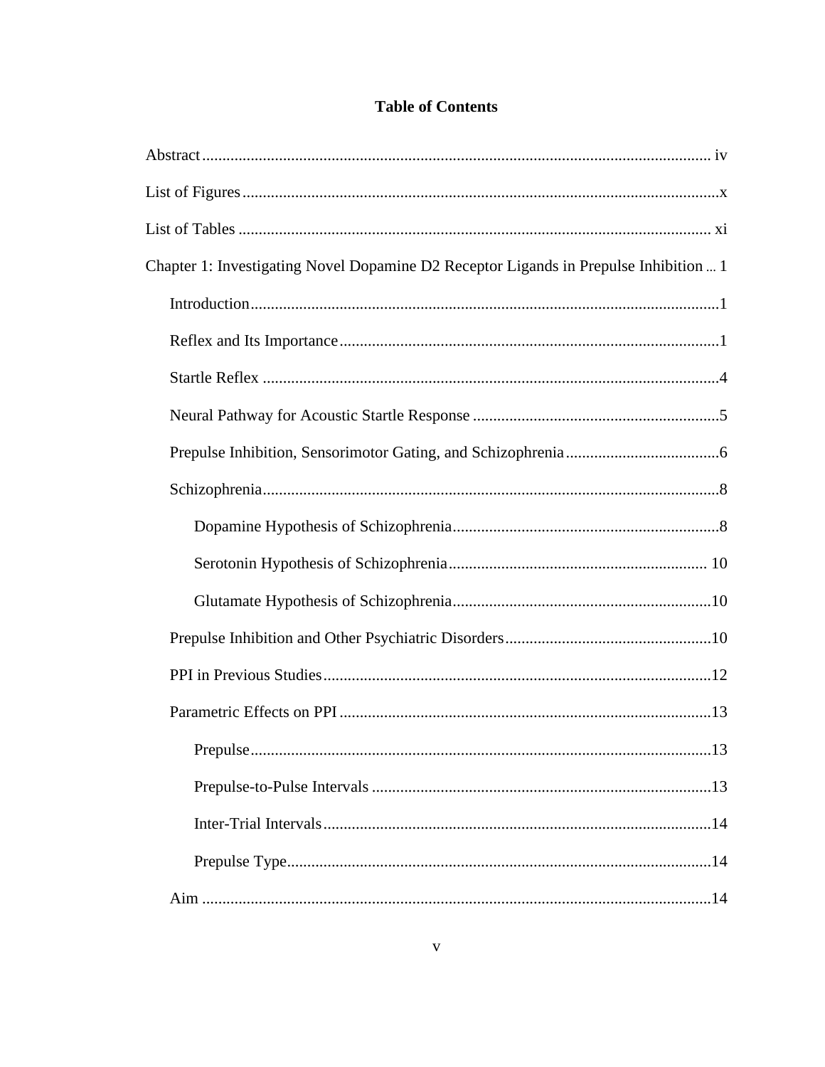# Table of Contents

Abstract ..... iv

List of Figures ..... x

List of Tables ..... xi

Chapter 1: Investigating Novel Dopamine D2 Receptor Ligands in Prepulse Inhibition ... 1

- Introduction ..... 1
- Reflex and Its Importance ..... 1
- Startle Reflex ..... 4
- Neural Pathway for Acoustic Startle Response ..... 5
- Prepulse Inhibition, Sensorimotor Gating, and Schizophrenia ..... 6
- Schizophrenia ..... 8
  - Dopamine Hypothesis of Schizophrenia ..... 8
  - Serotonin Hypothesis of Schizophrenia ..... 10
  - Glutamate Hypothesis of Schizophrenia ..... 10
- Prepulse Inhibition and Other Psychiatric Disorders ..... 10
- PPI in Previous Studies ..... 12
- Parametric Effects on PPI ..... 13
  - Prepulse ..... 13
  - Prepulse-to-Pulse Intervals ..... 13
  - Inter-Trial Intervals ..... 14
  - Prepulse Type ..... 14
- Aim ..... 14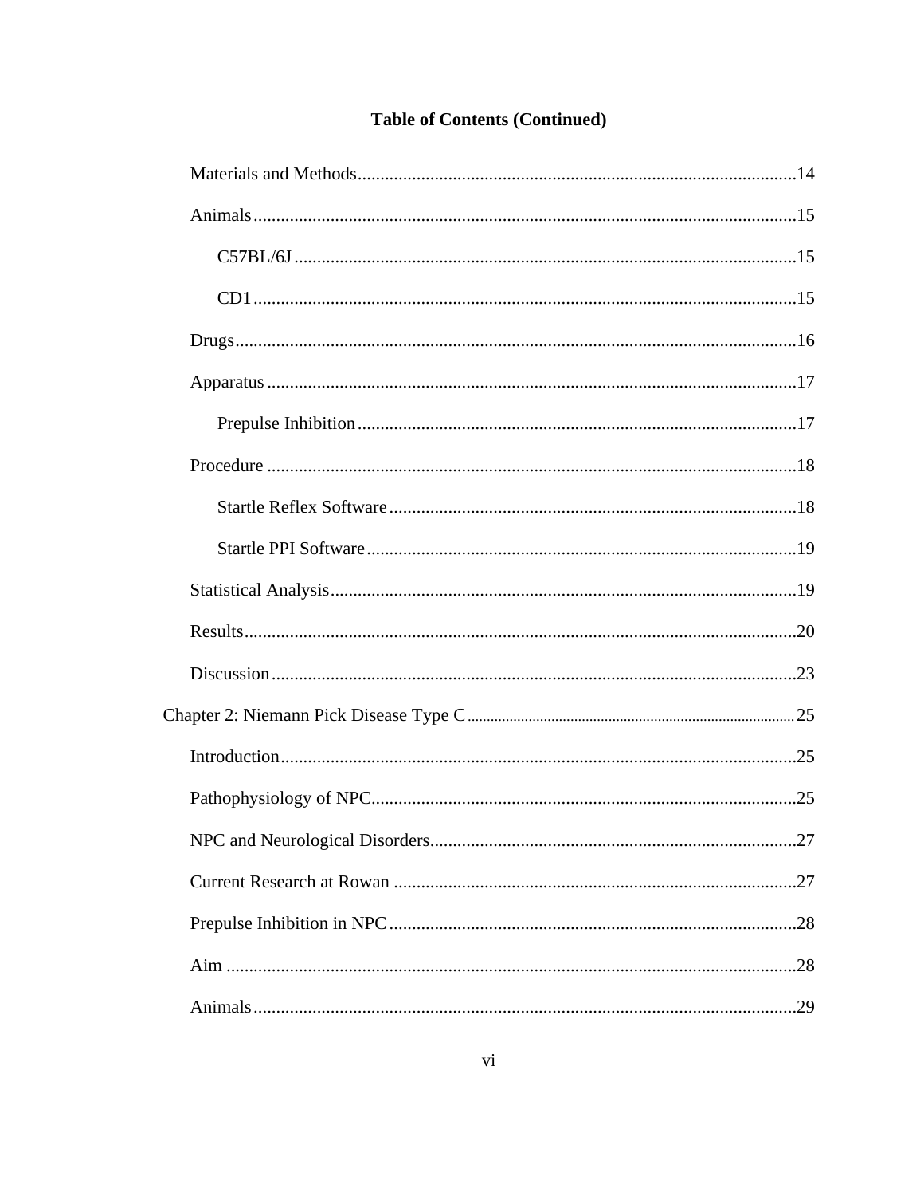**Table of Contents (Continued)**

- Materials and Methods ... 14
- Animals ... 15
  - C57BL/6J ... 15
  - CD1 ... 15
- Drugs ... 16
- Apparatus ... 17
  - Prepulse Inhibition ... 17
- Procedure ... 18
  - Startle Reflex Software ... 18
  - Startle PPI Software ... 19
- Statistical Analysis ... 19
- Results ... 20
- Discussion ... 23

Chapter 2: Niemann Pick Disease Type C ... 25

- Introduction ... 25
- Pathophysiology of NPC ... 25
- NPC and Neurological Disorders ... 27
- Current Research at Rowan ... 27
- Prepulse Inhibition in NPC ... 28
- Aim ... 28
- Animals ... 29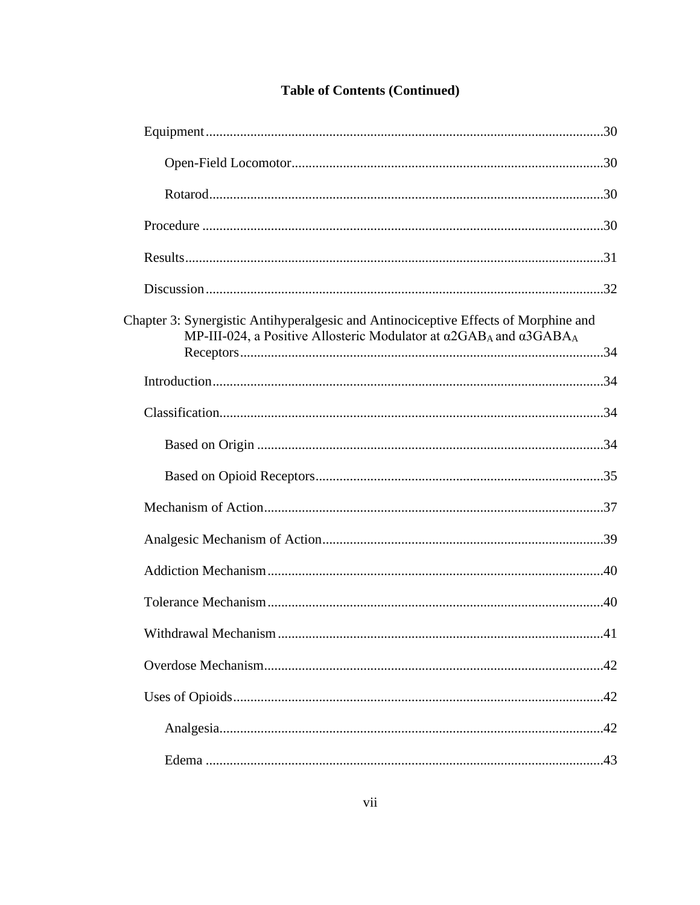**Table of Contents (Continued)**

- Equipment ..... 30
  - Open-Field Locomotor ..... 30
  - Rotarod ..... 30
- Procedure ..... 30
- Results ..... 31
- Discussion ..... 32

Chapter 3: Synergistic Antihyperalgesic and Antinociceptive Effects of Morphine and MP-III-024, a Positive Allosteric Modulator at α2$GABA_A$ and α3$GABA_A$ Receptors ..... 34

- Introduction ..... 34
- Classification ..... 34
  - Based on Origin ..... 34
  - Based on Opioid Receptors ..... 35
- Mechanism of Action ..... 37
- Analgesic Mechanism of Action ..... 39
- Addiction Mechanism ..... 40
- Tolerance Mechanism ..... 40
- Withdrawal Mechanism ..... 41
- Overdose Mechanism ..... 42
- Uses of Opioids ..... 42
  - Analgesia ..... 42
  - Edema ..... 43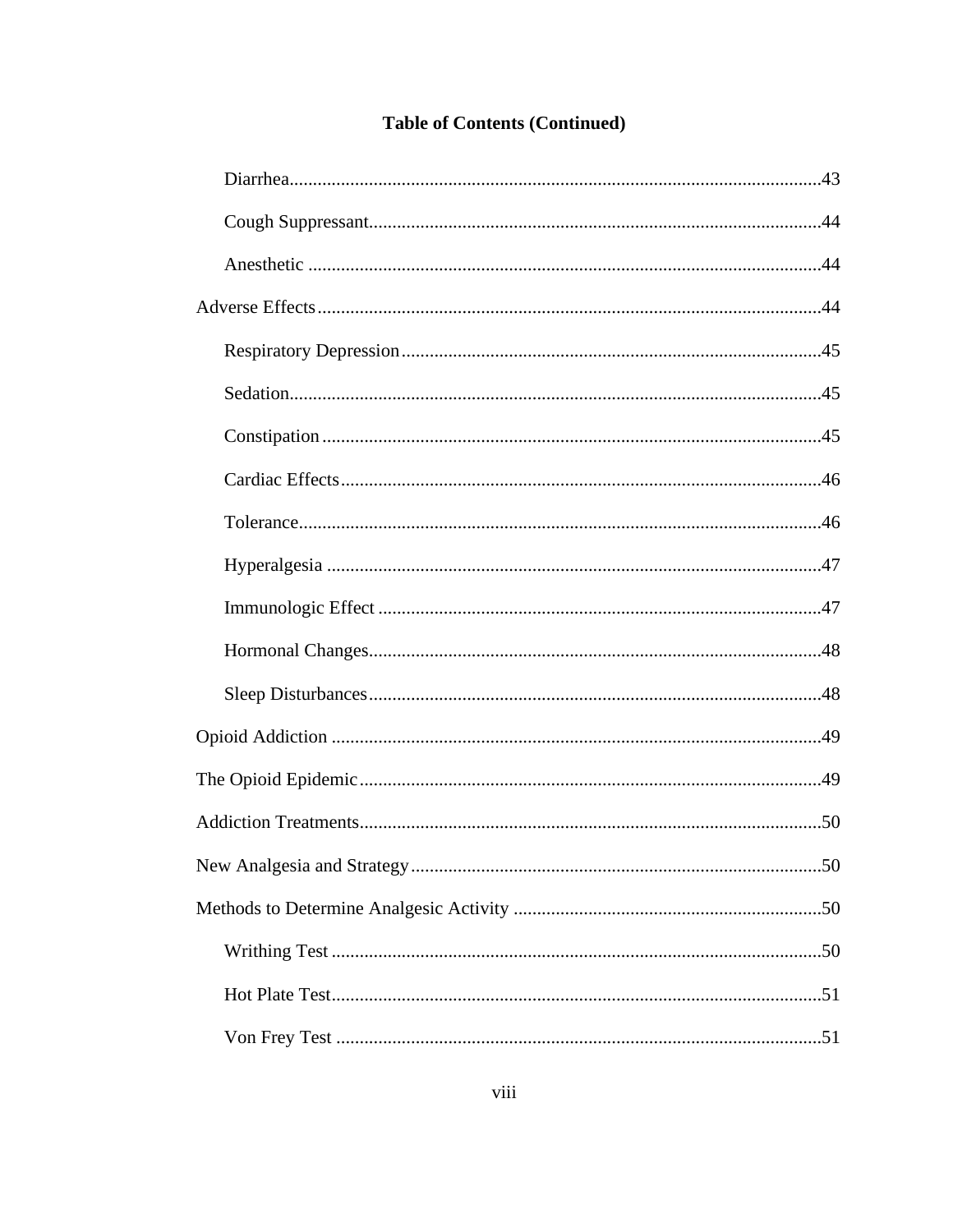**Table of Contents (Continued)**

- Diarrhea.....43
- Cough Suppressant.....44
- Anesthetic.....44

Adverse Effects.....44

- Respiratory Depression.....45
- Sedation.....45
- Constipation.....45
- Cardiac Effects.....46
- Tolerance.....46
- Hyperalgesia.....47
- Immunologic Effect.....47
- Hormonal Changes.....48
- Sleep Disturbances.....48

Opioid Addiction.....49

The Opioid Epidemic.....49

Addiction Treatments.....50

New Analgesia and Strategy.....50

Methods to Determine Analgesic Activity.....50

- Writhing Test.....50
- Hot Plate Test.....51
- Von Frey Test.....51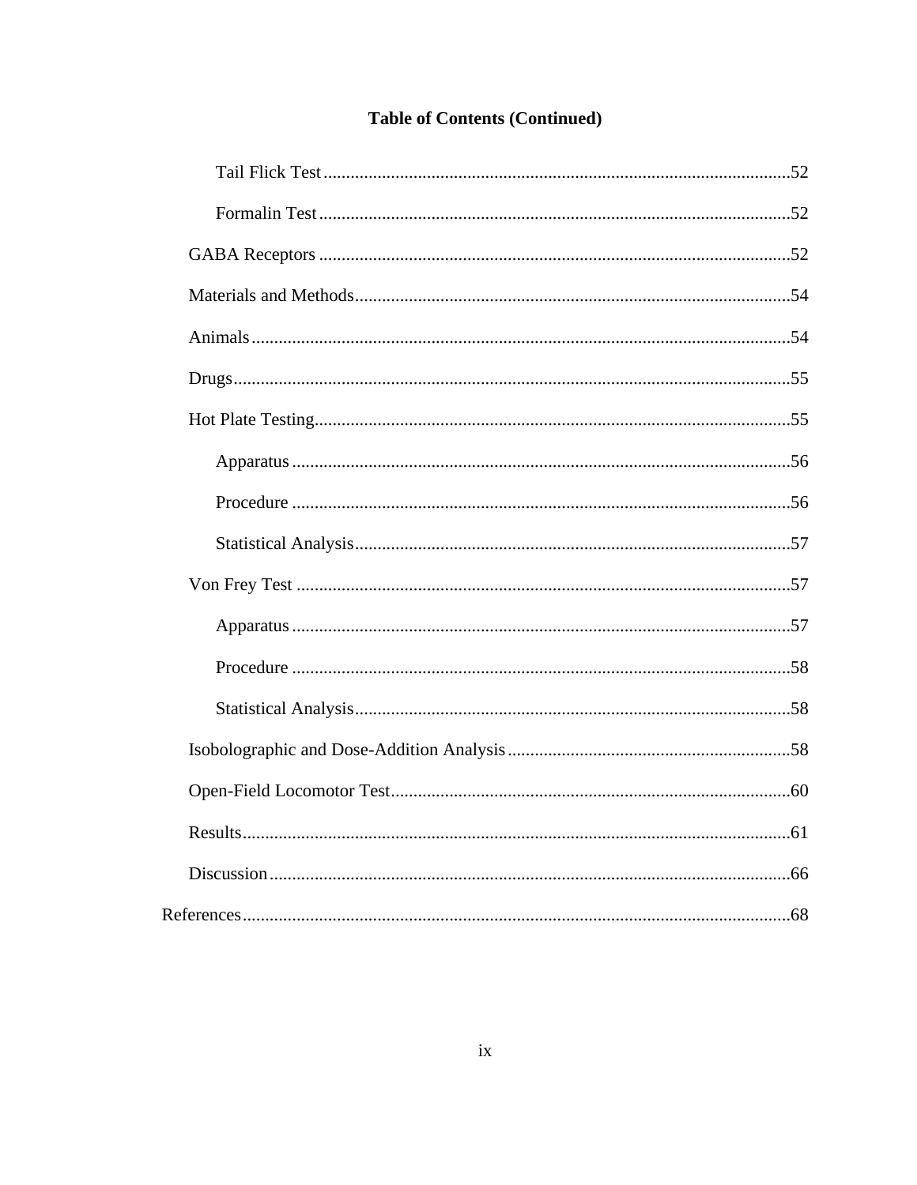**Table of Contents (Continued)**

- Tail Flick Test ....52
- Formalin Test ....52
- GABA Receptors ....52
- Materials and Methods ....54
- Animals ....54
- Drugs ....55
- Hot Plate Testing ....55
  - Apparatus ....56
  - Procedure ....56
  - Statistical Analysis ....57
- Von Frey Test ....57
  - Apparatus ....57
  - Procedure ....58
  - Statistical Analysis ....58
- Isobolographic and Dose-Addition Analysis ....58
- Open-Field Locomotor Test ....60
- Results ....61
- Discussion ....66

References ....68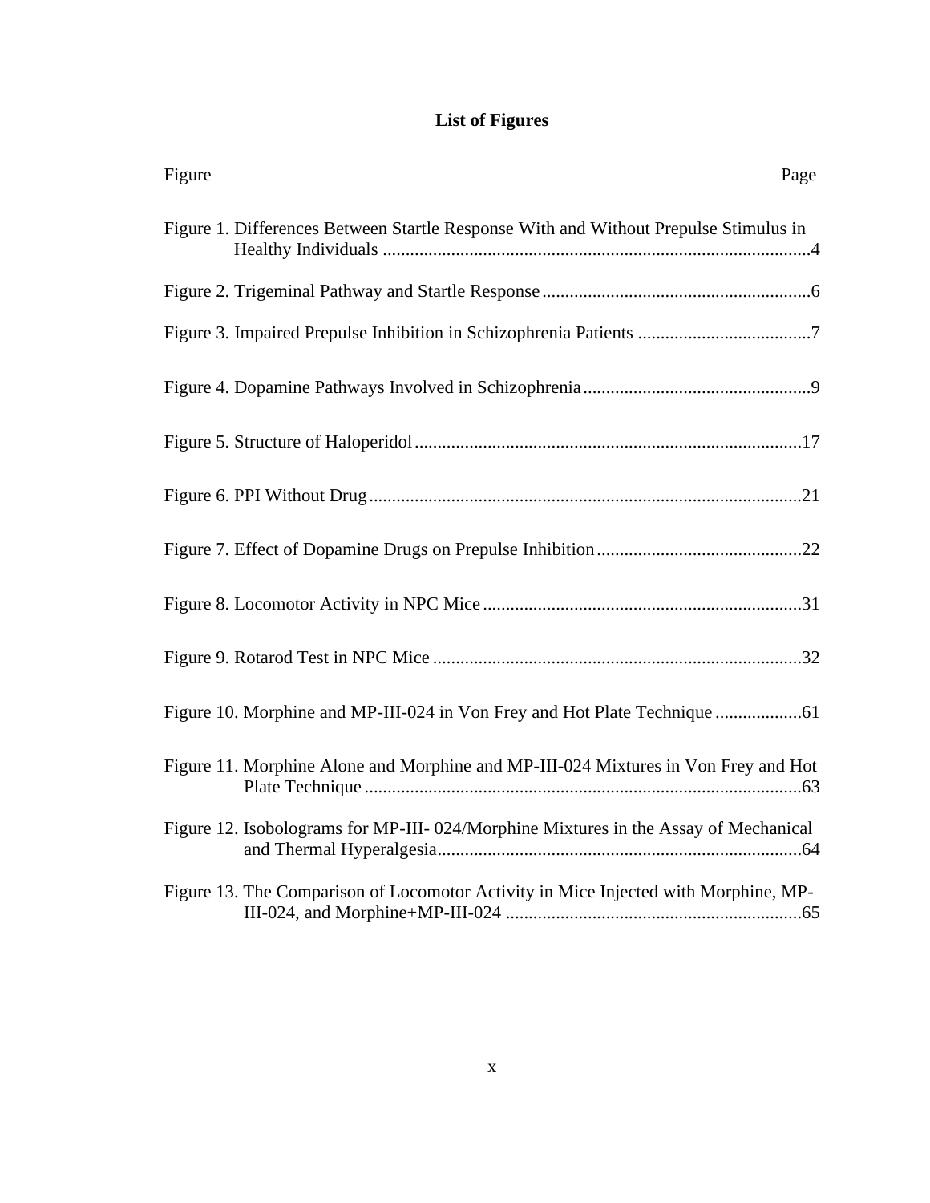# List of Figures

| Figure | Page |
| --- | --- |
| Figure 1. Differences Between Startle Response With and Without Prepulse Stimulus in Healthy Individuals | 4 |
| Figure 2. Trigeminal Pathway and Startle Response | 6 |
| Figure 3. Impaired Prepulse Inhibition in Schizophrenia Patients | 7 |
| Figure 4. Dopamine Pathways Involved in Schizophrenia | 9 |
| Figure 5. Structure of Haloperidol | 17 |
| Figure 6. PPI Without Drug | 21 |
| Figure 7. Effect of Dopamine Drugs on Prepulse Inhibition | 22 |
| Figure 8. Locomotor Activity in NPC Mice | 31 |
| Figure 9. Rotarod Test in NPC Mice | 32 |
| Figure 10. Morphine and MP-III-024 in Von Frey and Hot Plate Technique | 61 |
| Figure 11. Morphine Alone and Morphine and MP-III-024 Mixtures in Von Frey and Hot Plate Technique | 63 |
| Figure 12. Isobolograms for MP-III- 024/Morphine Mixtures in the Assay of Mechanical and Thermal Hyperalgesia | 64 |
| Figure 13. The Comparison of Locomotor Activity in Mice Injected with Morphine, MP-III-024, and Morphine+MP-III-024 | 65 |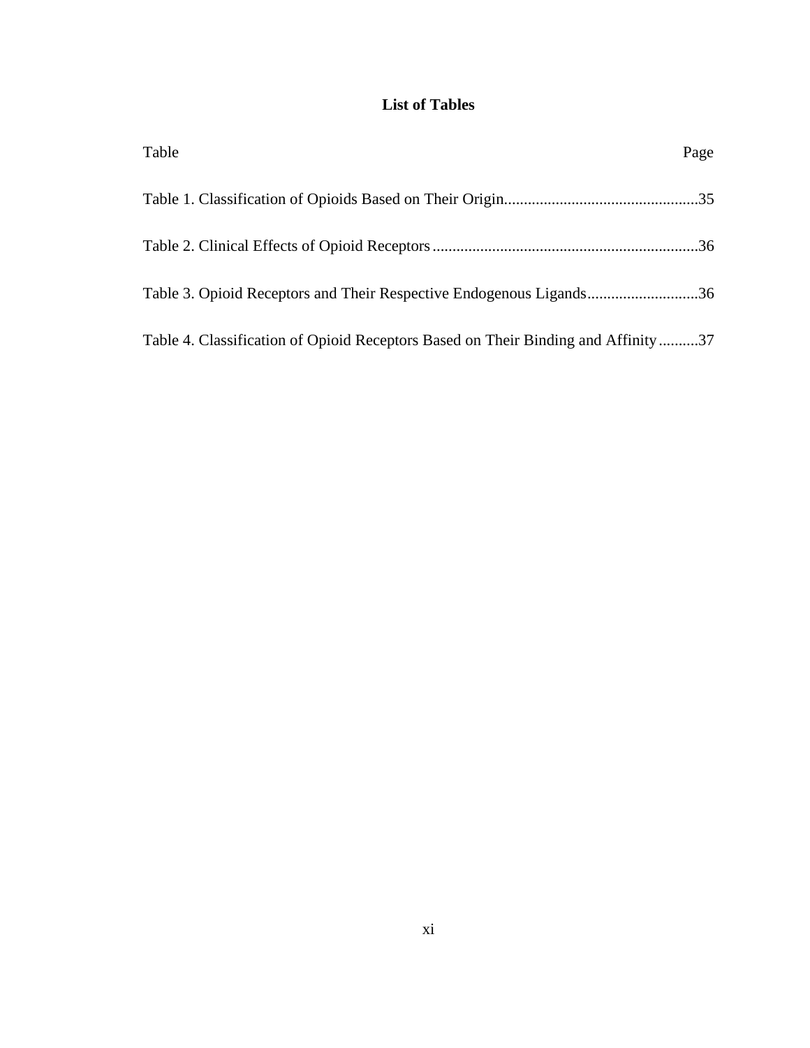# List of Tables

Table                                                                                                                                    Page

Table 1. Classification of Opioids Based on Their Origin.................................................35

Table 2. Clinical Effects of Opioid Receptors...................................................................36

Table 3. Opioid Receptors and Their Respective Endogenous Ligands............................36

Table 4. Classification of Opioid Receptors Based on Their Binding and Affinity..........37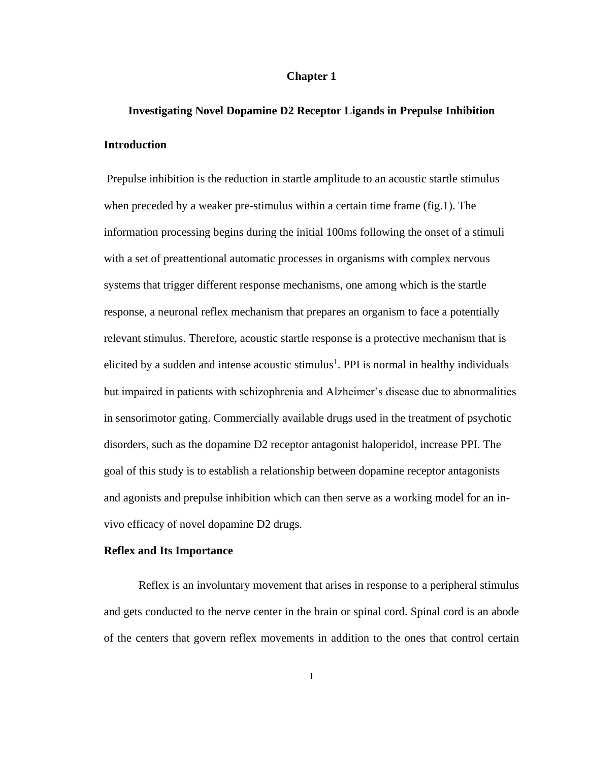# Chapter 1

## Investigating Novel Dopamine D2 Receptor Ligands in Prepulse Inhibition

### Introduction

Prepulse inhibition is the reduction in startle amplitude to an acoustic startle stimulus when preceded by a weaker pre-stimulus within a certain time frame (fig.1). The information processing begins during the initial 100ms following the onset of a stimuli with a set of preattentional automatic processes in organisms with complex nervous systems that trigger different response mechanisms, one among which is the startle response, a neuronal reflex mechanism that prepares an organism to face a potentially relevant stimulus. Therefore, acoustic startle response is a protective mechanism that is elicited by a sudden and intense acoustic stimulus[1]. PPI is normal in healthy individuals but impaired in patients with schizophrenia and Alzheimer's disease due to abnormalities in sensorimotor gating. Commercially available drugs used in the treatment of psychotic disorders, such as the dopamine D2 receptor antagonist haloperidol, increase PPI. The goal of this study is to establish a relationship between dopamine receptor antagonists and agonists and prepulse inhibition which can then serve as a working model for an in-vivo efficacy of novel dopamine D2 drugs.

### Reflex and Its Importance

Reflex is an involuntary movement that arises in response to a peripheral stimulus and gets conducted to the nerve center in the brain or spinal cord. Spinal cord is an abode of the centers that govern reflex movements in addition to the ones that control certain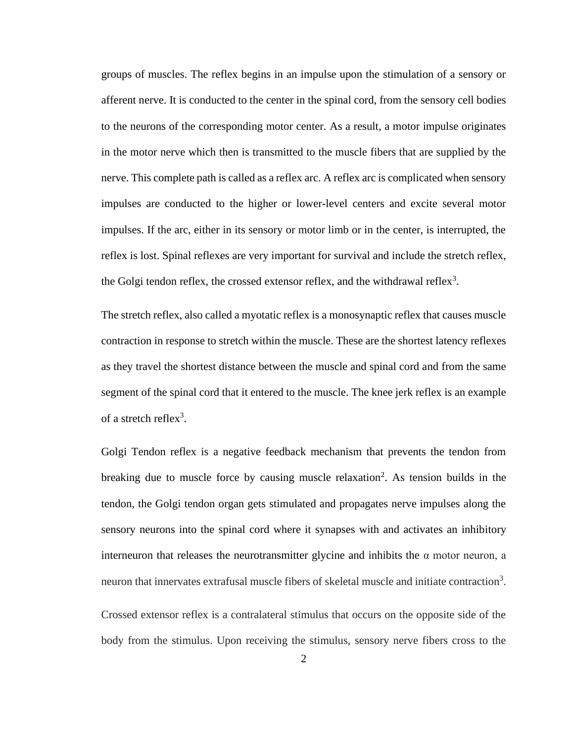groups of muscles. The reflex begins in an impulse upon the stimulation of a sensory or afferent nerve. It is conducted to the center in the spinal cord, from the sensory cell bodies to the neurons of the corresponding motor center. As a result, a motor impulse originates in the motor nerve which then is transmitted to the muscle fibers that are supplied by the nerve. This complete path is called as a reflex arc. A reflex arc is complicated when sensory impulses are conducted to the higher or lower-level centers and excite several motor impulses. If the arc, either in its sensory or motor limb or in the center, is interrupted, the reflex is lost. Spinal reflexes are very important for survival and include the stretch reflex, the Golgi tendon reflex, the crossed extensor reflex, and the withdrawal reflex[3].

The stretch reflex, also called a myotatic reflex is a monosynaptic reflex that causes muscle contraction in response to stretch within the muscle. These are the shortest latency reflexes as they travel the shortest distance between the muscle and spinal cord and from the same segment of the spinal cord that it entered to the muscle. The knee jerk reflex is an example of a stretch reflex[3].

Golgi Tendon reflex is a negative feedback mechanism that prevents the tendon from breaking due to muscle force by causing muscle relaxation[2]. As tension builds in the tendon, the Golgi tendon organ gets stimulated and propagates nerve impulses along the sensory neurons into the spinal cord where it synapses with and activates an inhibitory interneuron that releases the neurotransmitter glycine and inhibits the α motor neuron, a neuron that innervates extrafusal muscle fibers of skeletal muscle and initiate contraction[3].

Crossed extensor reflex is a contralateral stimulus that occurs on the opposite side of the body from the stimulus. Upon receiving the stimulus, sensory nerve fibers cross to the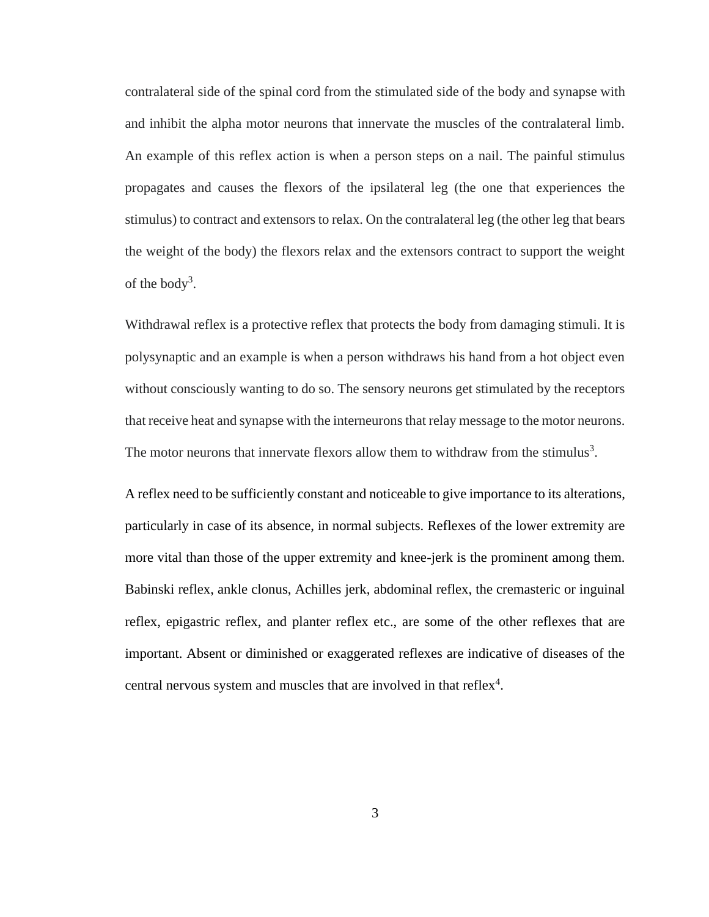contralateral side of the spinal cord from the stimulated side of the body and synapse with and inhibit the alpha motor neurons that innervate the muscles of the contralateral limb. An example of this reflex action is when a person steps on a nail. The painful stimulus propagates and causes the flexors of the ipsilateral leg (the one that experiences the stimulus) to contract and extensors to relax. On the contralateral leg (the other leg that bears the weight of the body) the flexors relax and the extensors contract to support the weight of the body[3].

Withdrawal reflex is a protective reflex that protects the body from damaging stimuli. It is polysynaptic and an example is when a person withdraws his hand from a hot object even without consciously wanting to do so. The sensory neurons get stimulated by the receptors that receive heat and synapse with the interneurons that relay message to the motor neurons. The motor neurons that innervate flexors allow them to withdraw from the stimulus[3].

A reflex need to be sufficiently constant and noticeable to give importance to its alterations, particularly in case of its absence, in normal subjects. Reflexes of the lower extremity are more vital than those of the upper extremity and knee-jerk is the prominent among them. Babinski reflex, ankle clonus, Achilles jerk, abdominal reflex, the cremasteric or inguinal reflex, epigastric reflex, and planter reflex etc., are some of the other reflexes that are important. Absent or diminished or exaggerated reflexes are indicative of diseases of the central nervous system and muscles that are involved in that reflex[4].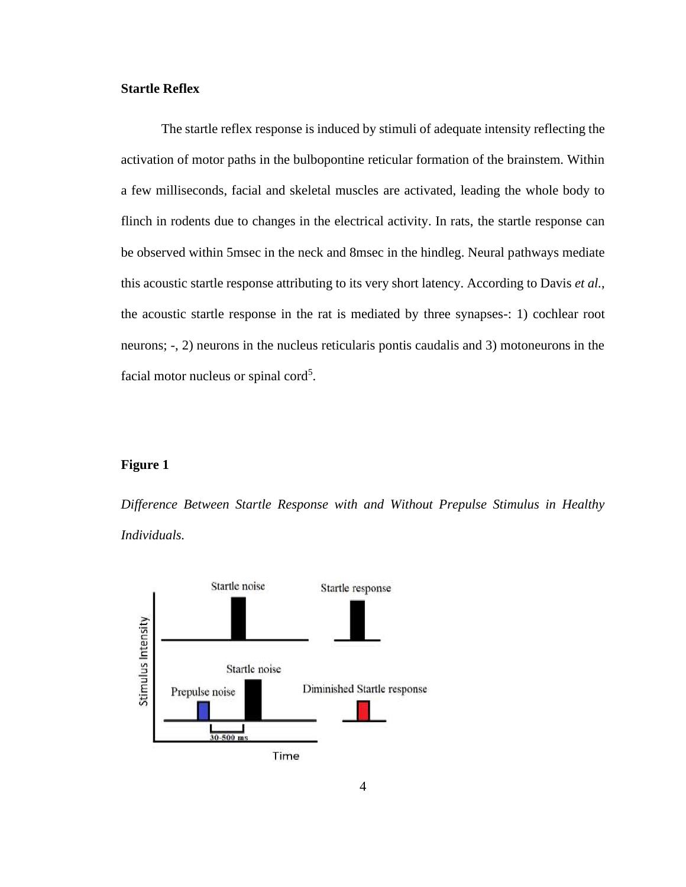**Startle Reflex**

The startle reflex response is induced by stimuli of adequate intensity reflecting the activation of motor paths in the bulbopontine reticular formation of the brainstem. Within a few milliseconds, facial and skeletal muscles are activated, leading the whole body to flinch in rodents due to changes in the electrical activity. In rats, the startle response can be observed within 5msec in the neck and 8msec in the hindleg. Neural pathways mediate this acoustic startle response attributing to its very short latency. According to Davis *et al.*, the acoustic startle response in the rat is mediated by three synapses-: 1) cochlear root neurons; -, 2) neurons in the nucleus reticularis pontis caudalis and 3) motoneurons in the facial motor nucleus or spinal cord[5].

**Figure 1**

*Difference Between Startle Response with and Without Prepulse Stimulus in Healthy Individuals.*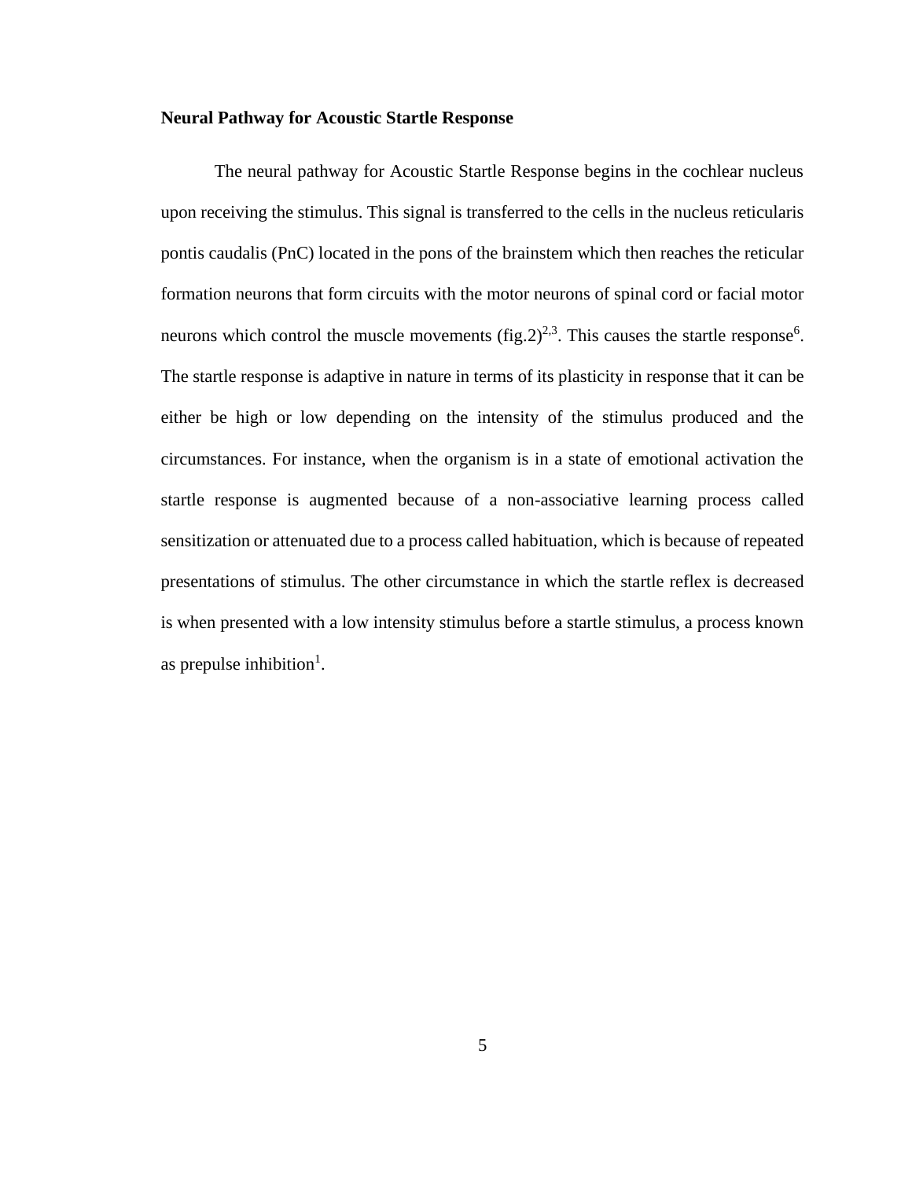**Neural Pathway for Acoustic Startle Response**

The neural pathway for Acoustic Startle Response begins in the cochlear nucleus upon receiving the stimulus. This signal is transferred to the cells in the nucleus reticularis pontis caudalis (PnC) located in the pons of the brainstem which then reaches the reticular formation neurons that form circuits with the motor neurons of spinal cord or facial motor neurons which control the muscle movements (fig.2)[2,3]. This causes the startle response[6]. The startle response is adaptive in nature in terms of its plasticity in response that it can be either be high or low depending on the intensity of the stimulus produced and the circumstances. For instance, when the organism is in a state of emotional activation the startle response is augmented because of a non-associative learning process called sensitization or attenuated due to a process called habituation, which is because of repeated presentations of stimulus. The other circumstance in which the startle reflex is decreased is when presented with a low intensity stimulus before a startle stimulus, a process known as prepulse inhibition[1].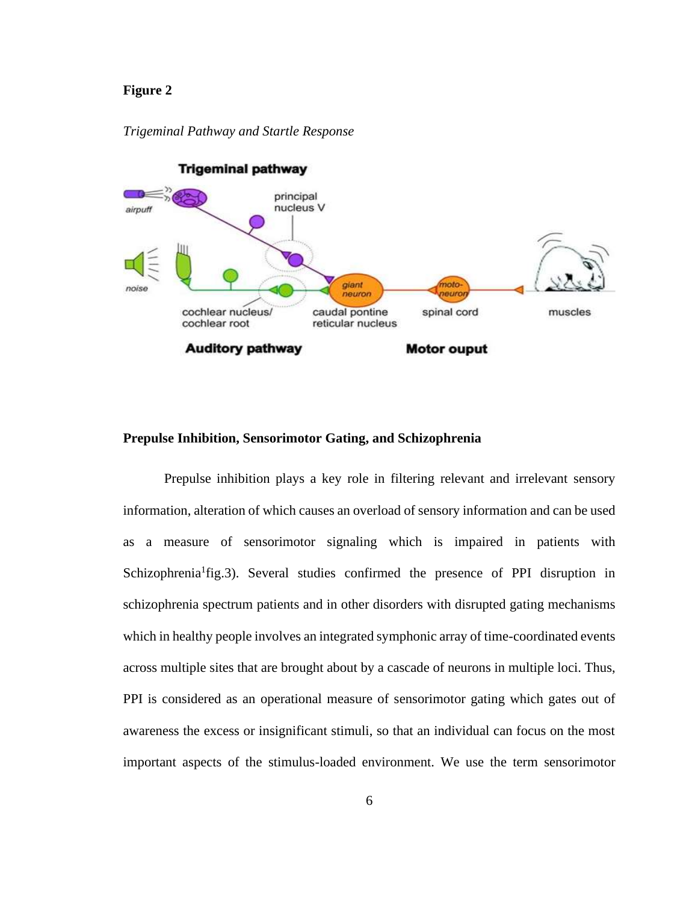**Figure 2**

*Trigeminal Pathway and Startle Response*

## Prepulse Inhibition, Sensorimotor Gating, and Schizophrenia

Prepulse inhibition plays a key role in filtering relevant and irrelevant sensory information, alteration of which causes an overload of sensory information and can be used as a measure of sensorimotor signaling which is impaired in patients with Schizophrenia[1]fig.3). Several studies confirmed the presence of PPI disruption in schizophrenia spectrum patients and in other disorders with disrupted gating mechanisms which in healthy people involves an integrated symphonic array of time-coordinated events across multiple sites that are brought about by a cascade of neurons in multiple loci. Thus, PPI is considered as an operational measure of sensorimotor gating which gates out of awareness the excess or insignificant stimuli, so that an individual can focus on the most important aspects of the stimulus-loaded environment. We use the term sensorimotor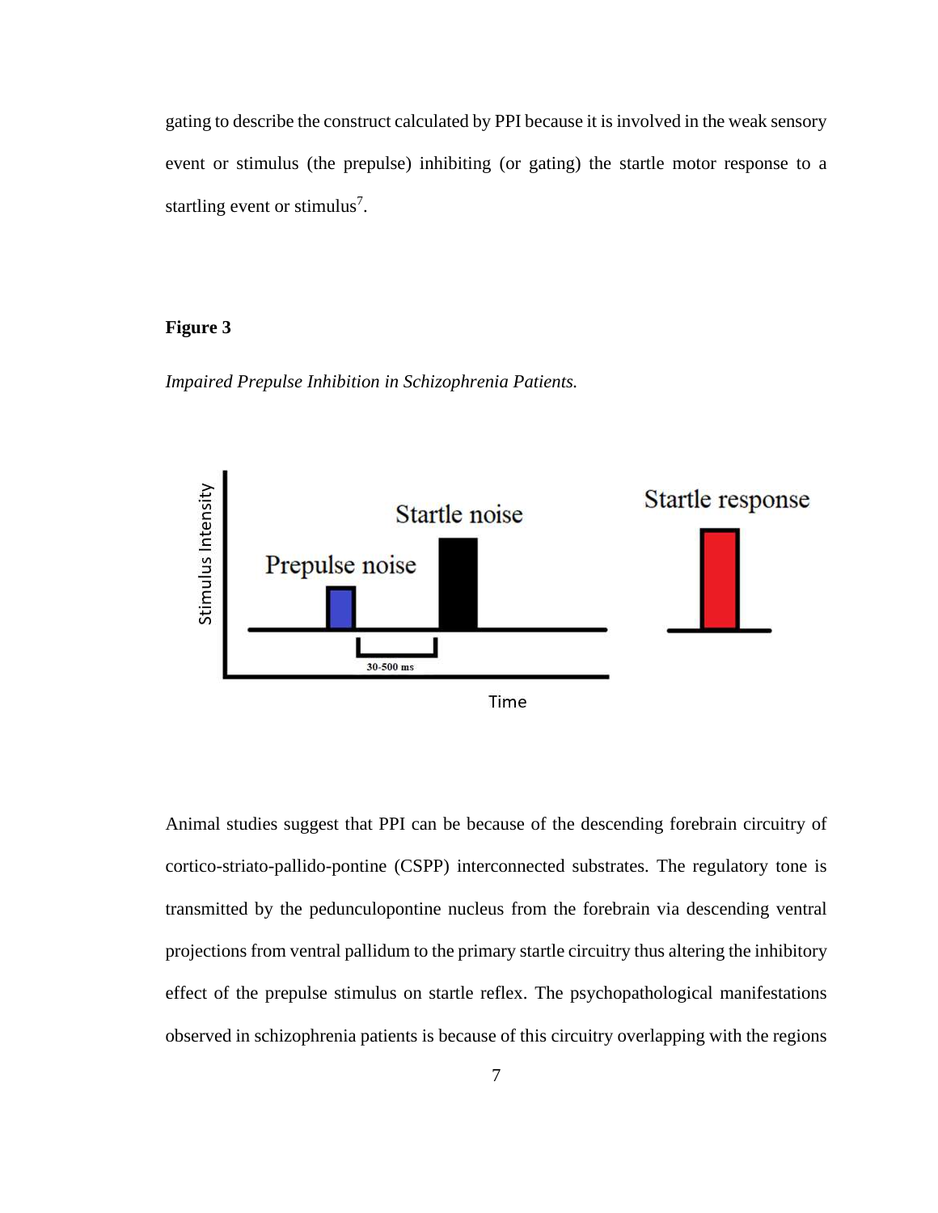gating to describe the construct calculated by PPI because it is involved in the weak sensory event or stimulus (the prepulse) inhibiting (or gating) the startle motor response to a startling event or stimulus[7].

**Figure 3**

*Impaired Prepulse Inhibition in Schizophrenia Patients.*

Animal studies suggest that PPI can be because of the descending forebrain circuitry of cortico-striato-pallido-pontine (CSPP) interconnected substrates. The regulatory tone is transmitted by the pedunculopontine nucleus from the forebrain via descending ventral projections from ventral pallidum to the primary startle circuitry thus altering the inhibitory effect of the prepulse stimulus on startle reflex. The psychopathological manifestations observed in schizophrenia patients is because of this circuitry overlapping with the regions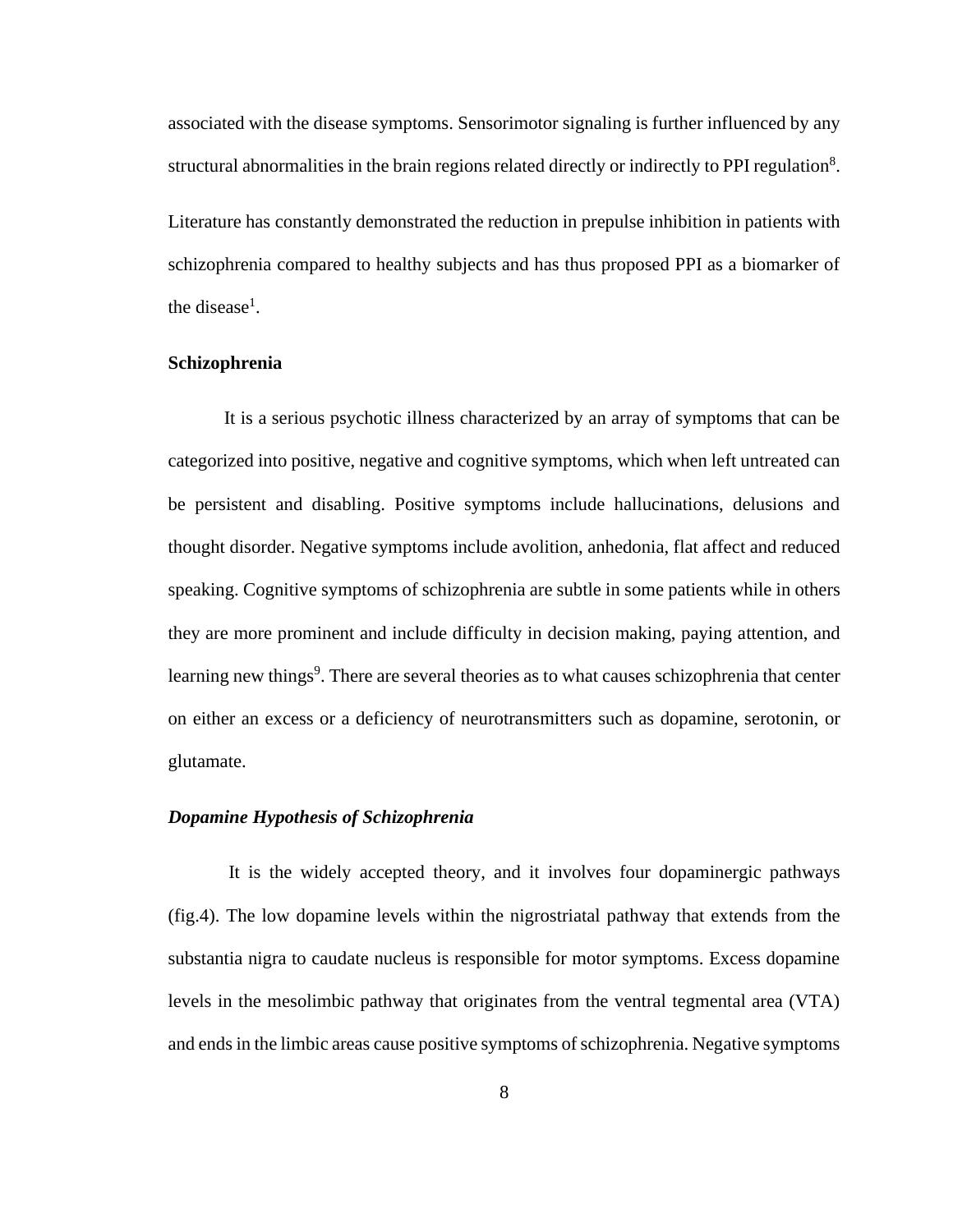associated with the disease symptoms. Sensorimotor signaling is further influenced by any structural abnormalities in the brain regions related directly or indirectly to PPI regulation[8].

Literature has constantly demonstrated the reduction in prepulse inhibition in patients with schizophrenia compared to healthy subjects and has thus proposed PPI as a biomarker of the disease[1].

### Schizophrenia

It is a serious psychotic illness characterized by an array of symptoms that can be categorized into positive, negative and cognitive symptoms, which when left untreated can be persistent and disabling. Positive symptoms include hallucinations, delusions and thought disorder. Negative symptoms include avolition, anhedonia, flat affect and reduced speaking. Cognitive symptoms of schizophrenia are subtle in some patients while in others they are more prominent and include difficulty in decision making, paying attention, and learning new things[9]. There are several theories as to what causes schizophrenia that center on either an excess or a deficiency of neurotransmitters such as dopamine, serotonin, or glutamate.

#### *Dopamine Hypothesis of Schizophrenia*

It is the widely accepted theory, and it involves four dopaminergic pathways (fig.4). The low dopamine levels within the nigrostriatal pathway that extends from the substantia nigra to caudate nucleus is responsible for motor symptoms. Excess dopamine levels in the mesolimbic pathway that originates from the ventral tegmental area (VTA) and ends in the limbic areas cause positive symptoms of schizophrenia. Negative symptoms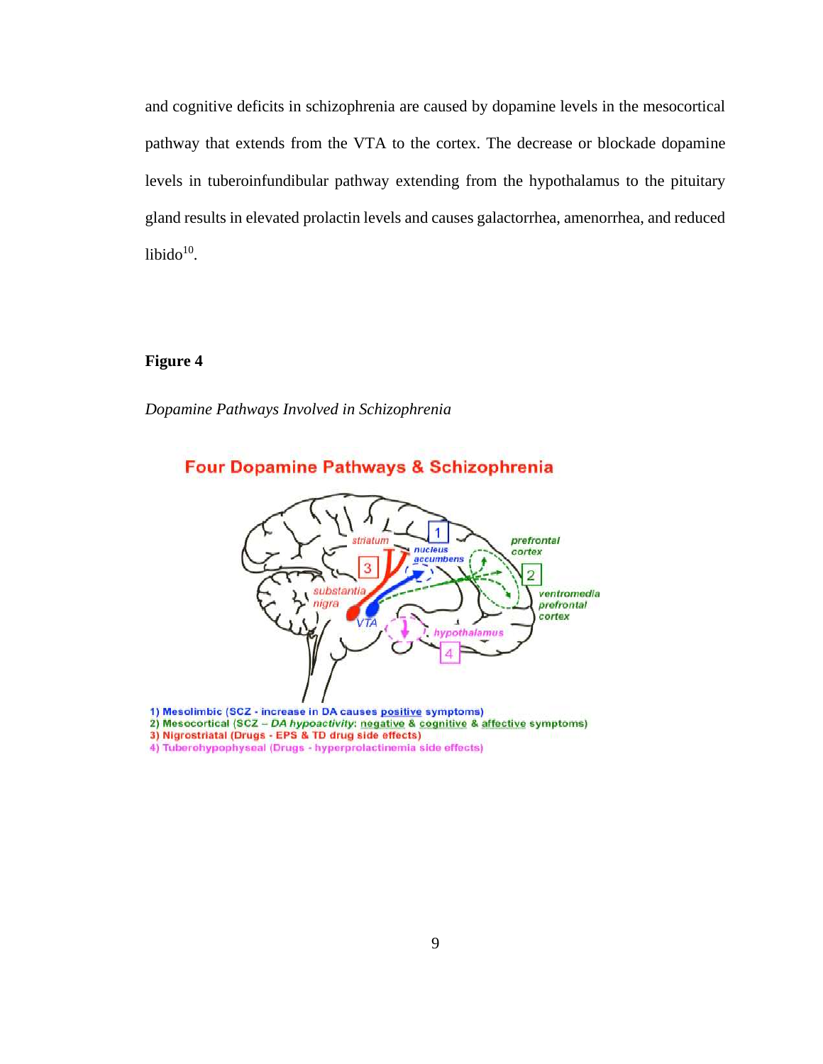and cognitive deficits in schizophrenia are caused by dopamine levels in the mesocortical pathway that extends from the VTA to the cortex. The decrease or blockade dopamine levels in tuberoinfundibular pathway extending from the hypothalamus to the pituitary gland results in elevated prolactin levels and causes galactorrhea, amenorrhea, and reduced libido[10].

**Figure 4**

*Dopamine Pathways Involved in Schizophrenia*

Four Dopamine Pathways & Schizophrenia

striatum, nucleus accumbens, prefrontal cortex, substantia nigra, VTA, ventromedial prefrontal cortex, hypothalamus

1) Mesolimbic (SCZ - increase in DA causes positive symptoms)
2) Mesocortical (SCZ – DA hypoactivity: negative & cognitive & affective symptoms)
3) Nigrostriatal (Drugs - EPS & TD drug side effects)
4) Tuberohypophyseal (Drugs - hyperprolactinemia side effects)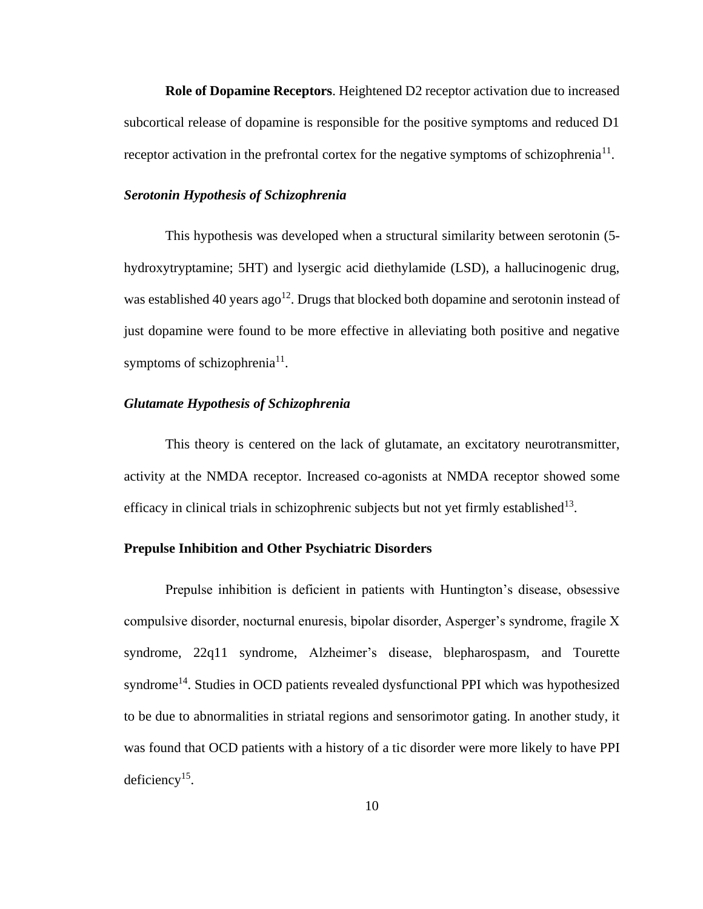**Role of Dopamine Receptors**. Heightened D2 receptor activation due to increased subcortical release of dopamine is responsible for the positive symptoms and reduced D1 receptor activation in the prefrontal cortex for the negative symptoms of schizophrenia[11].

### *Serotonin Hypothesis of Schizophrenia*

This hypothesis was developed when a structural similarity between serotonin (5-hydroxytryptamine; 5HT) and lysergic acid diethylamide (LSD), a hallucinogenic drug, was established 40 years ago[12]. Drugs that blocked both dopamine and serotonin instead of just dopamine were found to be more effective in alleviating both positive and negative symptoms of schizophrenia[11].

### *Glutamate Hypothesis of Schizophrenia*

This theory is centered on the lack of glutamate, an excitatory neurotransmitter, activity at the NMDA receptor. Increased co-agonists at NMDA receptor showed some efficacy in clinical trials in schizophrenic subjects but not yet firmly established[13].

## **Prepulse Inhibition and Other Psychiatric Disorders**

Prepulse inhibition is deficient in patients with Huntington's disease, obsessive compulsive disorder, nocturnal enuresis, bipolar disorder, Asperger's syndrome, fragile X syndrome, 22q11 syndrome, Alzheimer's disease, blepharospasm, and Tourette syndrome[14]. Studies in OCD patients revealed dysfunctional PPI which was hypothesized to be due to abnormalities in striatal regions and sensorimotor gating. In another study, it was found that OCD patients with a history of a tic disorder were more likely to have PPI deficiency[15].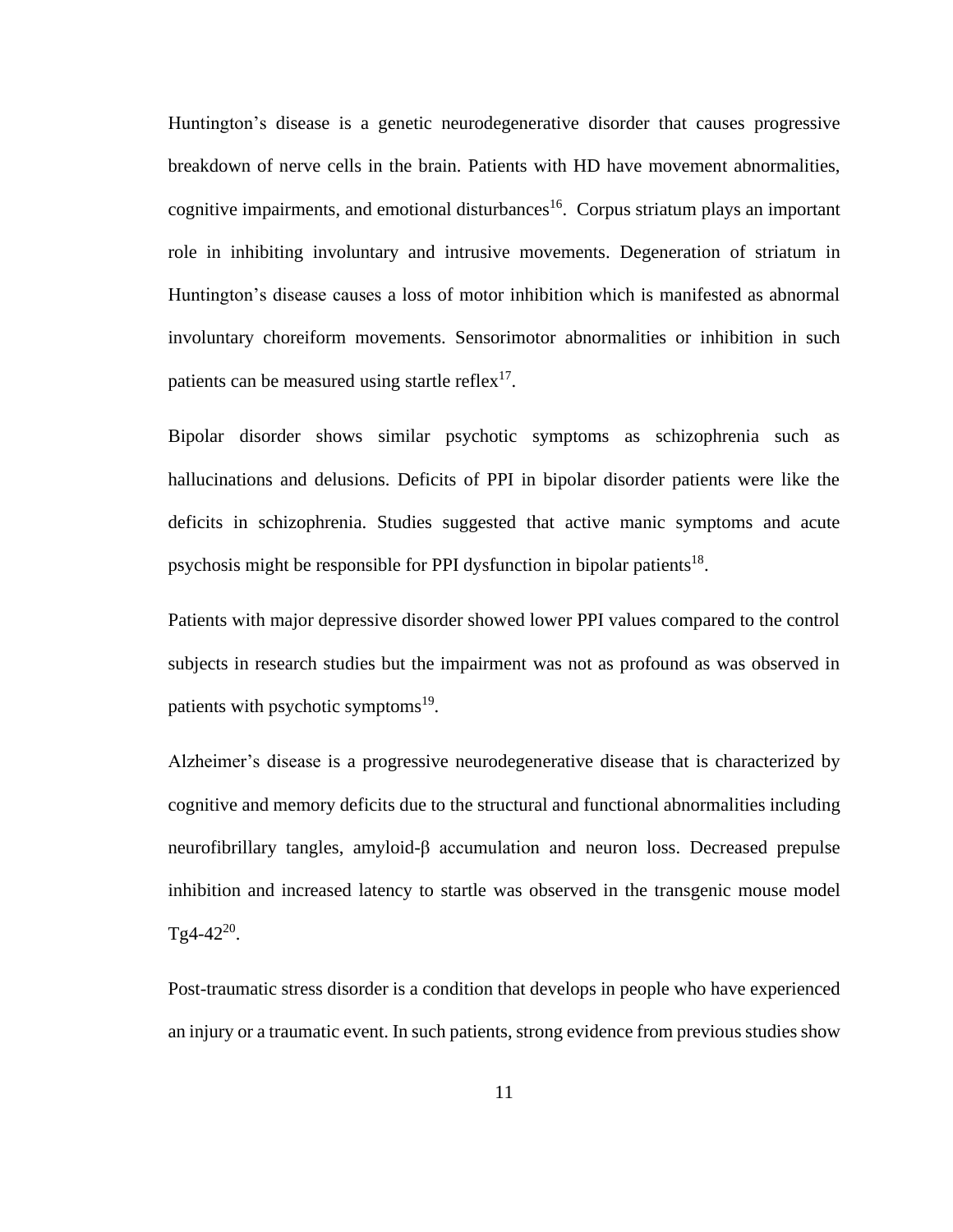Huntington's disease is a genetic neurodegenerative disorder that causes progressive breakdown of nerve cells in the brain. Patients with HD have movement abnormalities, cognitive impairments, and emotional disturbances[16]. Corpus striatum plays an important role in inhibiting involuntary and intrusive movements. Degeneration of striatum in Huntington's disease causes a loss of motor inhibition which is manifested as abnormal involuntary choreiform movements. Sensorimotor abnormalities or inhibition in such patients can be measured using startle reflex[17].

Bipolar disorder shows similar psychotic symptoms as schizophrenia such as hallucinations and delusions. Deficits of PPI in bipolar disorder patients were like the deficits in schizophrenia. Studies suggested that active manic symptoms and acute psychosis might be responsible for PPI dysfunction in bipolar patients[18].

Patients with major depressive disorder showed lower PPI values compared to the control subjects in research studies but the impairment was not as profound as was observed in patients with psychotic symptoms[19].

Alzheimer's disease is a progressive neurodegenerative disease that is characterized by cognitive and memory deficits due to the structural and functional abnormalities including neurofibrillary tangles, amyloid-β accumulation and neuron loss. Decreased prepulse inhibition and increased latency to startle was observed in the transgenic mouse model Tg4-42[20].

Post-traumatic stress disorder is a condition that develops in people who have experienced an injury or a traumatic event. In such patients, strong evidence from previous studies show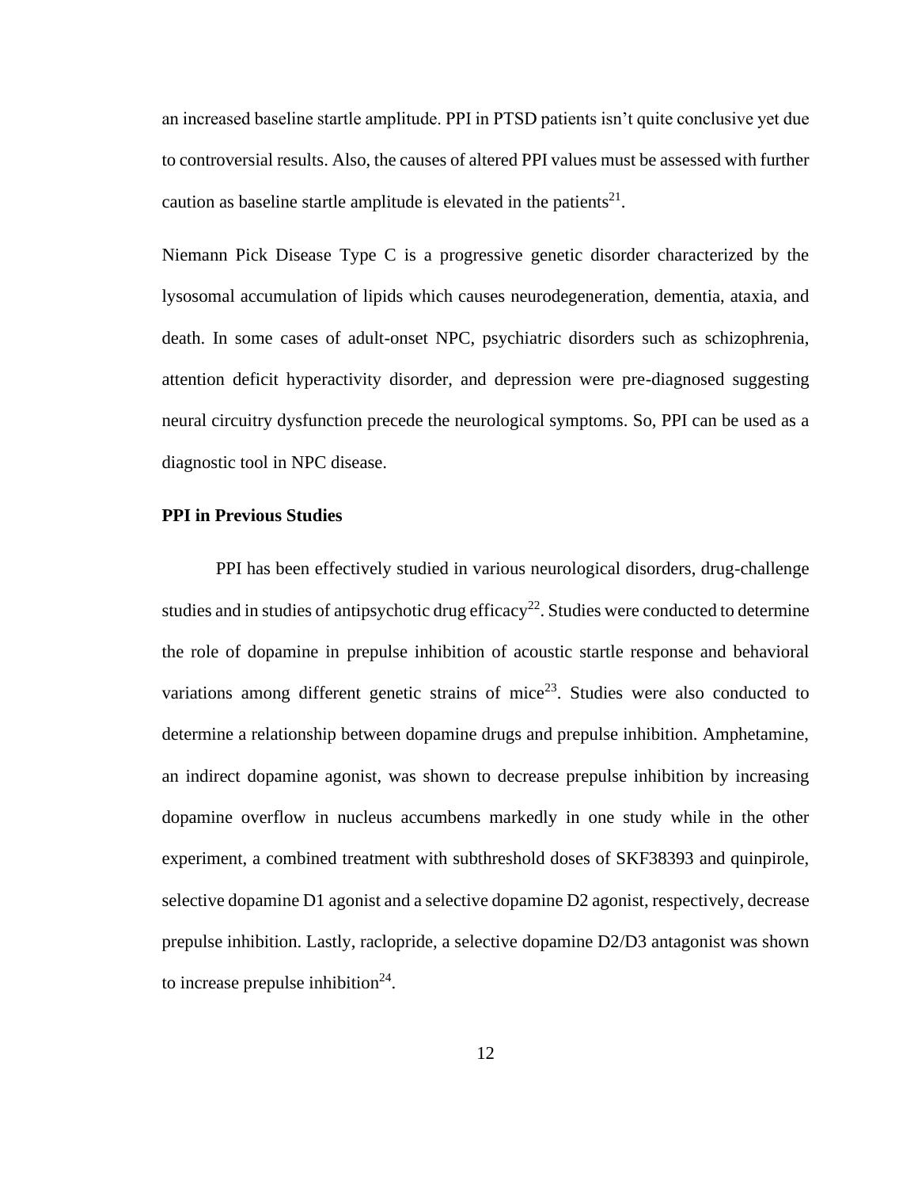an increased baseline startle amplitude. PPI in PTSD patients isn't quite conclusive yet due to controversial results. Also, the causes of altered PPI values must be assessed with further caution as baseline startle amplitude is elevated in the patients[21].

Niemann Pick Disease Type C is a progressive genetic disorder characterized by the lysosomal accumulation of lipids which causes neurodegeneration, dementia, ataxia, and death. In some cases of adult-onset NPC, psychiatric disorders such as schizophrenia, attention deficit hyperactivity disorder, and depression were pre-diagnosed suggesting neural circuitry dysfunction precede the neurological symptoms. So, PPI can be used as a diagnostic tool in NPC disease.

**PPI in Previous Studies**

PPI has been effectively studied in various neurological disorders, drug-challenge studies and in studies of antipsychotic drug efficacy[22]. Studies were conducted to determine the role of dopamine in prepulse inhibition of acoustic startle response and behavioral variations among different genetic strains of mice[23]. Studies were also conducted to determine a relationship between dopamine drugs and prepulse inhibition. Amphetamine, an indirect dopamine agonist, was shown to decrease prepulse inhibition by increasing dopamine overflow in nucleus accumbens markedly in one study while in the other experiment, a combined treatment with subthreshold doses of SKF38393 and quinpirole, selective dopamine D1 agonist and a selective dopamine D2 agonist, respectively, decrease prepulse inhibition. Lastly, raclopride, a selective dopamine D2/D3 antagonist was shown to increase prepulse inhibition[24].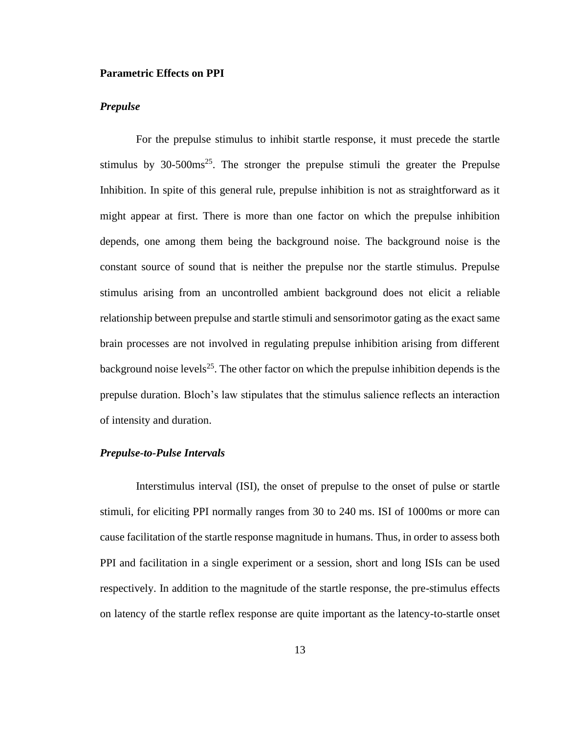### Parametric Effects on PPI

#### *Prepulse*

For the prepulse stimulus to inhibit startle response, it must precede the startle stimulus by 30-500ms[25]. The stronger the prepulse stimuli the greater the Prepulse Inhibition. In spite of this general rule, prepulse inhibition is not as straightforward as it might appear at first. There is more than one factor on which the prepulse inhibition depends, one among them being the background noise. The background noise is the constant source of sound that is neither the prepulse nor the startle stimulus. Prepulse stimulus arising from an uncontrolled ambient background does not elicit a reliable relationship between prepulse and startle stimuli and sensorimotor gating as the exact same brain processes are not involved in regulating prepulse inhibition arising from different background noise levels[25]. The other factor on which the prepulse inhibition depends is the prepulse duration. Bloch's law stipulates that the stimulus salience reflects an interaction of intensity and duration.

#### *Prepulse-to-Pulse Intervals*

Interstimulus interval (ISI), the onset of prepulse to the onset of pulse or startle stimuli, for eliciting PPI normally ranges from 30 to 240 ms. ISI of 1000ms or more can cause facilitation of the startle response magnitude in humans. Thus, in order to assess both PPI and facilitation in a single experiment or a session, short and long ISIs can be used respectively. In addition to the magnitude of the startle response, the pre-stimulus effects on latency of the startle reflex response are quite important as the latency-to-startle onset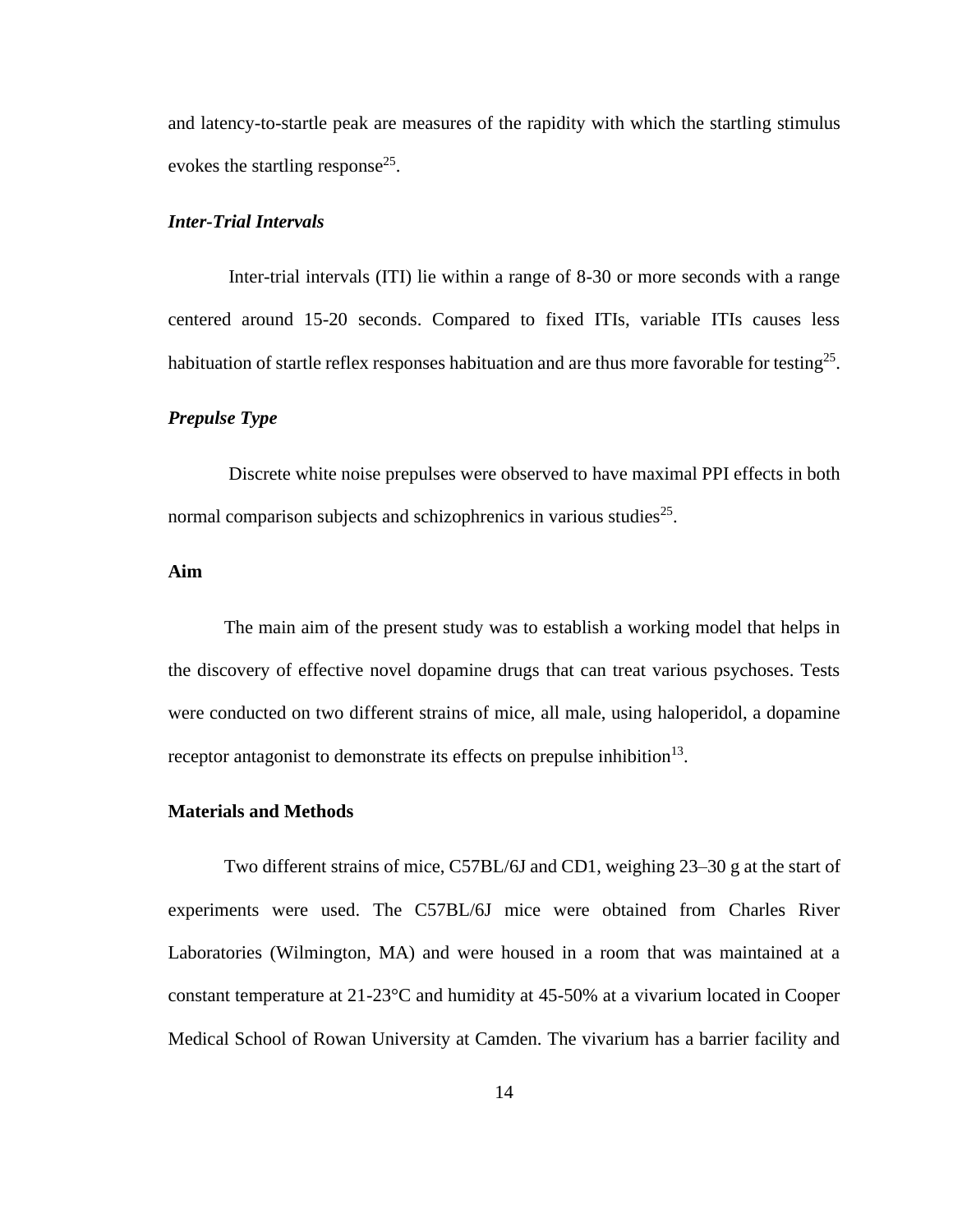and latency-to-startle peak are measures of the rapidity with which the startling stimulus evokes the startling response[25].

***Inter-Trial Intervals***

Inter-trial intervals (ITI) lie within a range of 8-30 or more seconds with a range centered around 15-20 seconds. Compared to fixed ITIs, variable ITIs causes less habituation of startle reflex responses habituation and are thus more favorable for testing[25].

***Prepulse Type***

Discrete white noise prepulses were observed to have maximal PPI effects in both normal comparison subjects and schizophrenics in various studies[25].

**Aim**

The main aim of the present study was to establish a working model that helps in the discovery of effective novel dopamine drugs that can treat various psychoses. Tests were conducted on two different strains of mice, all male, using haloperidol, a dopamine receptor antagonist to demonstrate its effects on prepulse inhibition[13].

**Materials and Methods**

Two different strains of mice, C57BL/6J and CD1, weighing 23–30 g at the start of experiments were used. The C57BL/6J mice were obtained from Charles River Laboratories (Wilmington, MA) and were housed in a room that was maintained at a constant temperature at 21-23°C and humidity at 45-50% at a vivarium located in Cooper Medical School of Rowan University at Camden. The vivarium has a barrier facility and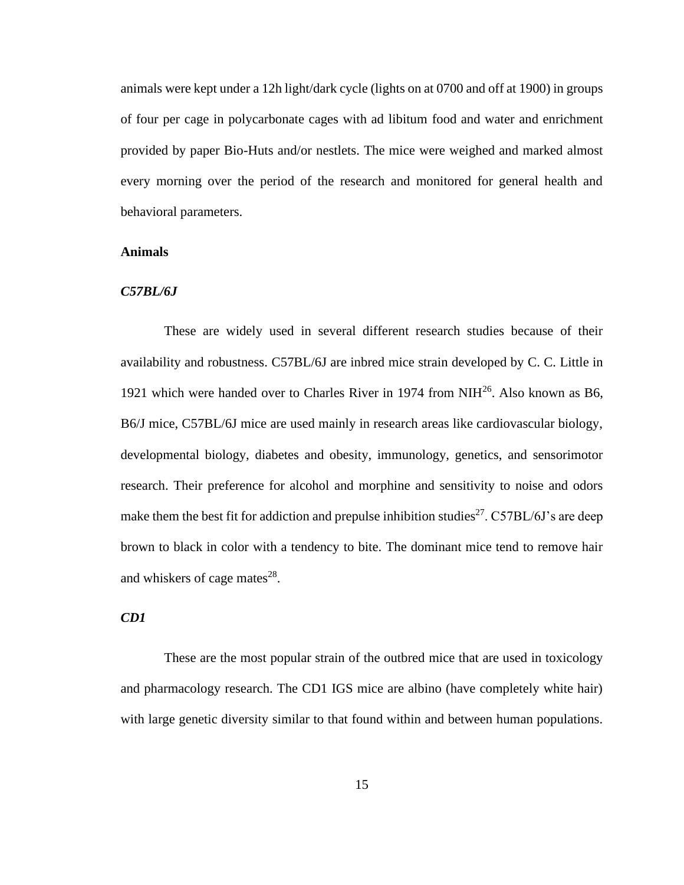animals were kept under a 12h light/dark cycle (lights on at 0700 and off at 1900) in groups of four per cage in polycarbonate cages with ad libitum food and water and enrichment provided by paper Bio-Huts and/or nestlets. The mice were weighed and marked almost every morning over the period of the research and monitored for general health and behavioral parameters.

**Animals**

***C57BL/6J***

These are widely used in several different research studies because of their availability and robustness. C57BL/6J are inbred mice strain developed by C. C. Little in 1921 which were handed over to Charles River in 1974 from NIH[26]. Also known as B6, B6/J mice, C57BL/6J mice are used mainly in research areas like cardiovascular biology, developmental biology, diabetes and obesity, immunology, genetics, and sensorimotor research. Their preference for alcohol and morphine and sensitivity to noise and odors make them the best fit for addiction and prepulse inhibition studies[27]. C57BL/6J's are deep brown to black in color with a tendency to bite. The dominant mice tend to remove hair and whiskers of cage mates[28].

***CD1***

These are the most popular strain of the outbred mice that are used in toxicology and pharmacology research. The CD1 IGS mice are albino (have completely white hair) with large genetic diversity similar to that found within and between human populations.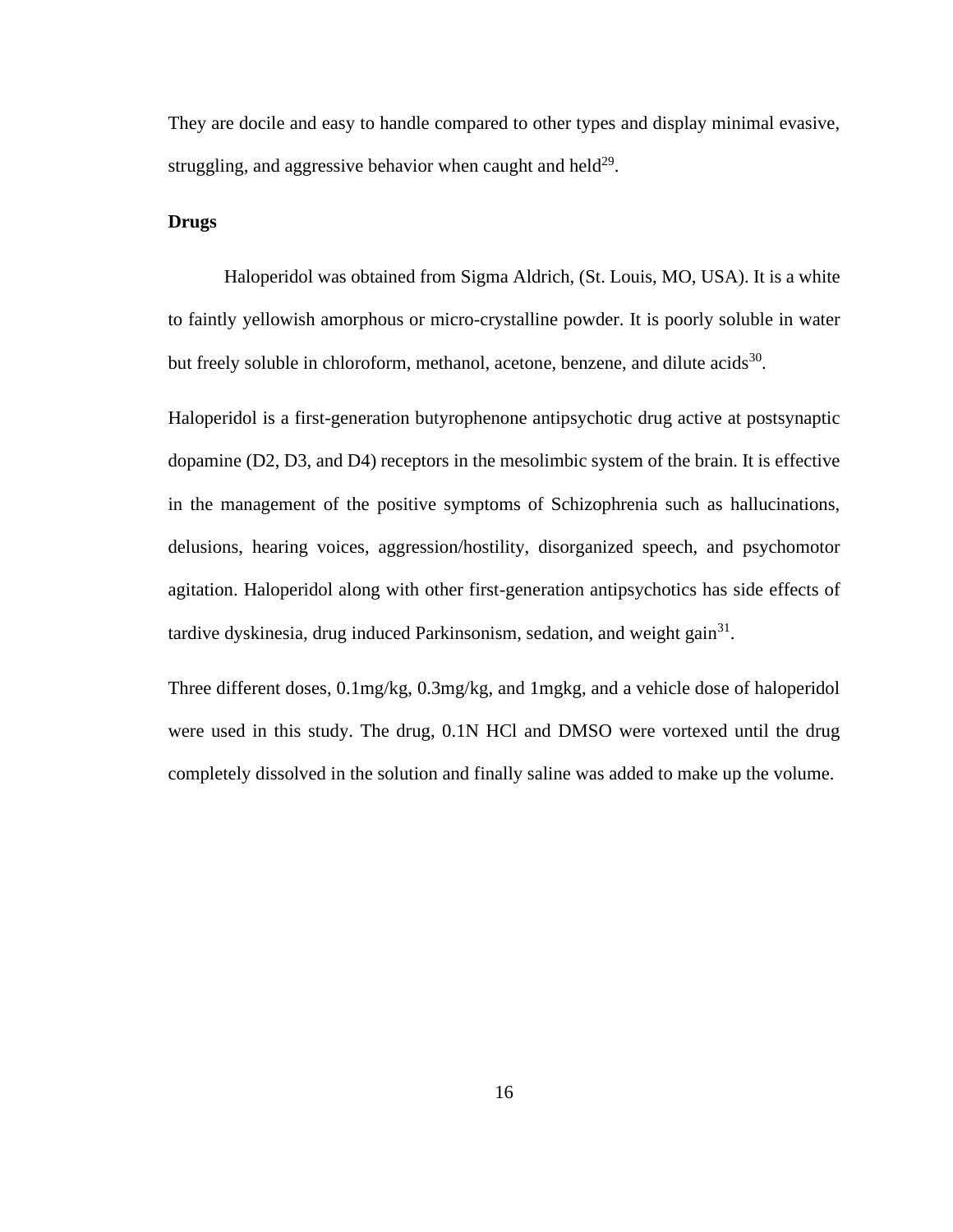They are docile and easy to handle compared to other types and display minimal evasive, struggling, and aggressive behavior when caught and held[29].

**Drugs**

Haloperidol was obtained from Sigma Aldrich, (St. Louis, MO, USA). It is a white to faintly yellowish amorphous or micro-crystalline powder. It is poorly soluble in water but freely soluble in chloroform, methanol, acetone, benzene, and dilute acids[30].

Haloperidol is a first-generation butyrophenone antipsychotic drug active at postsynaptic dopamine (D2, D3, and D4) receptors in the mesolimbic system of the brain. It is effective in the management of the positive symptoms of Schizophrenia such as hallucinations, delusions, hearing voices, aggression/hostility, disorganized speech, and psychomotor agitation. Haloperidol along with other first-generation antipsychotics has side effects of tardive dyskinesia, drug induced Parkinsonism, sedation, and weight gain[31].

Three different doses, 0.1mg/kg, 0.3mg/kg, and 1mgkg, and a vehicle dose of haloperidol were used in this study. The drug, 0.1N HCl and DMSO were vortexed until the drug completely dissolved in the solution and finally saline was added to make up the volume.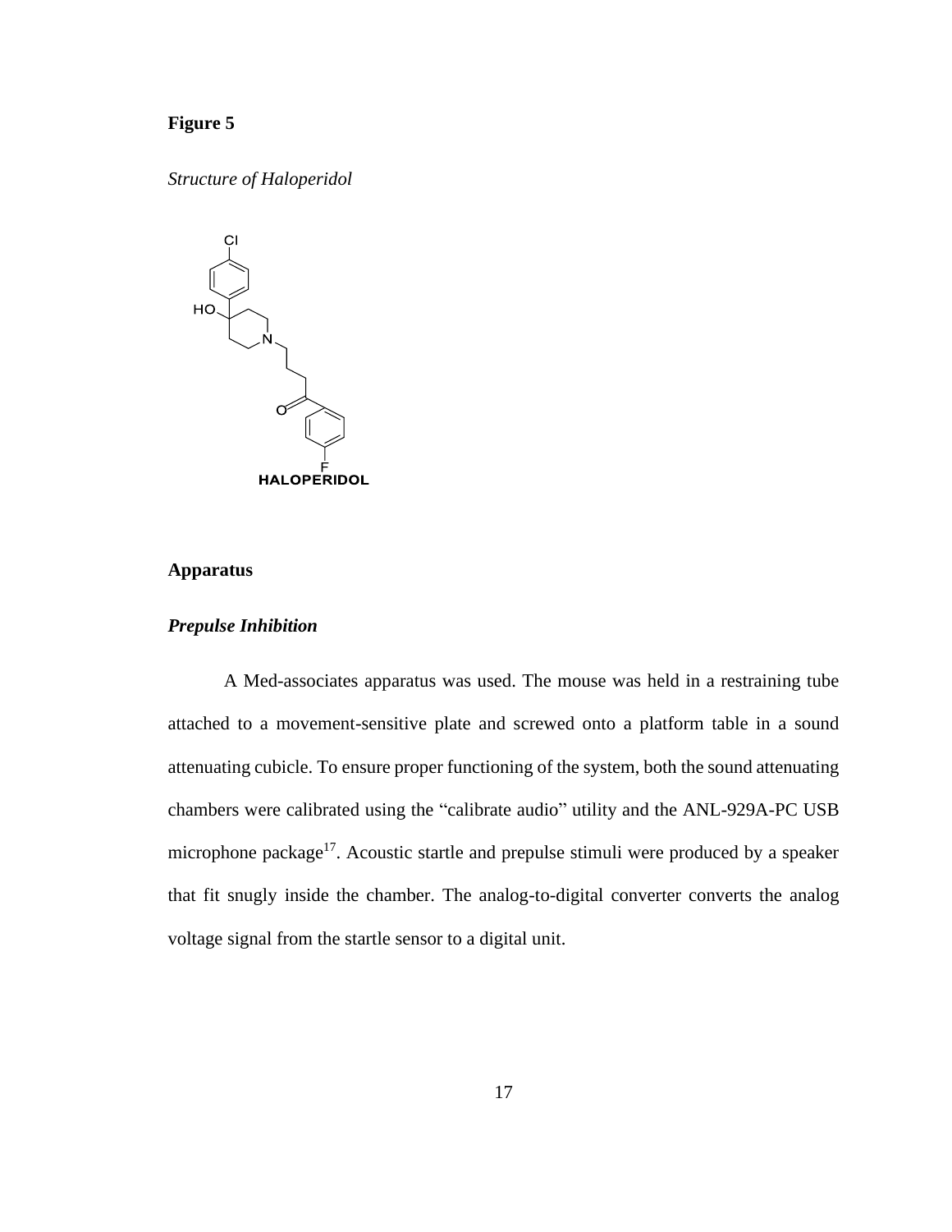**Figure 5**

*Structure of Haloperidol*

HALOPERIDOL

## Apparatus

### *Prepulse Inhibition*

A Med-associates apparatus was used. The mouse was held in a restraining tube attached to a movement-sensitive plate and screwed onto a platform table in a sound attenuating cubicle. To ensure proper functioning of the system, both the sound attenuating chambers were calibrated using the "calibrate audio" utility and the ANL-929A-PC USB microphone package[17]. Acoustic startle and prepulse stimuli were produced by a speaker that fit snugly inside the chamber. The analog-to-digital converter converts the analog voltage signal from the startle sensor to a digital unit.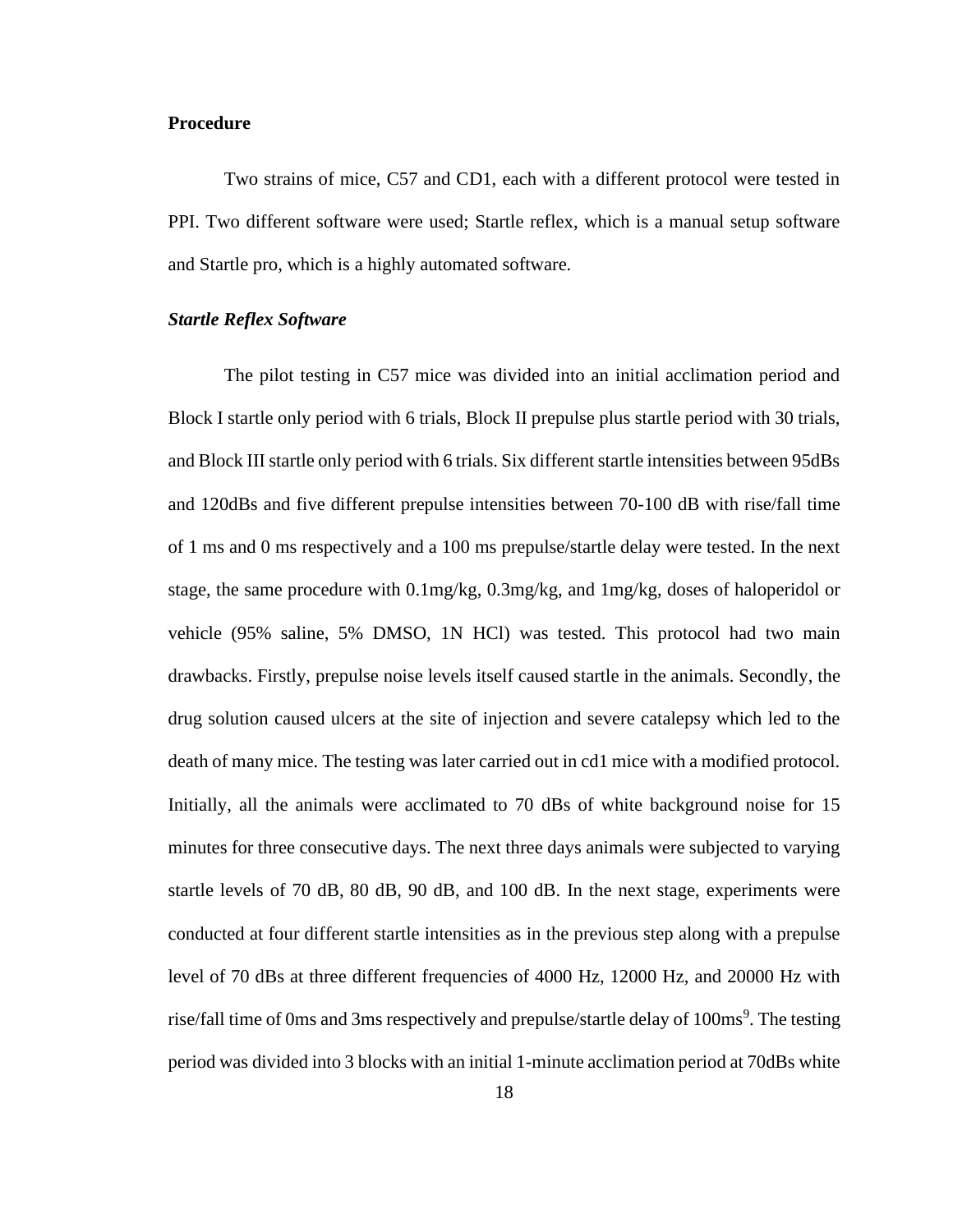**Procedure**

Two strains of mice, C57 and CD1, each with a different protocol were tested in PPI. Two different software were used; Startle reflex, which is a manual setup software and Startle pro, which is a highly automated software.

***Startle Reflex Software***

The pilot testing in C57 mice was divided into an initial acclimation period and Block I startle only period with 6 trials, Block II prepulse plus startle period with 30 trials, and Block III startle only period with 6 trials. Six different startle intensities between 95dBs and 120dBs and five different prepulse intensities between 70-100 dB with rise/fall time of 1 ms and 0 ms respectively and a 100 ms prepulse/startle delay were tested. In the next stage, the same procedure with 0.1mg/kg, 0.3mg/kg, and 1mg/kg, doses of haloperidol or vehicle (95% saline, 5% DMSO, 1N HCl) was tested. This protocol had two main drawbacks. Firstly, prepulse noise levels itself caused startle in the animals. Secondly, the drug solution caused ulcers at the site of injection and severe catalepsy which led to the death of many mice. The testing was later carried out in cd1 mice with a modified protocol. Initially, all the animals were acclimated to 70 dBs of white background noise for 15 minutes for three consecutive days. The next three days animals were subjected to varying startle levels of 70 dB, 80 dB, 90 dB, and 100 dB. In the next stage, experiments were conducted at four different startle intensities as in the previous step along with a prepulse level of 70 dBs at three different frequencies of 4000 Hz, 12000 Hz, and 20000 Hz with rise/fall time of 0ms and 3ms respectively and prepulse/startle delay of 100ms[9]. The testing period was divided into 3 blocks with an initial 1-minute acclimation period at 70dBs white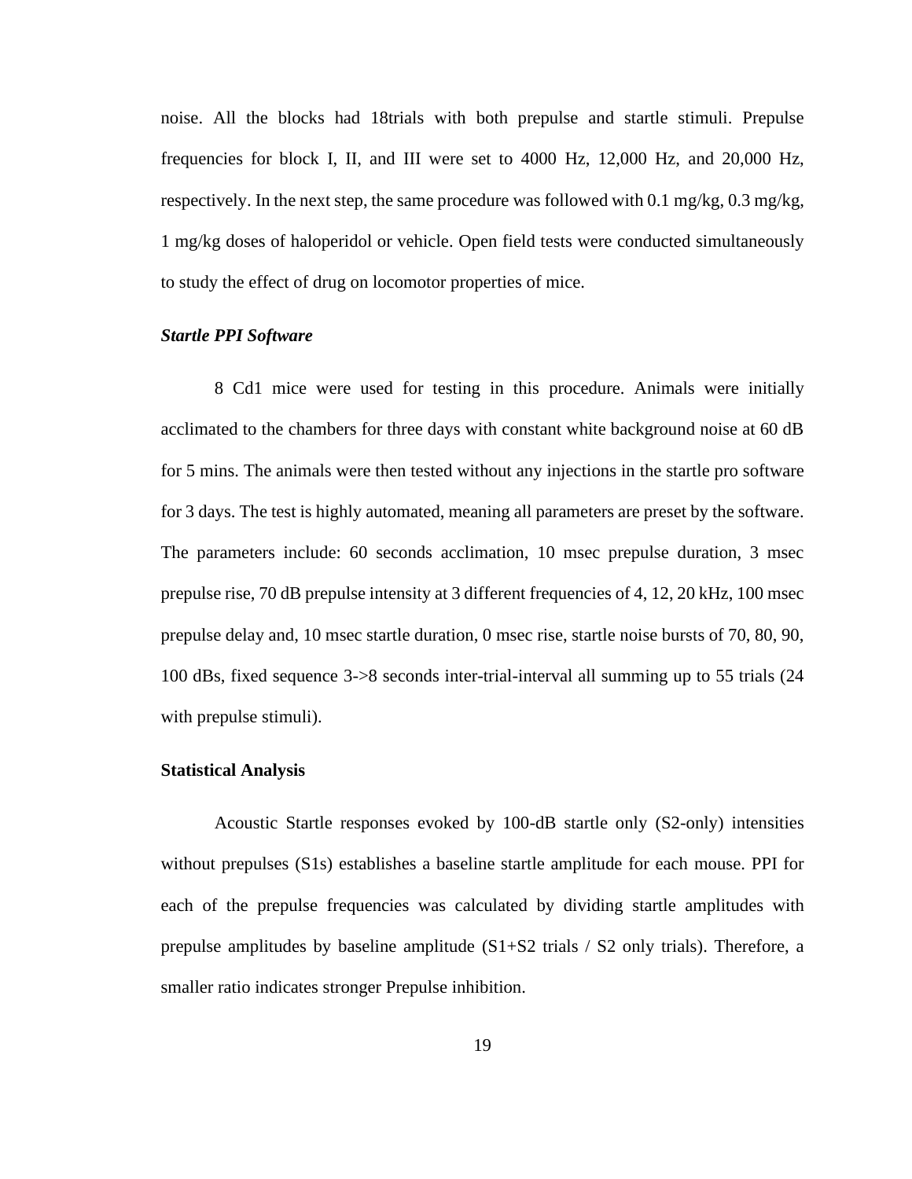noise. All the blocks had 18trials with both prepulse and startle stimuli. Prepulse frequencies for block I, II, and III were set to 4000 Hz, 12,000 Hz, and 20,000 Hz, respectively. In the next step, the same procedure was followed with 0.1 mg/kg, 0.3 mg/kg, 1 mg/kg doses of haloperidol or vehicle. Open field tests were conducted simultaneously to study the effect of drug on locomotor properties of mice.

### *Startle PPI Software*

8 Cd1 mice were used for testing in this procedure. Animals were initially acclimated to the chambers for three days with constant white background noise at 60 dB for 5 mins. The animals were then tested without any injections in the startle pro software for 3 days. The test is highly automated, meaning all parameters are preset by the software. The parameters include: 60 seconds acclimation, 10 msec prepulse duration, 3 msec prepulse rise, 70 dB prepulse intensity at 3 different frequencies of 4, 12, 20 kHz, 100 msec prepulse delay and, 10 msec startle duration, 0 msec rise, startle noise bursts of 70, 80, 90, 100 dBs, fixed sequence 3->8 seconds inter-trial-interval all summing up to 55 trials (24 with prepulse stimuli).

### **Statistical Analysis**

Acoustic Startle responses evoked by 100-dB startle only (S2-only) intensities without prepulses (S1s) establishes a baseline startle amplitude for each mouse. PPI for each of the prepulse frequencies was calculated by dividing startle amplitudes with prepulse amplitudes by baseline amplitude (S1+S2 trials / S2 only trials). Therefore, a smaller ratio indicates stronger Prepulse inhibition.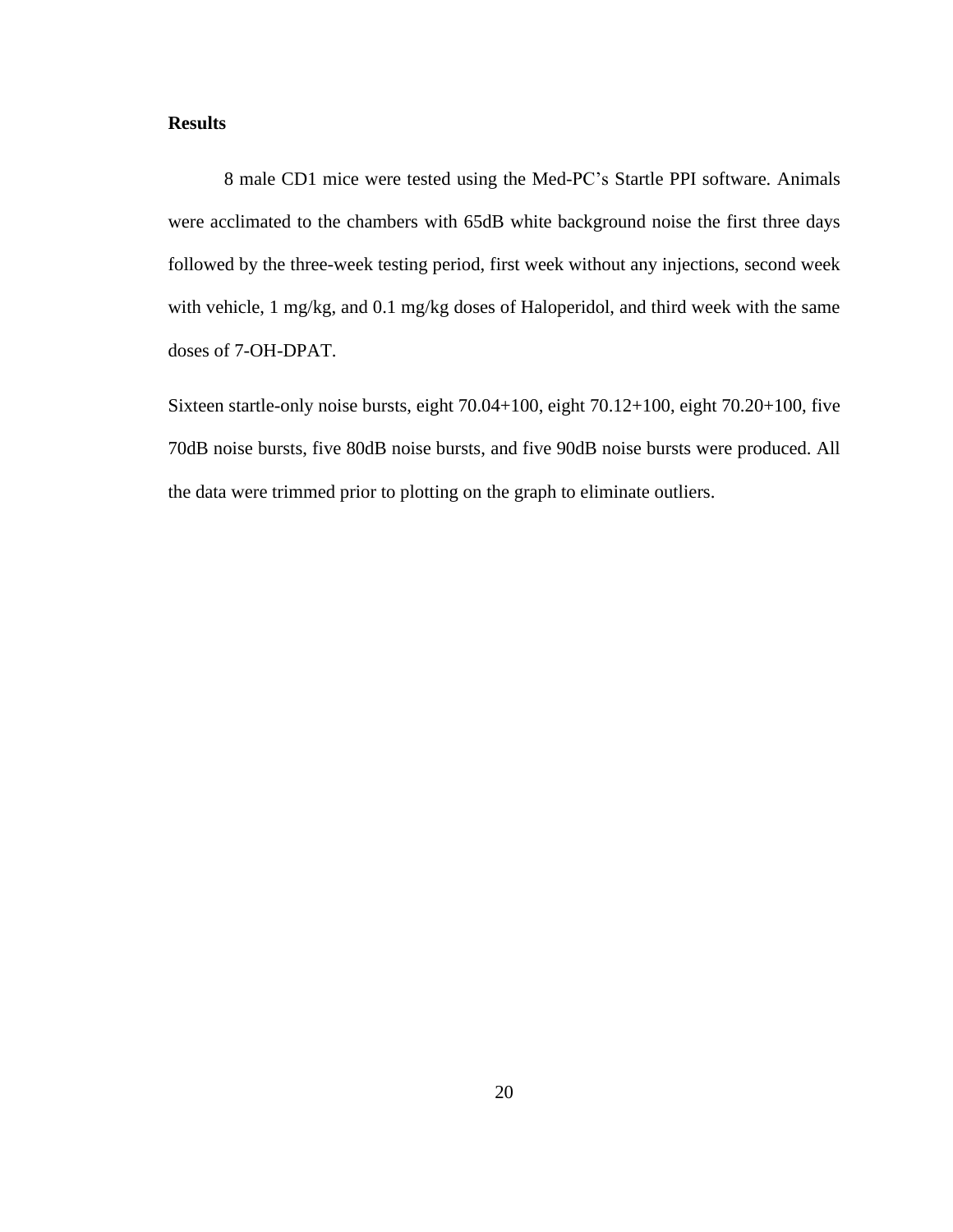**Results**

8 male CD1 mice were tested using the Med-PC's Startle PPI software. Animals were acclimated to the chambers with 65dB white background noise the first three days followed by the three-week testing period, first week without any injections, second week with vehicle, 1 mg/kg, and 0.1 mg/kg doses of Haloperidol, and third week with the same doses of 7-OH-DPAT.

Sixteen startle-only noise bursts, eight 70.04+100, eight 70.12+100, eight 70.20+100, five 70dB noise bursts, five 80dB noise bursts, and five 90dB noise bursts were produced. All the data were trimmed prior to plotting on the graph to eliminate outliers.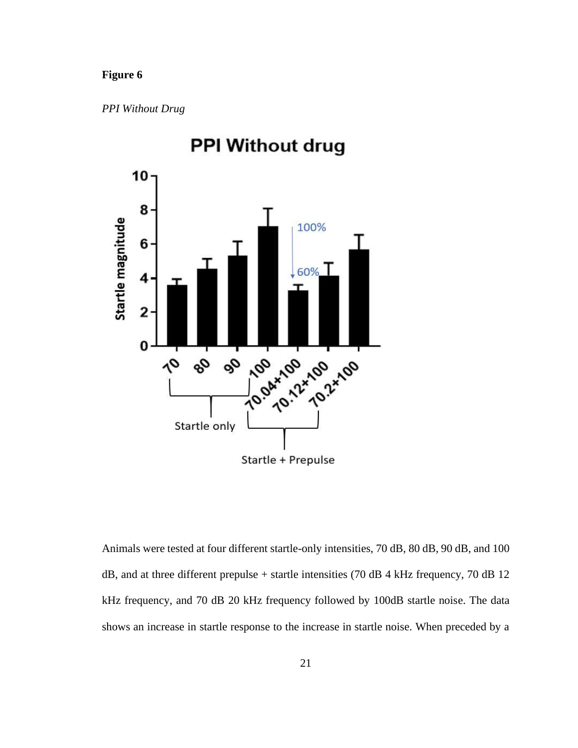**Figure 6**

*PPI Without Drug*

Animals were tested at four different startle-only intensities, 70 dB, 80 dB, 90 dB, and 100 dB, and at three different prepulse + startle intensities (70 dB 4 kHz frequency, 70 dB 12 kHz frequency, and 70 dB 20 kHz frequency followed by 100dB startle noise. The data shows an increase in startle response to the increase in startle noise. When preceded by a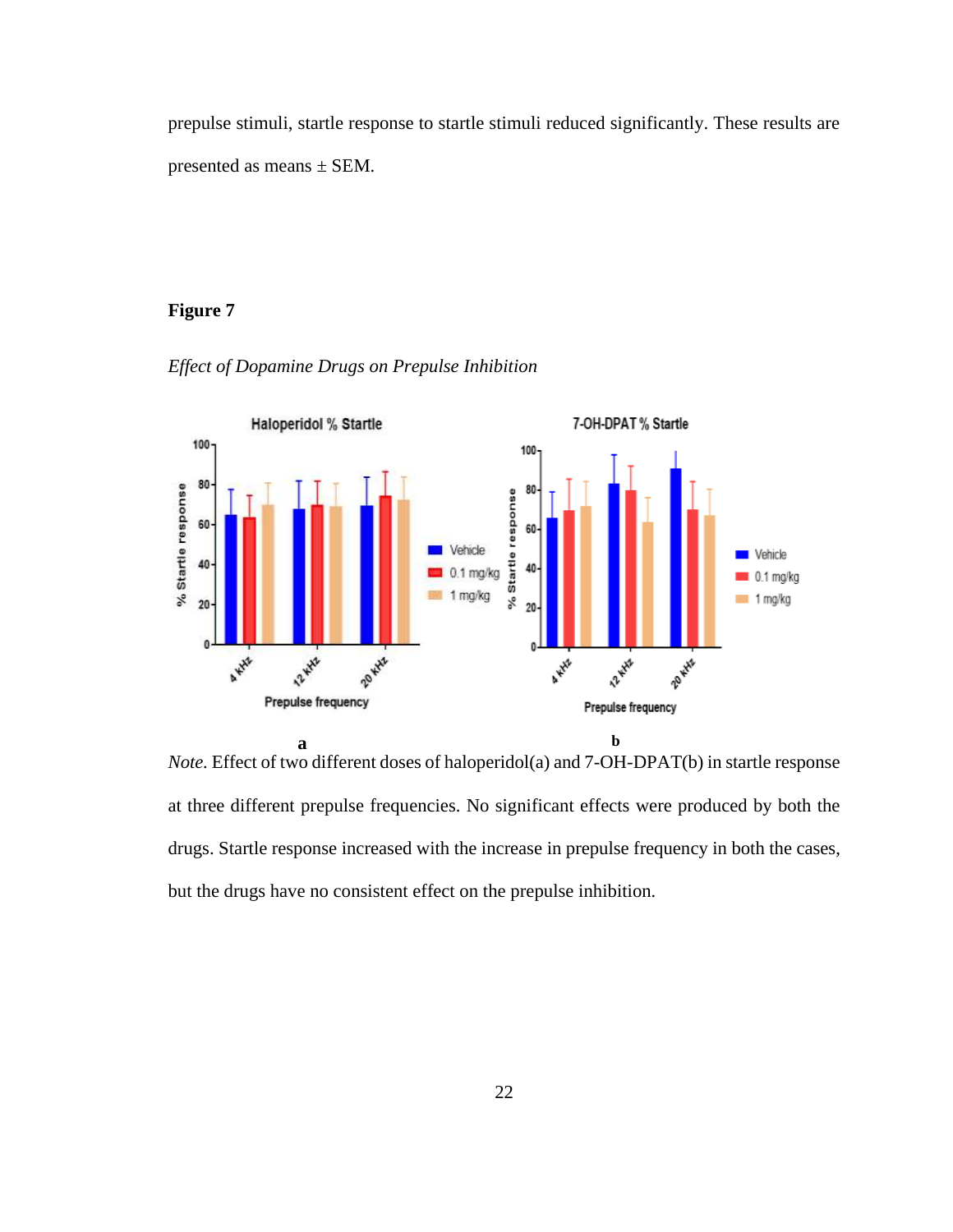prepulse stimuli, startle response to startle stimuli reduced significantly. These results are presented as means ± SEM.

**Figure 7**

*Effect of Dopamine Drugs on Prepulse Inhibition*

*Note*. Effect of two different doses of haloperidol(a) and 7-OH-DPAT(b) in startle response at three different prepulse frequencies. No significant effects were produced by both the drugs. Startle response increased with the increase in prepulse frequency in both the cases, but the drugs have no consistent effect on the prepulse inhibition.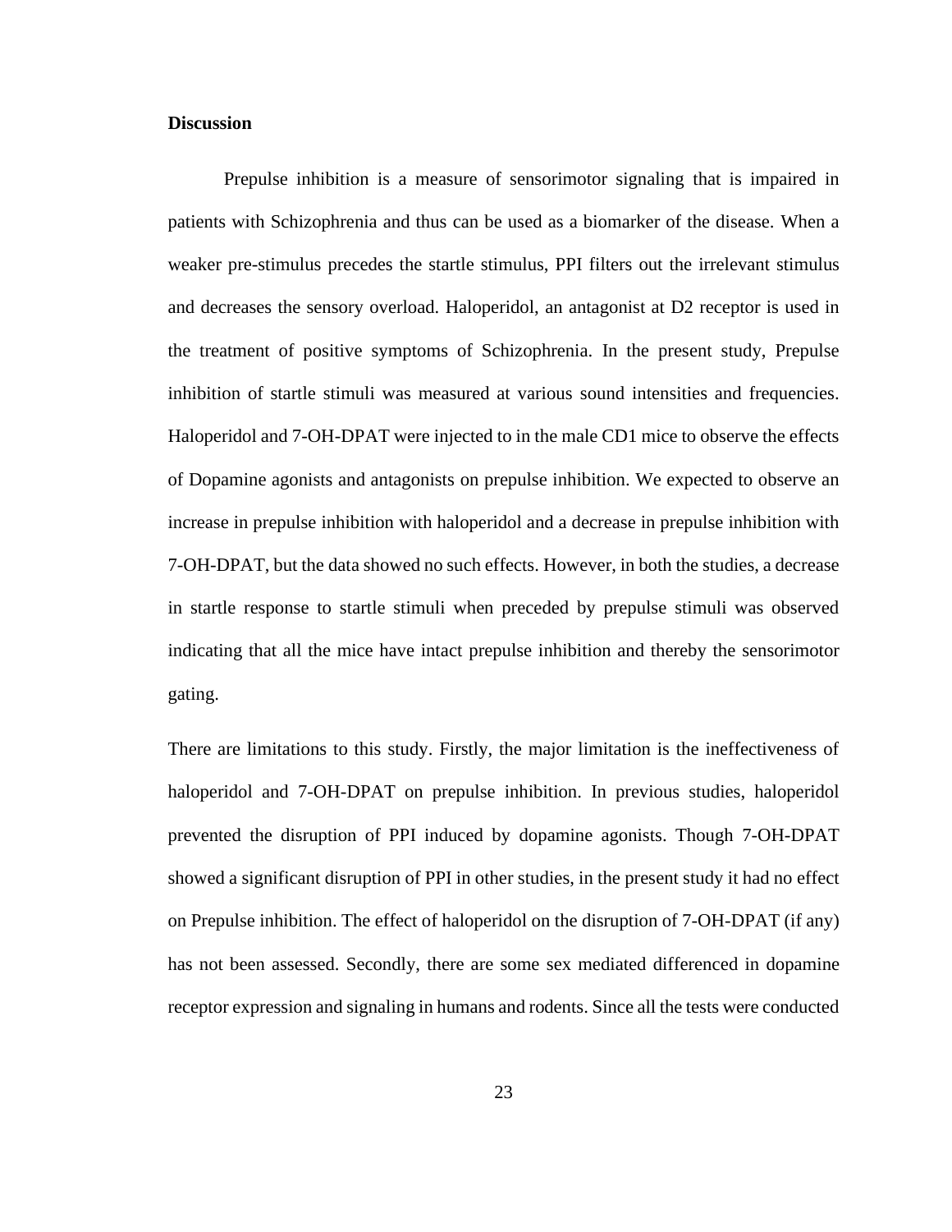**Discussion**

Prepulse inhibition is a measure of sensorimotor signaling that is impaired in patients with Schizophrenia and thus can be used as a biomarker of the disease. When a weaker pre-stimulus precedes the startle stimulus, PPI filters out the irrelevant stimulus and decreases the sensory overload. Haloperidol, an antagonist at D2 receptor is used in the treatment of positive symptoms of Schizophrenia. In the present study, Prepulse inhibition of startle stimuli was measured at various sound intensities and frequencies. Haloperidol and 7-OH-DPAT were injected to in the male CD1 mice to observe the effects of Dopamine agonists and antagonists on prepulse inhibition. We expected to observe an increase in prepulse inhibition with haloperidol and a decrease in prepulse inhibition with 7-OH-DPAT, but the data showed no such effects. However, in both the studies, a decrease in startle response to startle stimuli when preceded by prepulse stimuli was observed indicating that all the mice have intact prepulse inhibition and thereby the sensorimotor gating.

There are limitations to this study. Firstly, the major limitation is the ineffectiveness of haloperidol and 7-OH-DPAT on prepulse inhibition. In previous studies, haloperidol prevented the disruption of PPI induced by dopamine agonists. Though 7-OH-DPAT showed a significant disruption of PPI in other studies, in the present study it had no effect on Prepulse inhibition. The effect of haloperidol on the disruption of 7-OH-DPAT (if any) has not been assessed. Secondly, there are some sex mediated differenced in dopamine receptor expression and signaling in humans and rodents. Since all the tests were conducted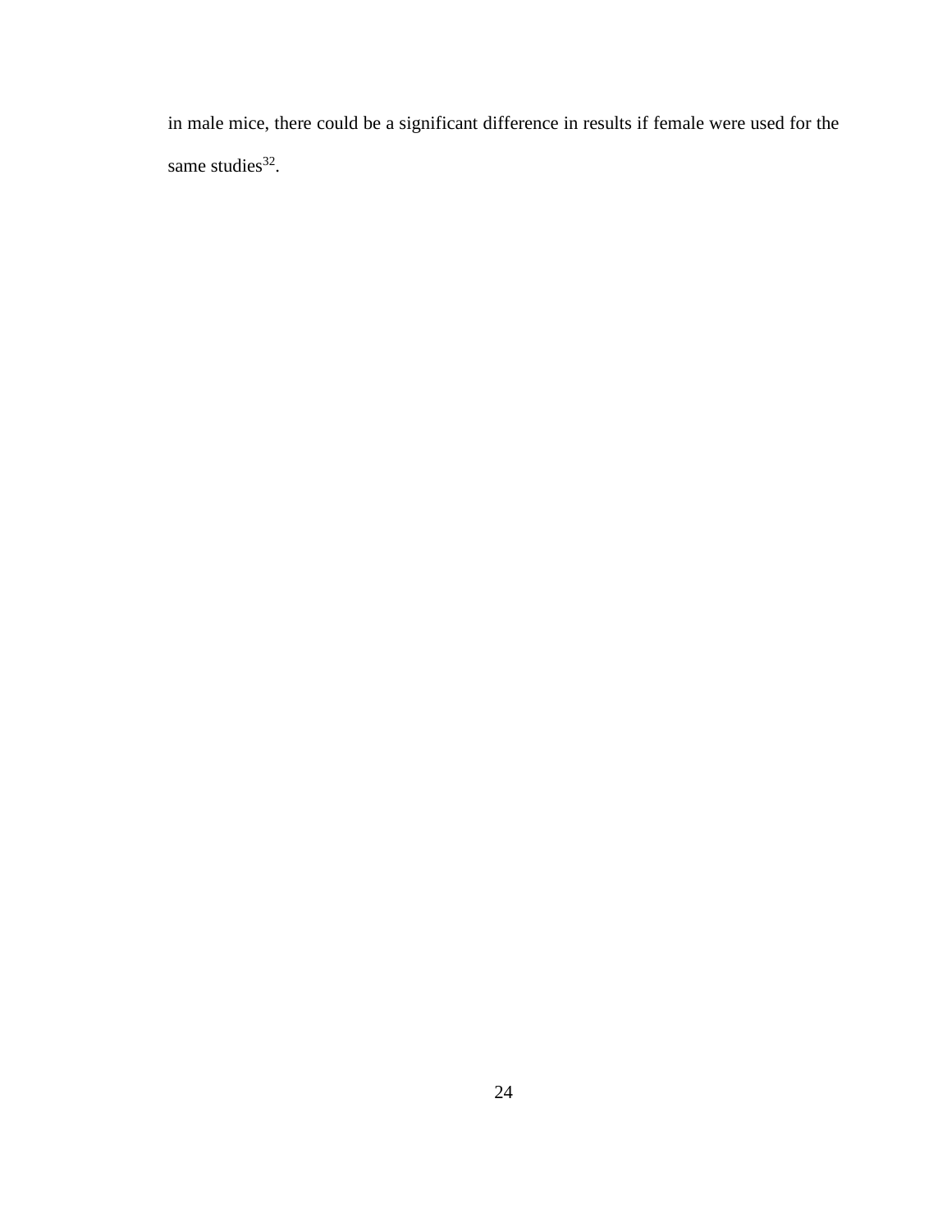in male mice, there could be a significant difference in results if female were used for the same studies[32].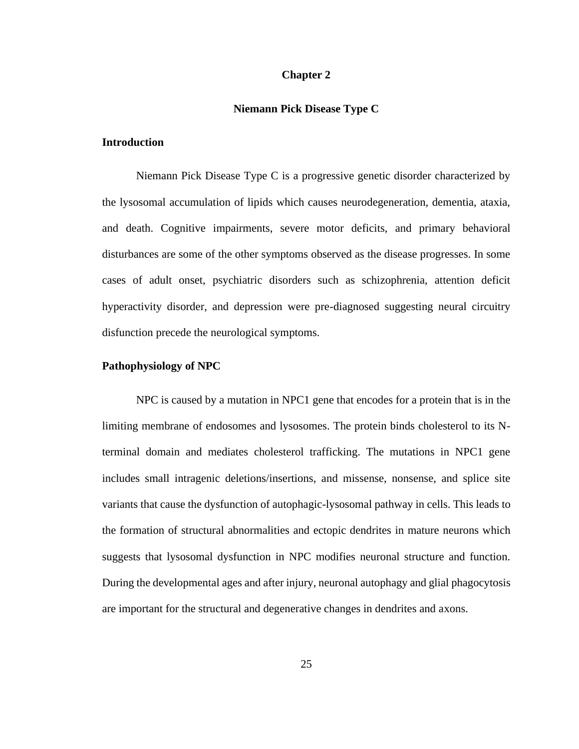# Chapter 2

## Niemann Pick Disease Type C

### Introduction

Niemann Pick Disease Type C is a progressive genetic disorder characterized by the lysosomal accumulation of lipids which causes neurodegeneration, dementia, ataxia, and death. Cognitive impairments, severe motor deficits, and primary behavioral disturbances are some of the other symptoms observed as the disease progresses. In some cases of adult onset, psychiatric disorders such as schizophrenia, attention deficit hyperactivity disorder, and depression were pre-diagnosed suggesting neural circuitry disfunction precede the neurological symptoms.

### Pathophysiology of NPC

NPC is caused by a mutation in NPC1 gene that encodes for a protein that is in the limiting membrane of endosomes and lysosomes. The protein binds cholesterol to its N-terminal domain and mediates cholesterol trafficking. The mutations in NPC1 gene includes small intragenic deletions/insertions, and missense, nonsense, and splice site variants that cause the dysfunction of autophagic-lysosomal pathway in cells. This leads to the formation of structural abnormalities and ectopic dendrites in mature neurons which suggests that lysosomal dysfunction in NPC modifies neuronal structure and function. During the developmental ages and after injury, neuronal autophagy and glial phagocytosis are important for the structural and degenerative changes in dendrites and axons.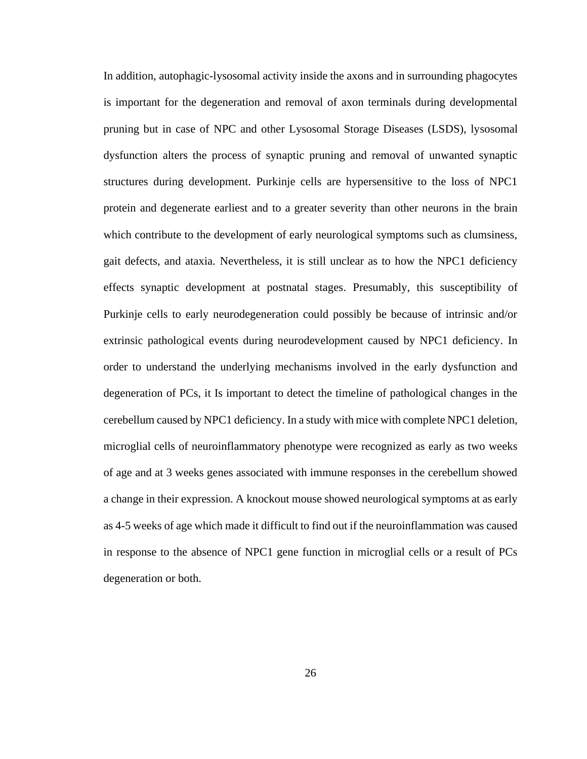In addition, autophagic-lysosomal activity inside the axons and in surrounding phagocytes is important for the degeneration and removal of axon terminals during developmental pruning but in case of NPC and other Lysosomal Storage Diseases (LSDS), lysosomal dysfunction alters the process of synaptic pruning and removal of unwanted synaptic structures during development. Purkinje cells are hypersensitive to the loss of NPC1 protein and degenerate earliest and to a greater severity than other neurons in the brain which contribute to the development of early neurological symptoms such as clumsiness, gait defects, and ataxia. Nevertheless, it is still unclear as to how the NPC1 deficiency effects synaptic development at postnatal stages. Presumably, this susceptibility of Purkinje cells to early neurodegeneration could possibly be because of intrinsic and/or extrinsic pathological events during neurodevelopment caused by NPC1 deficiency. In order to understand the underlying mechanisms involved in the early dysfunction and degeneration of PCs, it Is important to detect the timeline of pathological changes in the cerebellum caused by NPC1 deficiency. In a study with mice with complete NPC1 deletion, microglial cells of neuroinflammatory phenotype were recognized as early as two weeks of age and at 3 weeks genes associated with immune responses in the cerebellum showed a change in their expression. A knockout mouse showed neurological symptoms at as early as 4-5 weeks of age which made it difficult to find out if the neuroinflammation was caused in response to the absence of NPC1 gene function in microglial cells or a result of PCs degeneration or both.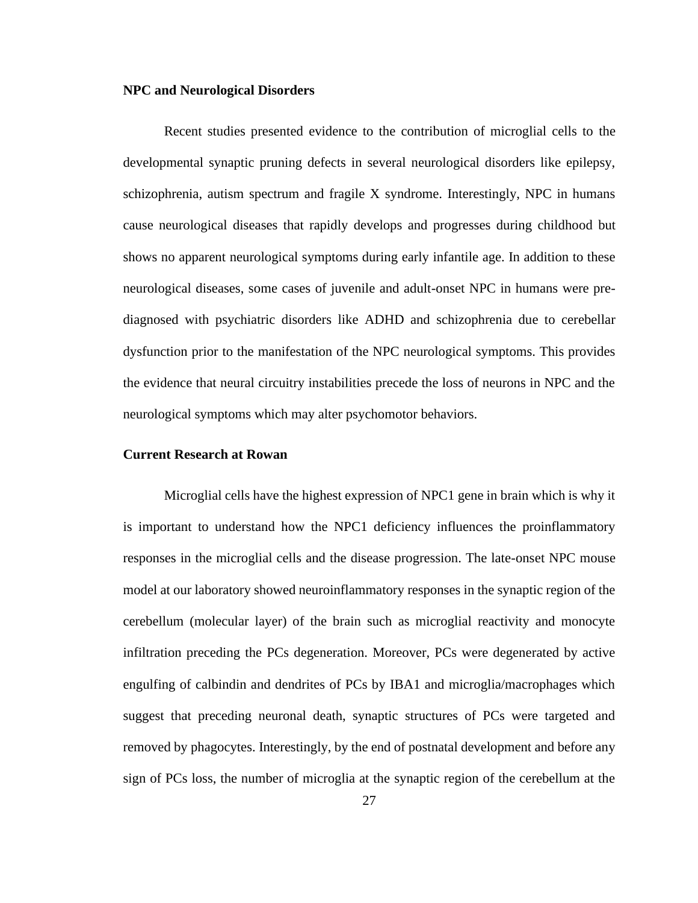**NPC and Neurological Disorders**

Recent studies presented evidence to the contribution of microglial cells to the developmental synaptic pruning defects in several neurological disorders like epilepsy, schizophrenia, autism spectrum and fragile X syndrome. Interestingly, NPC in humans cause neurological diseases that rapidly develops and progresses during childhood but shows no apparent neurological symptoms during early infantile age. In addition to these neurological diseases, some cases of juvenile and adult-onset NPC in humans were pre-diagnosed with psychiatric disorders like ADHD and schizophrenia due to cerebellar dysfunction prior to the manifestation of the NPC neurological symptoms. This provides the evidence that neural circuitry instabilities precede the loss of neurons in NPC and the neurological symptoms which may alter psychomotor behaviors.

**Current Research at Rowan**

Microglial cells have the highest expression of NPC1 gene in brain which is why it is important to understand how the NPC1 deficiency influences the proinflammatory responses in the microglial cells and the disease progression. The late-onset NPC mouse model at our laboratory showed neuroinflammatory responses in the synaptic region of the cerebellum (molecular layer) of the brain such as microglial reactivity and monocyte infiltration preceding the PCs degeneration. Moreover, PCs were degenerated by active engulfing of calbindin and dendrites of PCs by IBA1 and microglia/macrophages which suggest that preceding neuronal death, synaptic structures of PCs were targeted and removed by phagocytes. Interestingly, by the end of postnatal development and before any sign of PCs loss, the number of microglia at the synaptic region of the cerebellum at the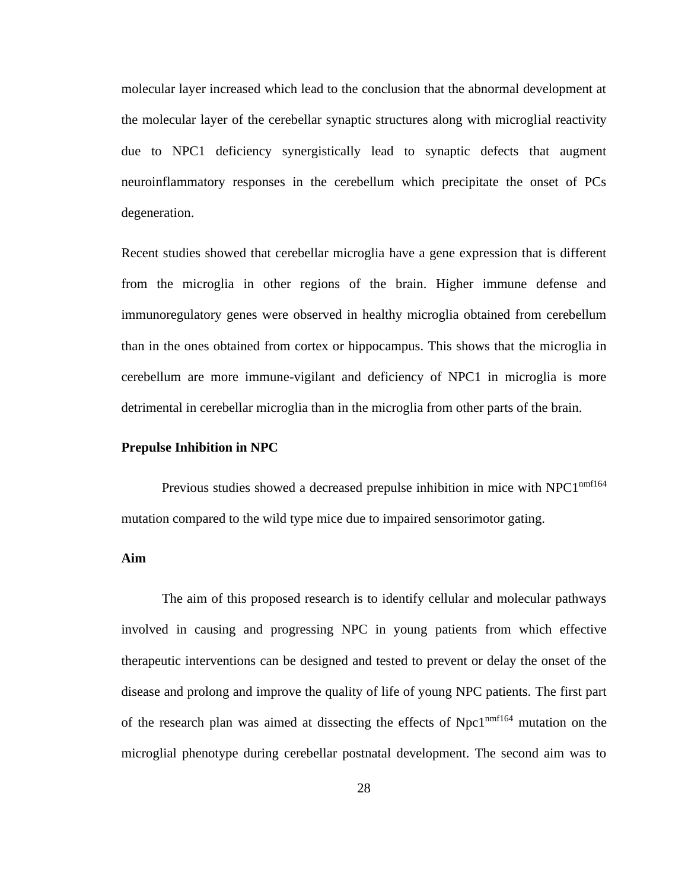molecular layer increased which lead to the conclusion that the abnormal development at the molecular layer of the cerebellar synaptic structures along with microglial reactivity due to NPC1 deficiency synergistically lead to synaptic defects that augment neuroinflammatory responses in the cerebellum which precipitate the onset of PCs degeneration.

Recent studies showed that cerebellar microglia have a gene expression that is different from the microglia in other regions of the brain. Higher immune defense and immunoregulatory genes were observed in healthy microglia obtained from cerebellum than in the ones obtained from cortex or hippocampus. This shows that the microglia in cerebellum are more immune-vigilant and deficiency of NPC1 in microglia is more detrimental in cerebellar microglia than in the microglia from other parts of the brain.

**Prepulse Inhibition in NPC**

Previous studies showed a decreased prepulse inhibition in mice with $NPC1^{nmf164}$ mutation compared to the wild type mice due to impaired sensorimotor gating.

**Aim**

The aim of this proposed research is to identify cellular and molecular pathways involved in causing and progressing NPC in young patients from which effective therapeutic interventions can be designed and tested to prevent or delay the onset of the disease and prolong and improve the quality of life of young NPC patients. The first part of the research plan was aimed at dissecting the effects of $Npc1^{nmf164}$ mutation on the microglial phenotype during cerebellar postnatal development. The second aim was to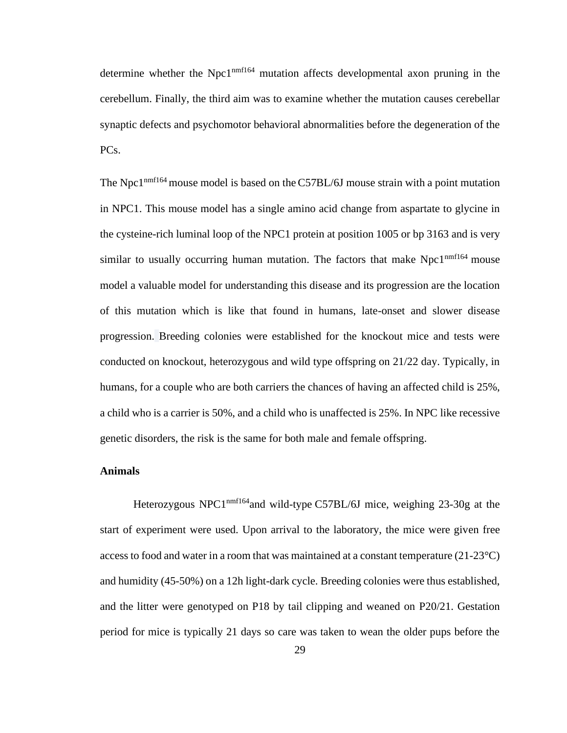determine whether the Npc1$^{nmf164}$ mutation affects developmental axon pruning in the cerebellum. Finally, the third aim was to examine whether the mutation causes cerebellar synaptic defects and psychomotor behavioral abnormalities before the degeneration of the PCs.

The Npc1$^{nmf164}$ mouse model is based on the C57BL/6J mouse strain with a point mutation in NPC1. This mouse model has a single amino acid change from aspartate to glycine in the cysteine-rich luminal loop of the NPC1 protein at position 1005 or bp 3163 and is very similar to usually occurring human mutation. The factors that make Npc1$^{nmf164}$ mouse model a valuable model for understanding this disease and its progression are the location of this mutation which is like that found in humans, late-onset and slower disease progression. Breeding colonies were established for the knockout mice and tests were conducted on knockout, heterozygous and wild type offspring on 21/22 day. Typically, in humans, for a couple who are both carriers the chances of having an affected child is 25%, a child who is a carrier is 50%, and a child who is unaffected is 25%. In NPC like recessive genetic disorders, the risk is the same for both male and female offspring.

**Animals**

Heterozygous NPC1$^{nmf164}$and wild-type C57BL/6J mice, weighing 23-30g at the start of experiment were used. Upon arrival to the laboratory, the mice were given free access to food and water in a room that was maintained at a constant temperature (21-23°C) and humidity (45-50%) on a 12h light-dark cycle. Breeding colonies were thus established, and the litter were genotyped on P18 by tail clipping and weaned on P20/21. Gestation period for mice is typically 21 days so care was taken to wean the older pups before the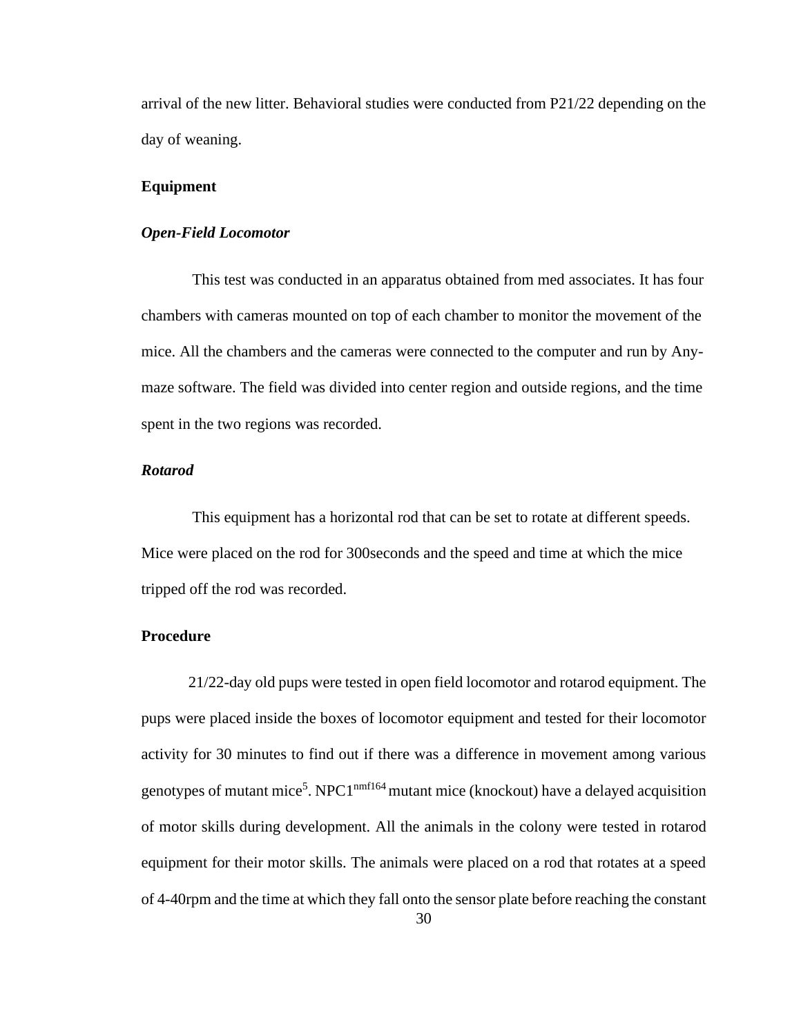arrival of the new litter. Behavioral studies were conducted from P21/22 depending on the day of weaning.

## Equipment

### *Open-Field Locomotor*

This test was conducted in an apparatus obtained from med associates. It has four chambers with cameras mounted on top of each chamber to monitor the movement of the mice. All the chambers and the cameras were connected to the computer and run by Any-maze software. The field was divided into center region and outside regions, and the time spent in the two regions was recorded.

### *Rotarod*

This equipment has a horizontal rod that can be set to rotate at different speeds. Mice were placed on the rod for 300seconds and the speed and time at which the mice tripped off the rod was recorded.

## Procedure

21/22-day old pups were tested in open field locomotor and rotarod equipment. The pups were placed inside the boxes of locomotor equipment and tested for their locomotor activity for 30 minutes to find out if there was a difference in movement among various genotypes of mutant mice[5]. $NPC1^{nmf164}$ mutant mice (knockout) have a delayed acquisition of motor skills during development. All the animals in the colony were tested in rotarod equipment for their motor skills. The animals were placed on a rod that rotates at a speed of 4-40rpm and the time at which they fall onto the sensor plate before reaching the constant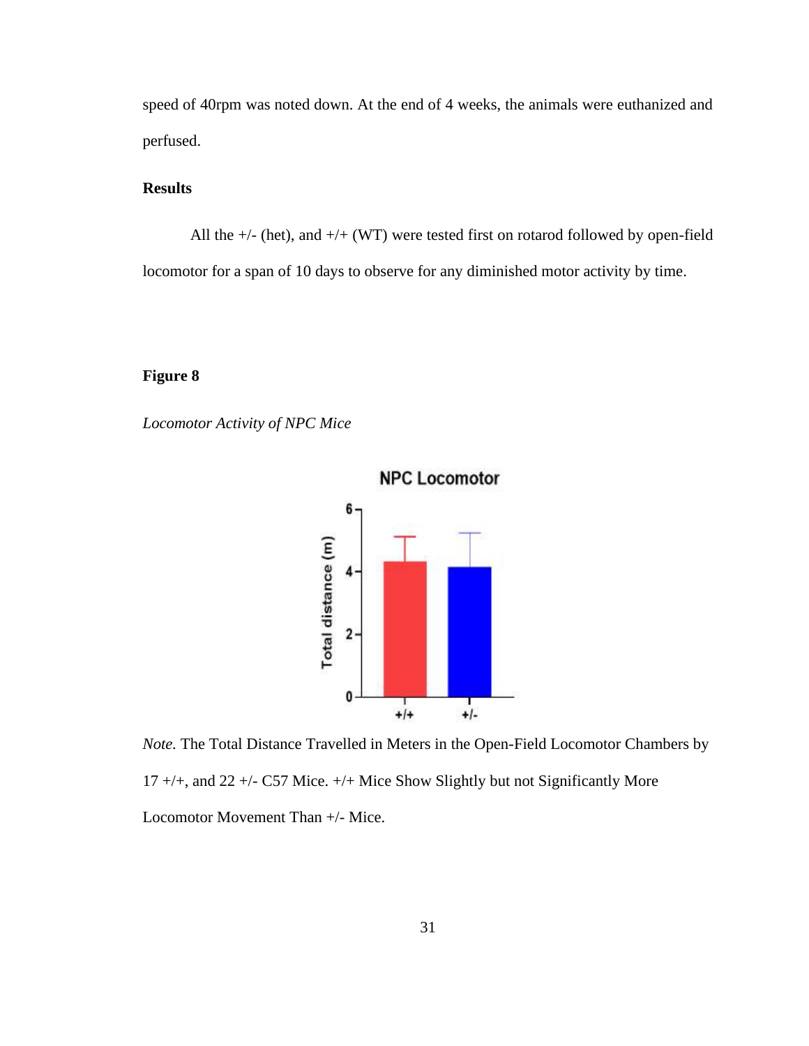speed of 40rpm was noted down. At the end of 4 weeks, the animals were euthanized and perfused.

## Results

All the +/- (het), and +/+ (WT) were tested first on rotarod followed by open-field locomotor for a span of 10 days to observe for any diminished motor activity by time.

**Figure 8**

*Locomotor Activity of NPC Mice*

*Note.* The Total Distance Travelled in Meters in the Open-Field Locomotor Chambers by 17 +/+, and 22 +/- C57 Mice. +/+ Mice Show Slightly but not Significantly More Locomotor Movement Than +/- Mice.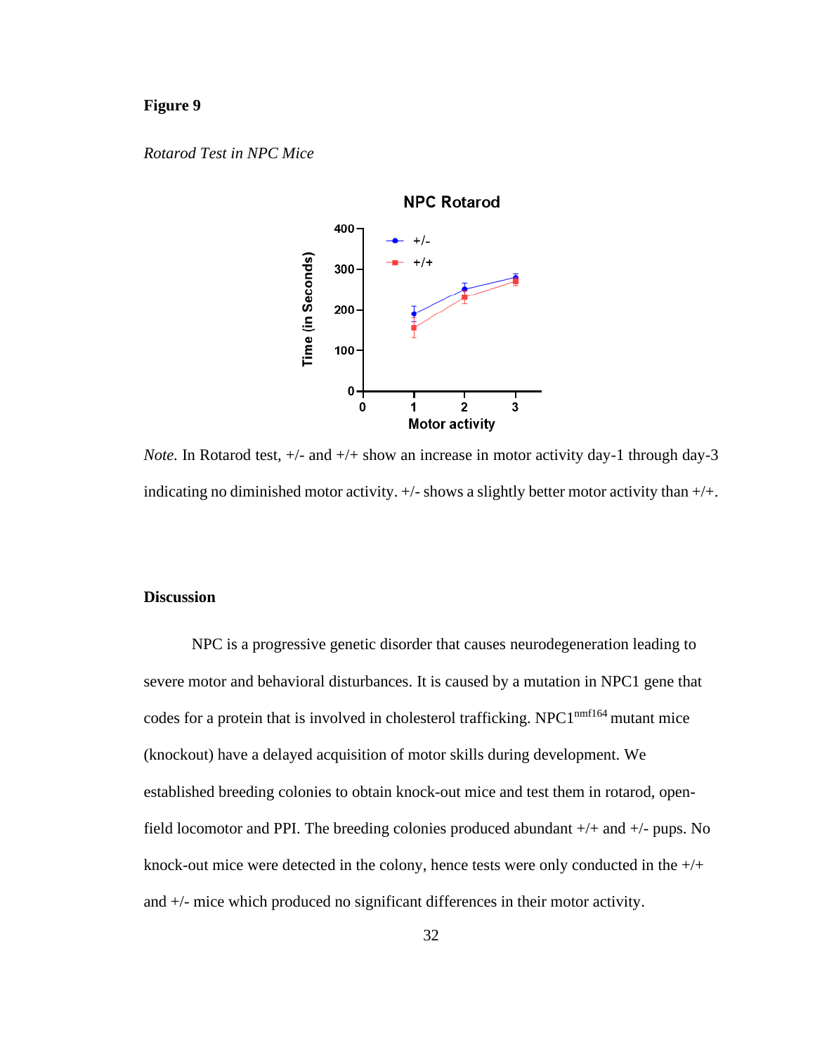**Figure 9**

*Rotarod Test in NPC Mice*

*Note.* In Rotarod test, +/- and +/+ show an increase in motor activity day-1 through day-3 indicating no diminished motor activity. +/- shows a slightly better motor activity than +/+.

## Discussion

NPC is a progressive genetic disorder that causes neurodegeneration leading to severe motor and behavioral disturbances. It is caused by a mutation in NPC1 gene that codes for a protein that is involved in cholesterol trafficking. $NPC1^{nmf164}$ mutant mice (knockout) have a delayed acquisition of motor skills during development. We established breeding colonies to obtain knock-out mice and test them in rotarod, open-field locomotor and PPI. The breeding colonies produced abundant +/+ and +/- pups. No knock-out mice were detected in the colony, hence tests were only conducted in the +/+ and +/- mice which produced no significant differences in their motor activity.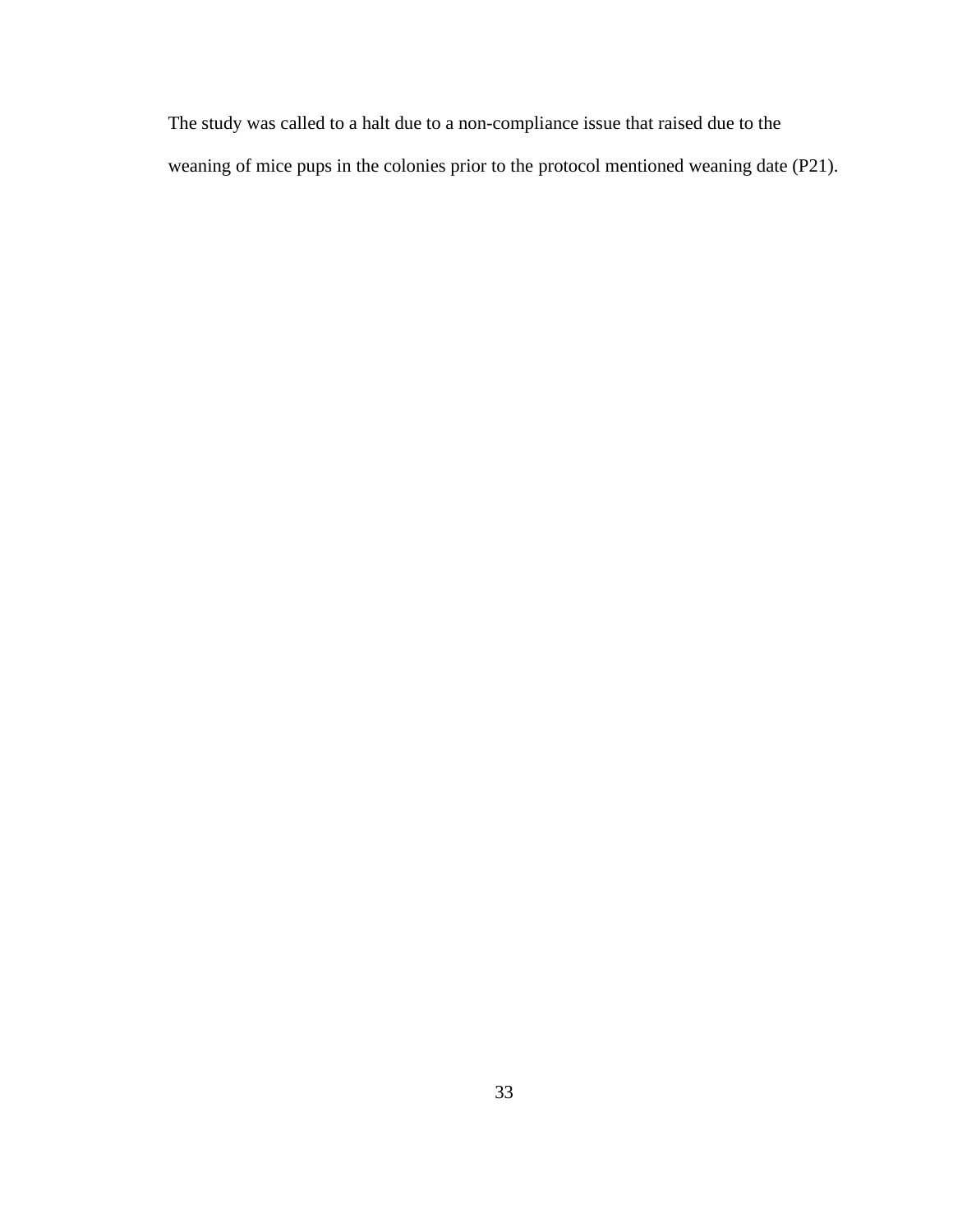The study was called to a halt due to a non-compliance issue that raised due to the weaning of mice pups in the colonies prior to the protocol mentioned weaning date (P21).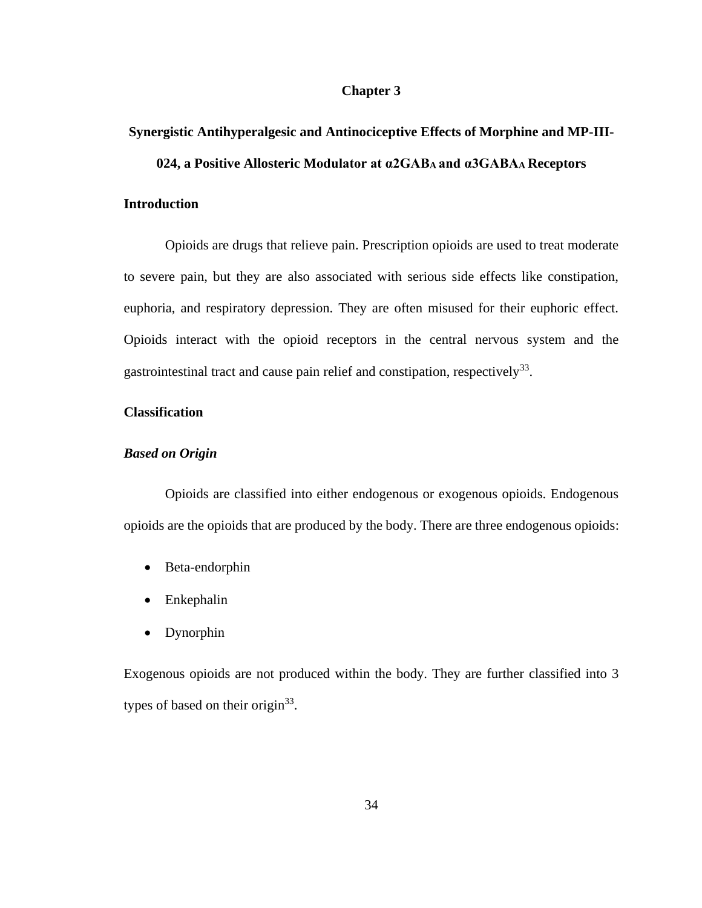# Chapter 3

## Synergistic Antihyperalgesic and Antinociceptive Effects of Morphine and MP-III-024, a Positive Allosteric Modulator at α2GAB$_A$ and α3GABA$_A$ Receptors

### Introduction

Opioids are drugs that relieve pain. Prescription opioids are used to treat moderate to severe pain, but they are also associated with serious side effects like constipation, euphoria, and respiratory depression. They are often misused for their euphoric effect. Opioids interact with the opioid receptors in the central nervous system and the gastrointestinal tract and cause pain relief and constipation, respectively[33].

### Classification

#### *Based on Origin*

Opioids are classified into either endogenous or exogenous opioids. Endogenous opioids are the opioids that are produced by the body. There are three endogenous opioids:

- Beta-endorphin
- Enkephalin
- Dynorphin

Exogenous opioids are not produced within the body. They are further classified into 3 types of based on their origin[33].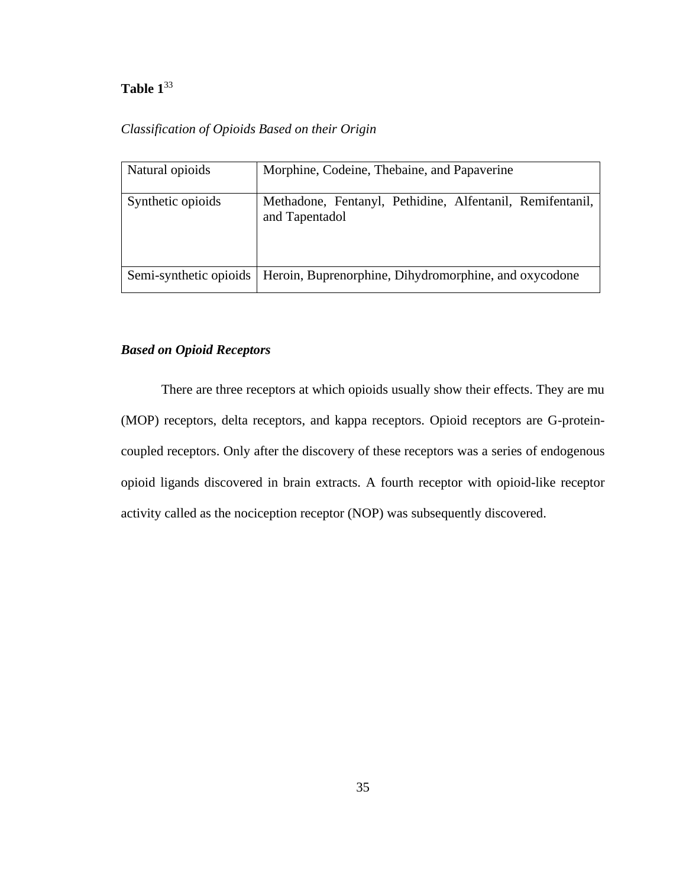**Table 1**[33]

*Classification of Opioids Based on their Origin*

| | |
|---|---|
| Natural opioids | Morphine, Codeine, Thebaine, and Papaverine |
| Synthetic opioids | Methadone, Fentanyl, Pethidine, Alfentanil, Remifentanil, and Tapentadol |
| Semi-synthetic opioids | Heroin, Buprenorphine, Dihydromorphine, and oxycodone |

***Based on Opioid Receptors***

There are three receptors at which opioids usually show their effects. They are mu (MOP) receptors, delta receptors, and kappa receptors. Opioid receptors are G-protein-coupled receptors. Only after the discovery of these receptors was a series of endogenous opioid ligands discovered in brain extracts. A fourth receptor with opioid-like receptor activity called as the nociception receptor (NOP) was subsequently discovered.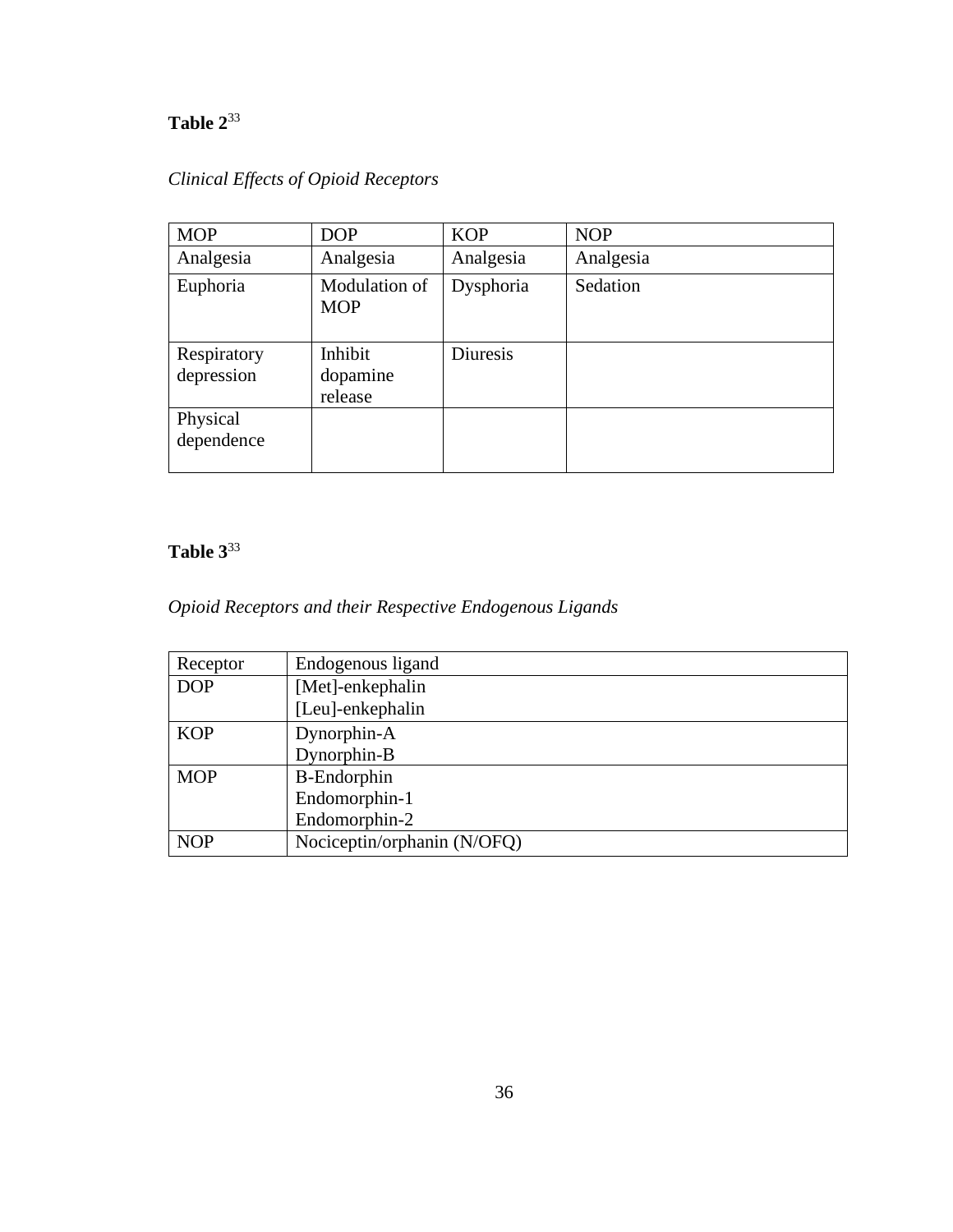**Table 2**[33]

*Clinical Effects of Opioid Receptors*

| MOP | DOP | KOP | NOP |
|---|---|---|---|
| Analgesia | Analgesia | Analgesia | Analgesia |
| Euphoria | Modulation of MOP | Dysphoria | Sedation |
| Respiratory depression | Inhibit dopamine release | Diuresis | |
| Physical dependence | | | |

**Table 3**[33]

*Opioid Receptors and their Respective Endogenous Ligands*

| Receptor | Endogenous ligand |
|---|---|
| DOP | [Met]-enkephalin<br>[Leu]-enkephalin |
| KOP | Dynorphin-A<br>Dynorphin-B |
| MOP | B-Endorphin<br>Endomorphin-1<br>Endomorphin-2 |
| NOP | Nociceptin/orphanin (N/OFQ) |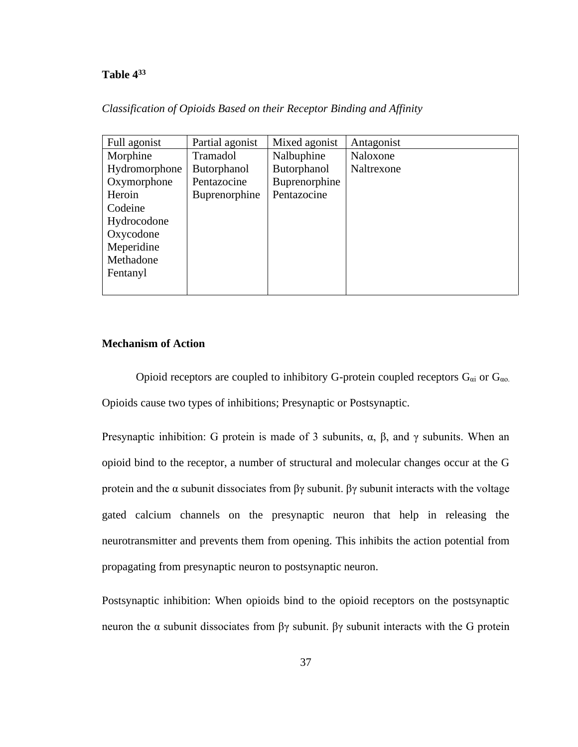**Table 4[33]**

*Classification of Opioids Based on their Receptor Binding and Affinity*

| Full agonist | Partial agonist | Mixed agonist | Antagonist |
|---|---|---|---|
| Morphine | Tramadol | Nalbuphine | Naloxone |
| Hydromorphone | Butorphanol | Butorphanol | Naltrexone |
| Oxymorphone | Pentazocine | Buprenorphine | |
| Heroin | Buprenorphine | Pentazocine | |
| Codeine | | | |
| Hydrocodone | | | |
| Oxycodone | | | |
| Meperidine | | | |
| Methadone | | | |
| Fentanyl | | | |

**Mechanism of Action**

Opioid receptors are coupled to inhibitory G-protein coupled receptors $G_{\alpha i}$ or $G_{\alpha o.}$ Opioids cause two types of inhibitions; Presynaptic or Postsynaptic.

Presynaptic inhibition: G protein is made of 3 subunits, α, β, and γ subunits. When an opioid bind to the receptor, a number of structural and molecular changes occur at the G protein and the α subunit dissociates from βγ subunit. βγ subunit interacts with the voltage gated calcium channels on the presynaptic neuron that help in releasing the neurotransmitter and prevents them from opening. This inhibits the action potential from propagating from presynaptic neuron to postsynaptic neuron.

Postsynaptic inhibition: When opioids bind to the opioid receptors on the postsynaptic neuron the α subunit dissociates from βγ subunit. βγ subunit interacts with the G protein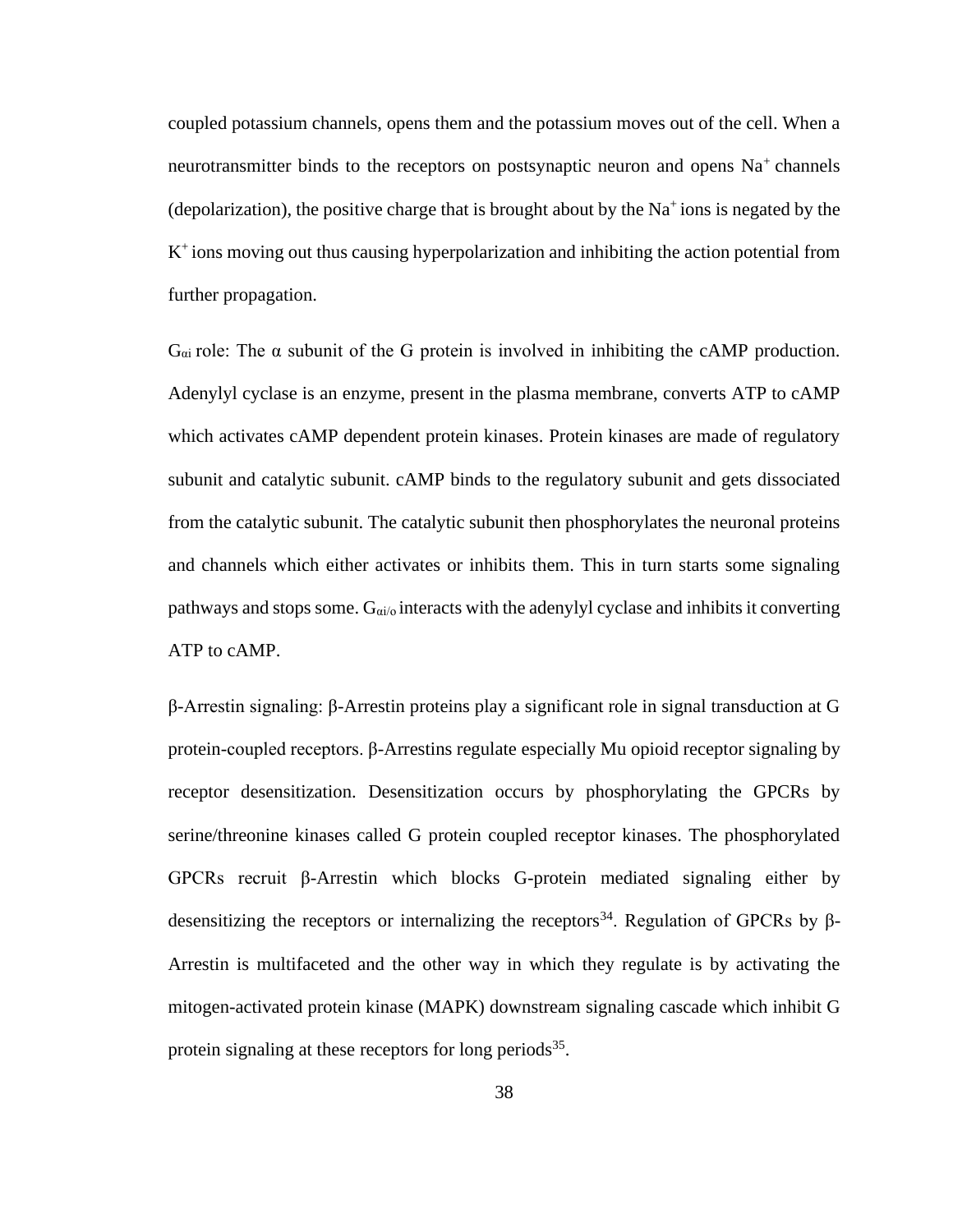coupled potassium channels, opens them and the potassium moves out of the cell. When a neurotransmitter binds to the receptors on postsynaptic neuron and opens $Na^+$ channels (depolarization), the positive charge that is brought about by the $Na^+$ ions is negated by the $K^+$ ions moving out thus causing hyperpolarization and inhibiting the action potential from further propagation.

$G_{\alpha i}$ role: The α subunit of the G protein is involved in inhibiting the cAMP production. Adenylyl cyclase is an enzyme, present in the plasma membrane, converts ATP to cAMP which activates cAMP dependent protein kinases. Protein kinases are made of regulatory subunit and catalytic subunit. cAMP binds to the regulatory subunit and gets dissociated from the catalytic subunit. The catalytic subunit then phosphorylates the neuronal proteins and channels which either activates or inhibits them. This in turn starts some signaling pathways and stops some. $G_{\alpha i/o}$ interacts with the adenylyl cyclase and inhibits it converting ATP to cAMP.

β-Arrestin signaling: β-Arrestin proteins play a significant role in signal transduction at G protein-coupled receptors. β-Arrestins regulate especially Mu opioid receptor signaling by receptor desensitization. Desensitization occurs by phosphorylating the GPCRs by serine/threonine kinases called G protein coupled receptor kinases. The phosphorylated GPCRs recruit β-Arrestin which blocks G-protein mediated signaling either by desensitizing the receptors or internalizing the receptors[34]. Regulation of GPCRs by β-Arrestin is multifaceted and the other way in which they regulate is by activating the mitogen-activated protein kinase (MAPK) downstream signaling cascade which inhibit G protein signaling at these receptors for long periods[35].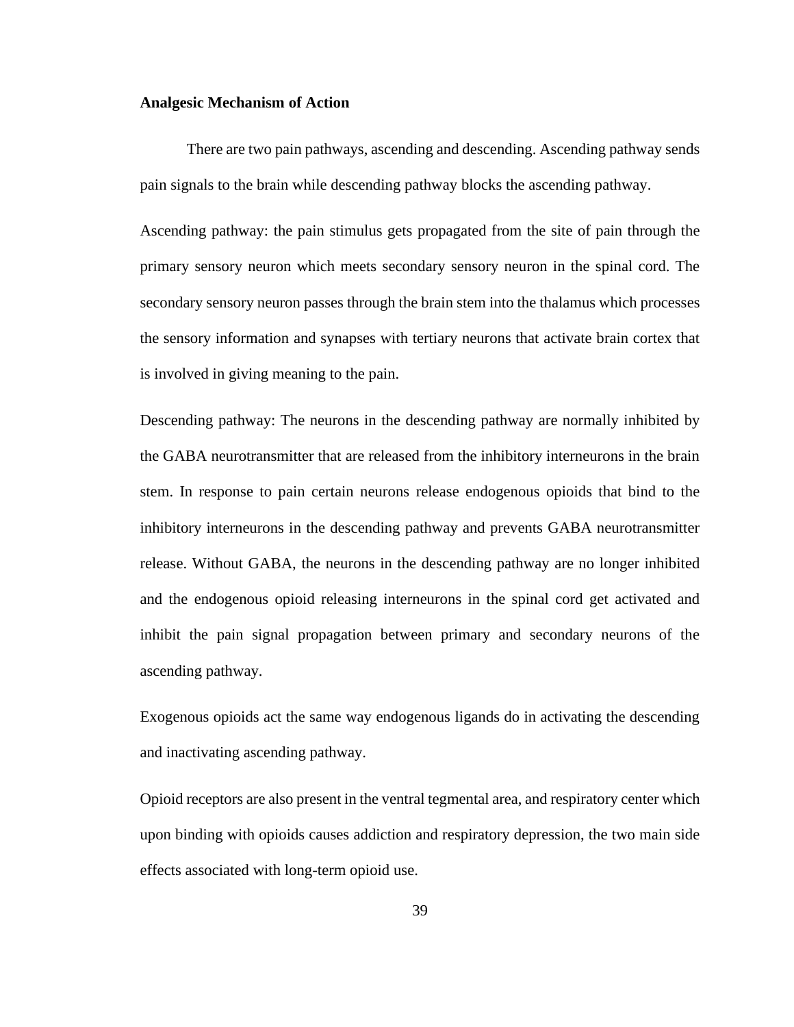**Analgesic Mechanism of Action**

There are two pain pathways, ascending and descending. Ascending pathway sends pain signals to the brain while descending pathway blocks the ascending pathway.

Ascending pathway: the pain stimulus gets propagated from the site of pain through the primary sensory neuron which meets secondary sensory neuron in the spinal cord. The secondary sensory neuron passes through the brain stem into the thalamus which processes the sensory information and synapses with tertiary neurons that activate brain cortex that is involved in giving meaning to the pain.

Descending pathway: The neurons in the descending pathway are normally inhibited by the GABA neurotransmitter that are released from the inhibitory interneurons in the brain stem. In response to pain certain neurons release endogenous opioids that bind to the inhibitory interneurons in the descending pathway and prevents GABA neurotransmitter release. Without GABA, the neurons in the descending pathway are no longer inhibited and the endogenous opioid releasing interneurons in the spinal cord get activated and inhibit the pain signal propagation between primary and secondary neurons of the ascending pathway.

Exogenous opioids act the same way endogenous ligands do in activating the descending and inactivating ascending pathway.

Opioid receptors are also present in the ventral tegmental area, and respiratory center which upon binding with opioids causes addiction and respiratory depression, the two main side effects associated with long-term opioid use.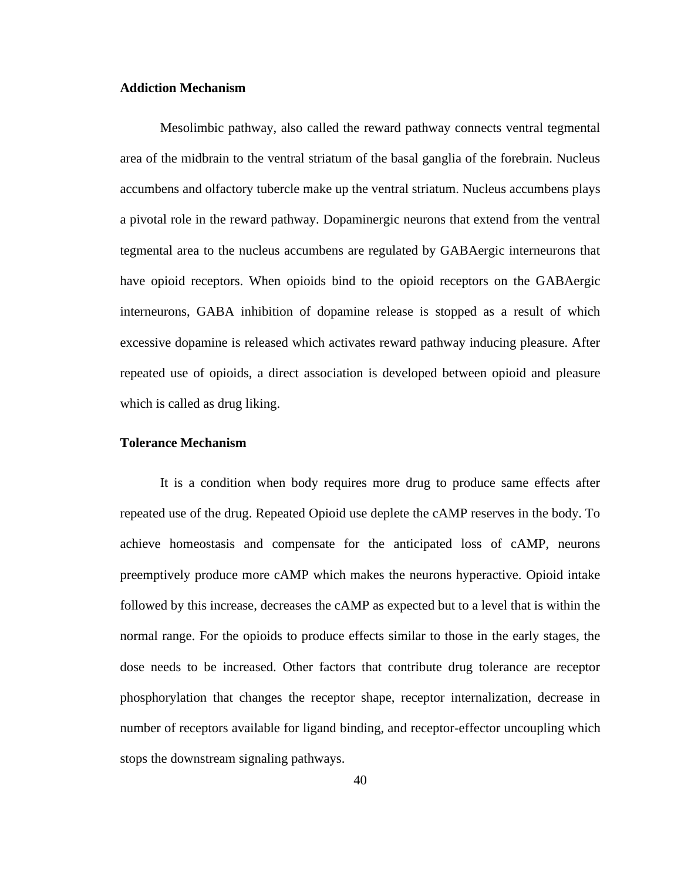### Addiction Mechanism

Mesolimbic pathway, also called the reward pathway connects ventral tegmental area of the midbrain to the ventral striatum of the basal ganglia of the forebrain. Nucleus accumbens and olfactory tubercle make up the ventral striatum. Nucleus accumbens plays a pivotal role in the reward pathway. Dopaminergic neurons that extend from the ventral tegmental area to the nucleus accumbens are regulated by GABAergic interneurons that have opioid receptors. When opioids bind to the opioid receptors on the GABAergic interneurons, GABA inhibition of dopamine release is stopped as a result of which excessive dopamine is released which activates reward pathway inducing pleasure. After repeated use of opioids, a direct association is developed between opioid and pleasure which is called as drug liking.

### Tolerance Mechanism

It is a condition when body requires more drug to produce same effects after repeated use of the drug. Repeated Opioid use deplete the cAMP reserves in the body. To achieve homeostasis and compensate for the anticipated loss of cAMP, neurons preemptively produce more cAMP which makes the neurons hyperactive. Opioid intake followed by this increase, decreases the cAMP as expected but to a level that is within the normal range. For the opioids to produce effects similar to those in the early stages, the dose needs to be increased. Other factors that contribute drug tolerance are receptor phosphorylation that changes the receptor shape, receptor internalization, decrease in number of receptors available for ligand binding, and receptor-effector uncoupling which stops the downstream signaling pathways.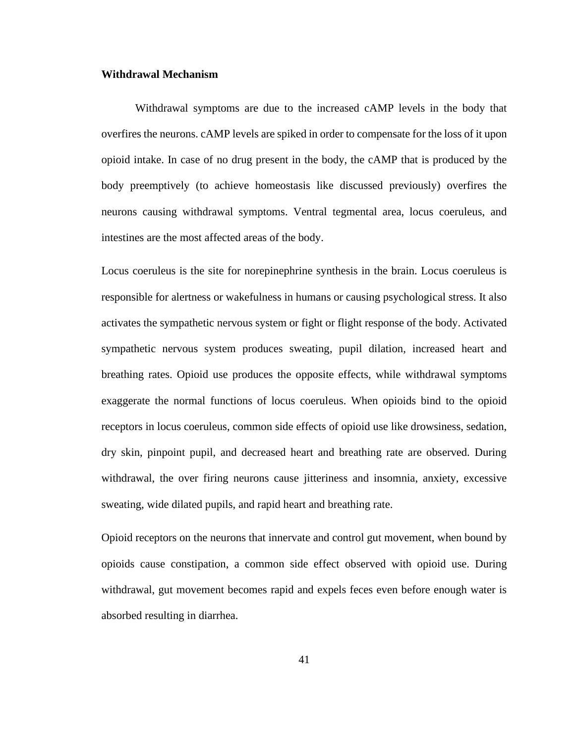**Withdrawal Mechanism**

Withdrawal symptoms are due to the increased cAMP levels in the body that overfires the neurons. cAMP levels are spiked in order to compensate for the loss of it upon opioid intake. In case of no drug present in the body, the cAMP that is produced by the body preemptively (to achieve homeostasis like discussed previously) overfires the neurons causing withdrawal symptoms. Ventral tegmental area, locus coeruleus, and intestines are the most affected areas of the body.

Locus coeruleus is the site for norepinephrine synthesis in the brain. Locus coeruleus is responsible for alertness or wakefulness in humans or causing psychological stress. It also activates the sympathetic nervous system or fight or flight response of the body. Activated sympathetic nervous system produces sweating, pupil dilation, increased heart and breathing rates. Opioid use produces the opposite effects, while withdrawal symptoms exaggerate the normal functions of locus coeruleus. When opioids bind to the opioid receptors in locus coeruleus, common side effects of opioid use like drowsiness, sedation, dry skin, pinpoint pupil, and decreased heart and breathing rate are observed. During withdrawal, the over firing neurons cause jitteriness and insomnia, anxiety, excessive sweating, wide dilated pupils, and rapid heart and breathing rate.

Opioid receptors on the neurons that innervate and control gut movement, when bound by opioids cause constipation, a common side effect observed with opioid use. During withdrawal, gut movement becomes rapid and expels feces even before enough water is absorbed resulting in diarrhea.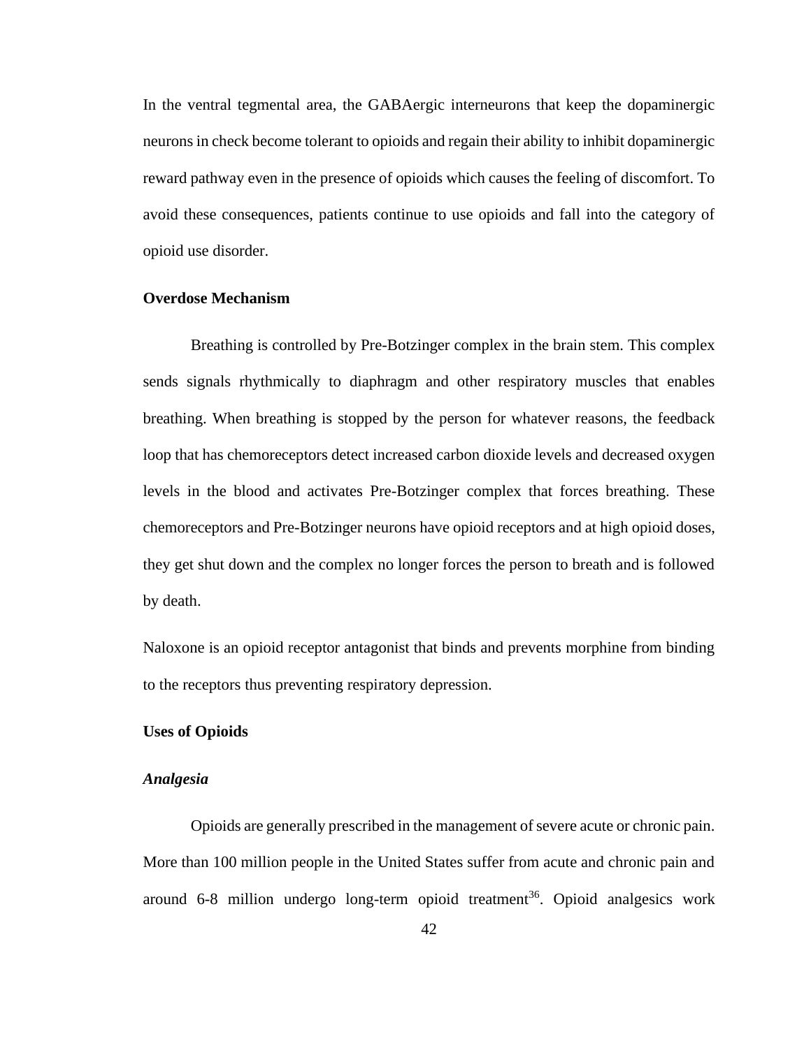In the ventral tegmental area, the GABAergic interneurons that keep the dopaminergic neurons in check become tolerant to opioids and regain their ability to inhibit dopaminergic reward pathway even in the presence of opioids which causes the feeling of discomfort. To avoid these consequences, patients continue to use opioids and fall into the category of opioid use disorder.

**Overdose Mechanism**

Breathing is controlled by Pre-Botzinger complex in the brain stem. This complex sends signals rhythmically to diaphragm and other respiratory muscles that enables breathing. When breathing is stopped by the person for whatever reasons, the feedback loop that has chemoreceptors detect increased carbon dioxide levels and decreased oxygen levels in the blood and activates Pre-Botzinger complex that forces breathing. These chemoreceptors and Pre-Botzinger neurons have opioid receptors and at high opioid doses, they get shut down and the complex no longer forces the person to breath and is followed by death.

Naloxone is an opioid receptor antagonist that binds and prevents morphine from binding to the receptors thus preventing respiratory depression.

**Uses of Opioids**

***Analgesia***

Opioids are generally prescribed in the management of severe acute or chronic pain. More than 100 million people in the United States suffer from acute and chronic pain and around 6-8 million undergo long-term opioid treatment[36]. Opioid analgesics work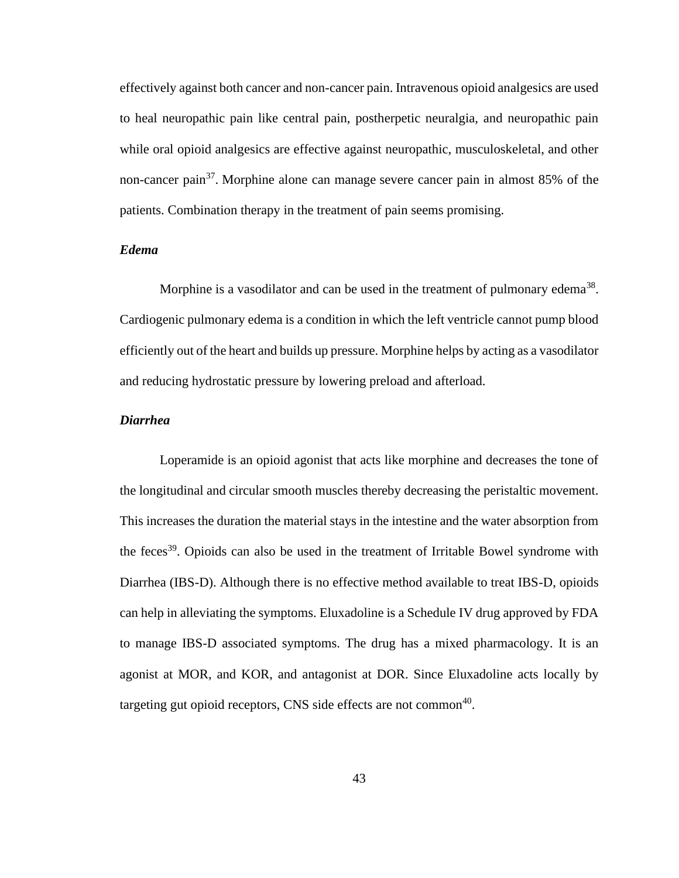effectively against both cancer and non-cancer pain. Intravenous opioid analgesics are used to heal neuropathic pain like central pain, postherpetic neuralgia, and neuropathic pain while oral opioid analgesics are effective against neuropathic, musculoskeletal, and other non-cancer pain[37]. Morphine alone can manage severe cancer pain in almost 85% of the patients. Combination therapy in the treatment of pain seems promising.

### *Edema*

Morphine is a vasodilator and can be used in the treatment of pulmonary edema[38]. Cardiogenic pulmonary edema is a condition in which the left ventricle cannot pump blood efficiently out of the heart and builds up pressure. Morphine helps by acting as a vasodilator and reducing hydrostatic pressure by lowering preload and afterload.

### *Diarrhea*

Loperamide is an opioid agonist that acts like morphine and decreases the tone of the longitudinal and circular smooth muscles thereby decreasing the peristaltic movement. This increases the duration the material stays in the intestine and the water absorption from the feces[39]. Opioids can also be used in the treatment of Irritable Bowel syndrome with Diarrhea (IBS-D). Although there is no effective method available to treat IBS-D, opioids can help in alleviating the symptoms. Eluxadoline is a Schedule IV drug approved by FDA to manage IBS-D associated symptoms. The drug has a mixed pharmacology. It is an agonist at MOR, and KOR, and antagonist at DOR. Since Eluxadoline acts locally by targeting gut opioid receptors, CNS side effects are not common[40].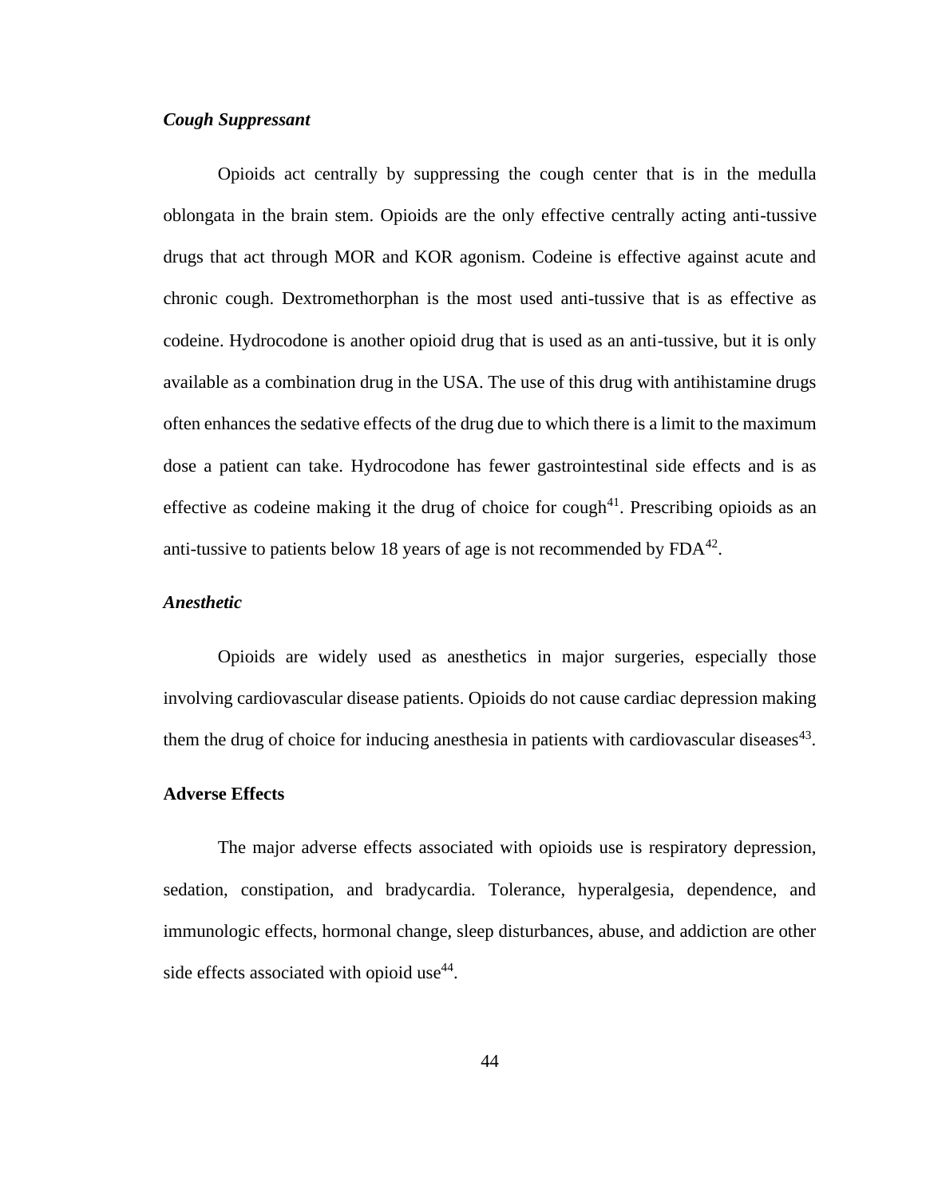### *Cough Suppressant*

Opioids act centrally by suppressing the cough center that is in the medulla oblongata in the brain stem. Opioids are the only effective centrally acting anti-tussive drugs that act through MOR and KOR agonism. Codeine is effective against acute and chronic cough. Dextromethorphan is the most used anti-tussive that is as effective as codeine. Hydrocodone is another opioid drug that is used as an anti-tussive, but it is only available as a combination drug in the USA. The use of this drug with antihistamine drugs often enhances the sedative effects of the drug due to which there is a limit to the maximum dose a patient can take. Hydrocodone has fewer gastrointestinal side effects and is as effective as codeine making it the drug of choice for cough[41]. Prescribing opioids as an anti-tussive to patients below 18 years of age is not recommended by FDA[42].

### *Anesthetic*

Opioids are widely used as anesthetics in major surgeries, especially those involving cardiovascular disease patients. Opioids do not cause cardiac depression making them the drug of choice for inducing anesthesia in patients with cardiovascular diseases[43].

## Adverse Effects

The major adverse effects associated with opioids use is respiratory depression, sedation, constipation, and bradycardia. Tolerance, hyperalgesia, dependence, and immunologic effects, hormonal change, sleep disturbances, abuse, and addiction are other side effects associated with opioid use[44].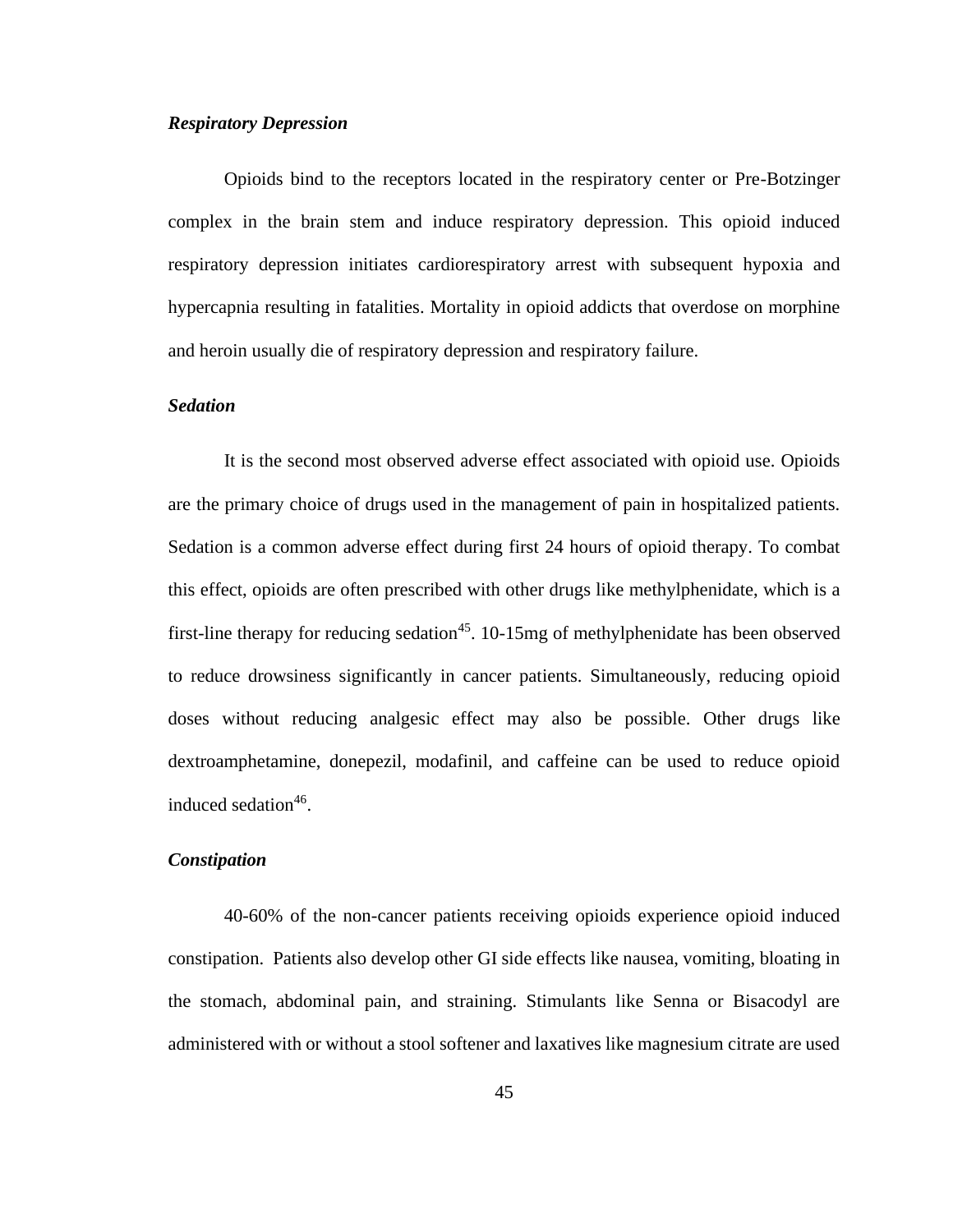***Respiratory Depression***

Opioids bind to the receptors located in the respiratory center or Pre-Botzinger complex in the brain stem and induce respiratory depression. This opioid induced respiratory depression initiates cardiorespiratory arrest with subsequent hypoxia and hypercapnia resulting in fatalities. Mortality in opioid addicts that overdose on morphine and heroin usually die of respiratory depression and respiratory failure.

***Sedation***

It is the second most observed adverse effect associated with opioid use. Opioids are the primary choice of drugs used in the management of pain in hospitalized patients. Sedation is a common adverse effect during first 24 hours of opioid therapy. To combat this effect, opioids are often prescribed with other drugs like methylphenidate, which is a first-line therapy for reducing sedation[45]. 10-15mg of methylphenidate has been observed to reduce drowsiness significantly in cancer patients. Simultaneously, reducing opioid doses without reducing analgesic effect may also be possible. Other drugs like dextroamphetamine, donepezil, modafinil, and caffeine can be used to reduce opioid induced sedation[46].

***Constipation***

40-60% of the non-cancer patients receiving opioids experience opioid induced constipation. Patients also develop other GI side effects like nausea, vomiting, bloating in the stomach, abdominal pain, and straining. Stimulants like Senna or Bisacodyl are administered with or without a stool softener and laxatives like magnesium citrate are used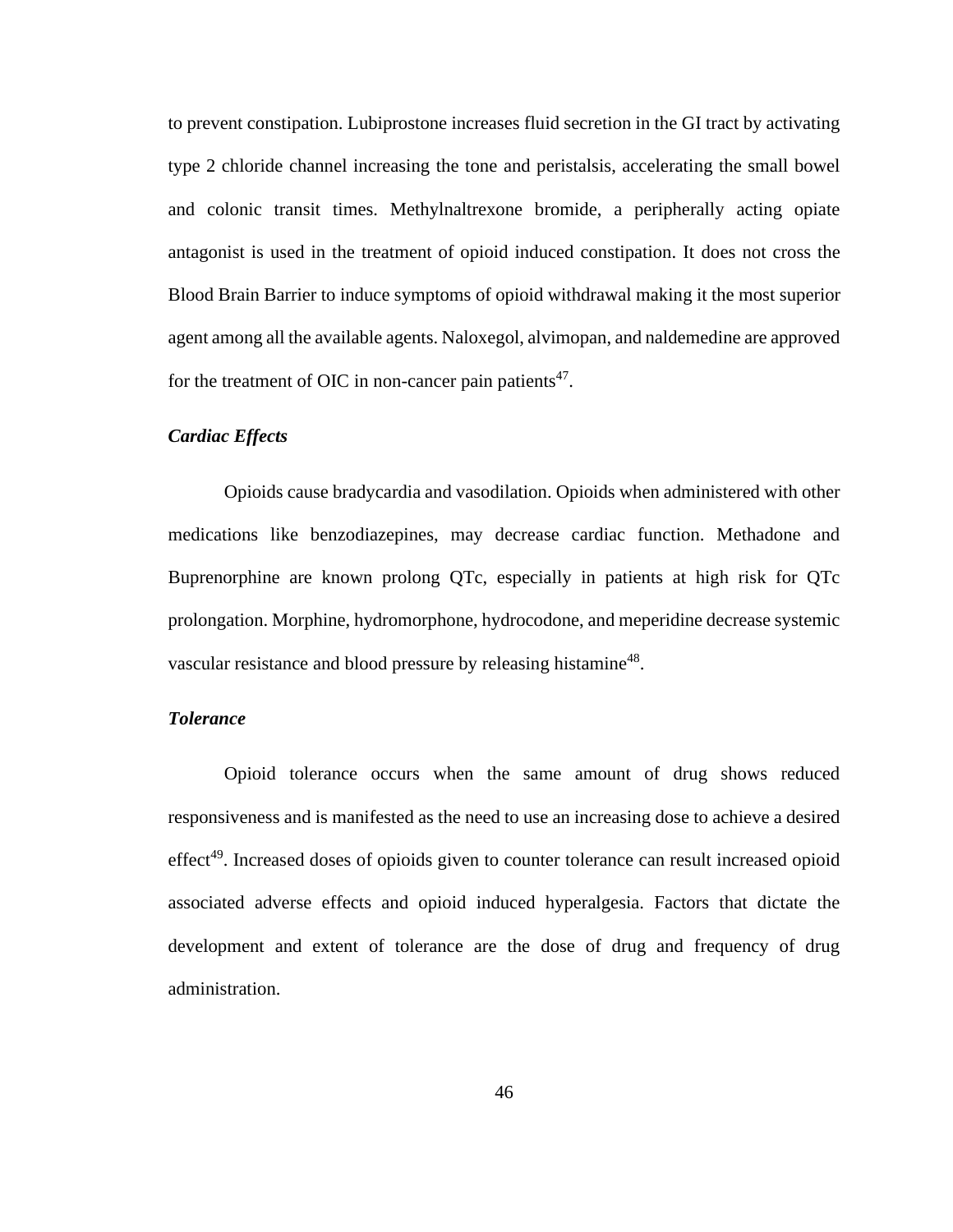to prevent constipation. Lubiprostone increases fluid secretion in the GI tract by activating type 2 chloride channel increasing the tone and peristalsis, accelerating the small bowel and colonic transit times. Methylnaltrexone bromide, a peripherally acting opiate antagonist is used in the treatment of opioid induced constipation. It does not cross the Blood Brain Barrier to induce symptoms of opioid withdrawal making it the most superior agent among all the available agents. Naloxegol, alvimopan, and naldemedine are approved for the treatment of OIC in non-cancer pain patients[47].

***Cardiac Effects***

Opioids cause bradycardia and vasodilation. Opioids when administered with other medications like benzodiazepines, may decrease cardiac function. Methadone and Buprenorphine are known prolong QTc, especially in patients at high risk for QTc prolongation. Morphine, hydromorphone, hydrocodone, and meperidine decrease systemic vascular resistance and blood pressure by releasing histamine[48].

***Tolerance***

Opioid tolerance occurs when the same amount of drug shows reduced responsiveness and is manifested as the need to use an increasing dose to achieve a desired effect[49]. Increased doses of opioids given to counter tolerance can result increased opioid associated adverse effects and opioid induced hyperalgesia. Factors that dictate the development and extent of tolerance are the dose of drug and frequency of drug administration.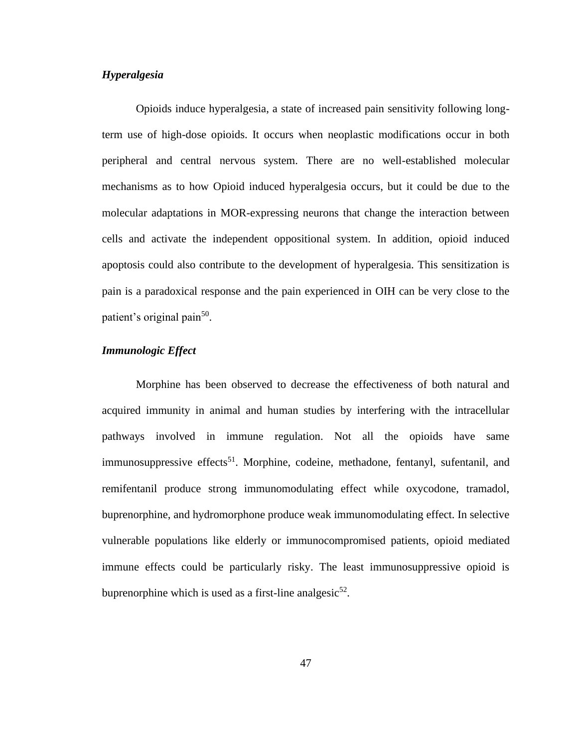### *Hyperalgesia*

Opioids induce hyperalgesia, a state of increased pain sensitivity following long-term use of high-dose opioids. It occurs when neoplastic modifications occur in both peripheral and central nervous system. There are no well-established molecular mechanisms as to how Opioid induced hyperalgesia occurs, but it could be due to the molecular adaptations in MOR-expressing neurons that change the interaction between cells and activate the independent oppositional system. In addition, opioid induced apoptosis could also contribute to the development of hyperalgesia. This sensitization is pain is a paradoxical response and the pain experienced in OIH can be very close to the patient's original pain[50].

### *Immunologic Effect*

Morphine has been observed to decrease the effectiveness of both natural and acquired immunity in animal and human studies by interfering with the intracellular pathways involved in immune regulation. Not all the opioids have same immunosuppressive effects[51]. Morphine, codeine, methadone, fentanyl, sufentanil, and remifentanil produce strong immunomodulating effect while oxycodone, tramadol, buprenorphine, and hydromorphone produce weak immunomodulating effect. In selective vulnerable populations like elderly or immunocompromised patients, opioid mediated immune effects could be particularly risky. The least immunosuppressive opioid is buprenorphine which is used as a first-line analgesic[52].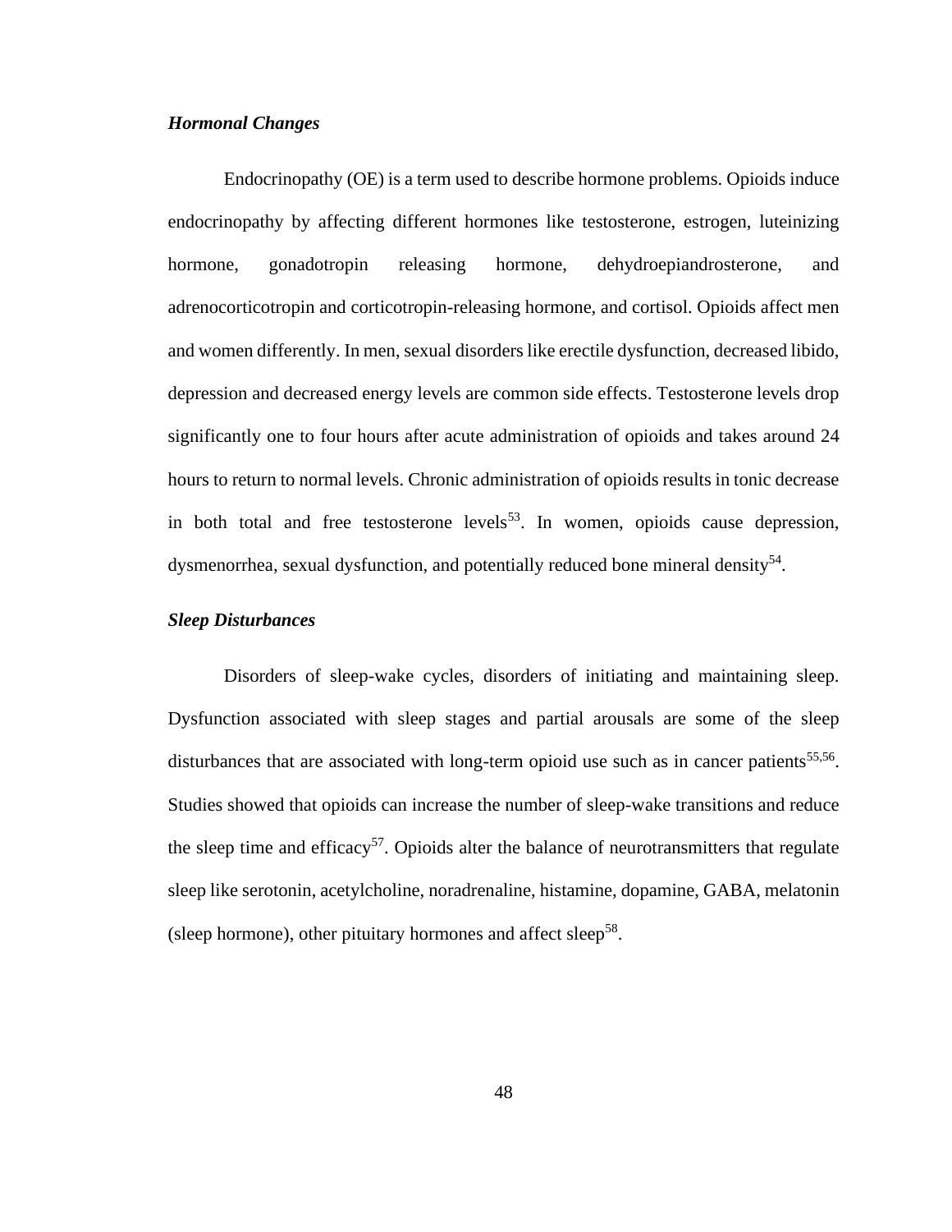***Hormonal Changes***

Endocrinopathy (OE) is a term used to describe hormone problems. Opioids induce endocrinopathy by affecting different hormones like testosterone, estrogen, luteinizing hormone, gonadotropin releasing hormone, dehydroepiandrosterone, and adrenocorticotropin and corticotropin-releasing hormone, and cortisol. Opioids affect men and women differently. In men, sexual disorders like erectile dysfunction, decreased libido, depression and decreased energy levels are common side effects. Testosterone levels drop significantly one to four hours after acute administration of opioids and takes around 24 hours to return to normal levels. Chronic administration of opioids results in tonic decrease in both total and free testosterone levels[53]. In women, opioids cause depression, dysmenorrhea, sexual dysfunction, and potentially reduced bone mineral density[54].

***Sleep Disturbances***

Disorders of sleep-wake cycles, disorders of initiating and maintaining sleep. Dysfunction associated with sleep stages and partial arousals are some of the sleep disturbances that are associated with long-term opioid use such as in cancer patients[55,56]. Studies showed that opioids can increase the number of sleep-wake transitions and reduce the sleep time and efficacy[57]. Opioids alter the balance of neurotransmitters that regulate sleep like serotonin, acetylcholine, noradrenaline, histamine, dopamine, GABA, melatonin (sleep hormone), other pituitary hormones and affect sleep[58].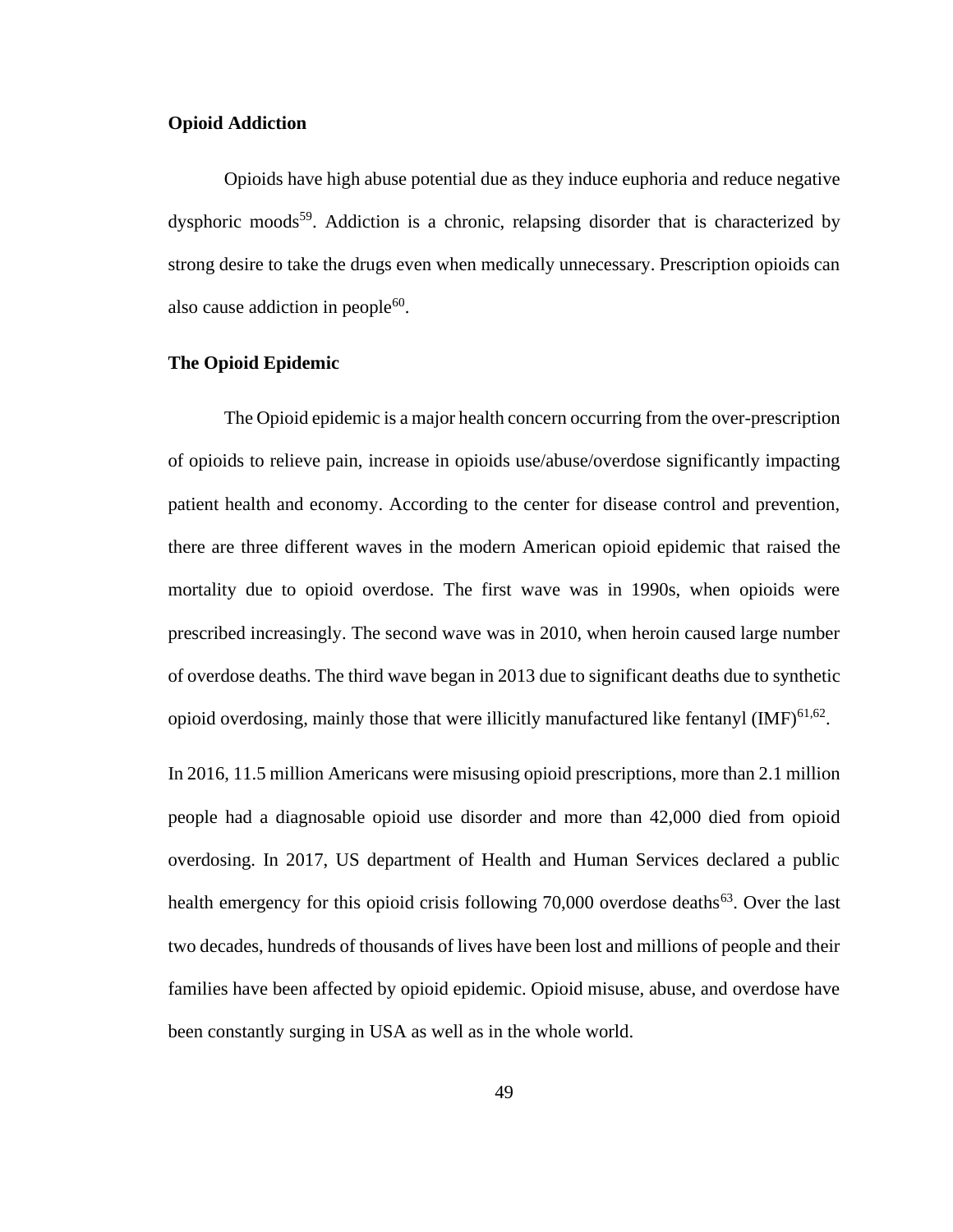**Opioid Addiction**

Opioids have high abuse potential due as they induce euphoria and reduce negative dysphoric moods[59]. Addiction is a chronic, relapsing disorder that is characterized by strong desire to take the drugs even when medically unnecessary. Prescription opioids can also cause addiction in people[60].

**The Opioid Epidemic**

The Opioid epidemic is a major health concern occurring from the over-prescription of opioids to relieve pain, increase in opioids use/abuse/overdose significantly impacting patient health and economy. According to the center for disease control and prevention, there are three different waves in the modern American opioid epidemic that raised the mortality due to opioid overdose. The first wave was in 1990s, when opioids were prescribed increasingly. The second wave was in 2010, when heroin caused large number of overdose deaths. The third wave began in 2013 due to significant deaths due to synthetic opioid overdosing, mainly those that were illicitly manufactured like fentanyl (IMF)[61,62].

In 2016, 11.5 million Americans were misusing opioid prescriptions, more than 2.1 million people had a diagnosable opioid use disorder and more than 42,000 died from opioid overdosing. In 2017, US department of Health and Human Services declared a public health emergency for this opioid crisis following 70,000 overdose deaths[63]. Over the last two decades, hundreds of thousands of lives have been lost and millions of people and their families have been affected by opioid epidemic. Opioid misuse, abuse, and overdose have been constantly surging in USA as well as in the whole world.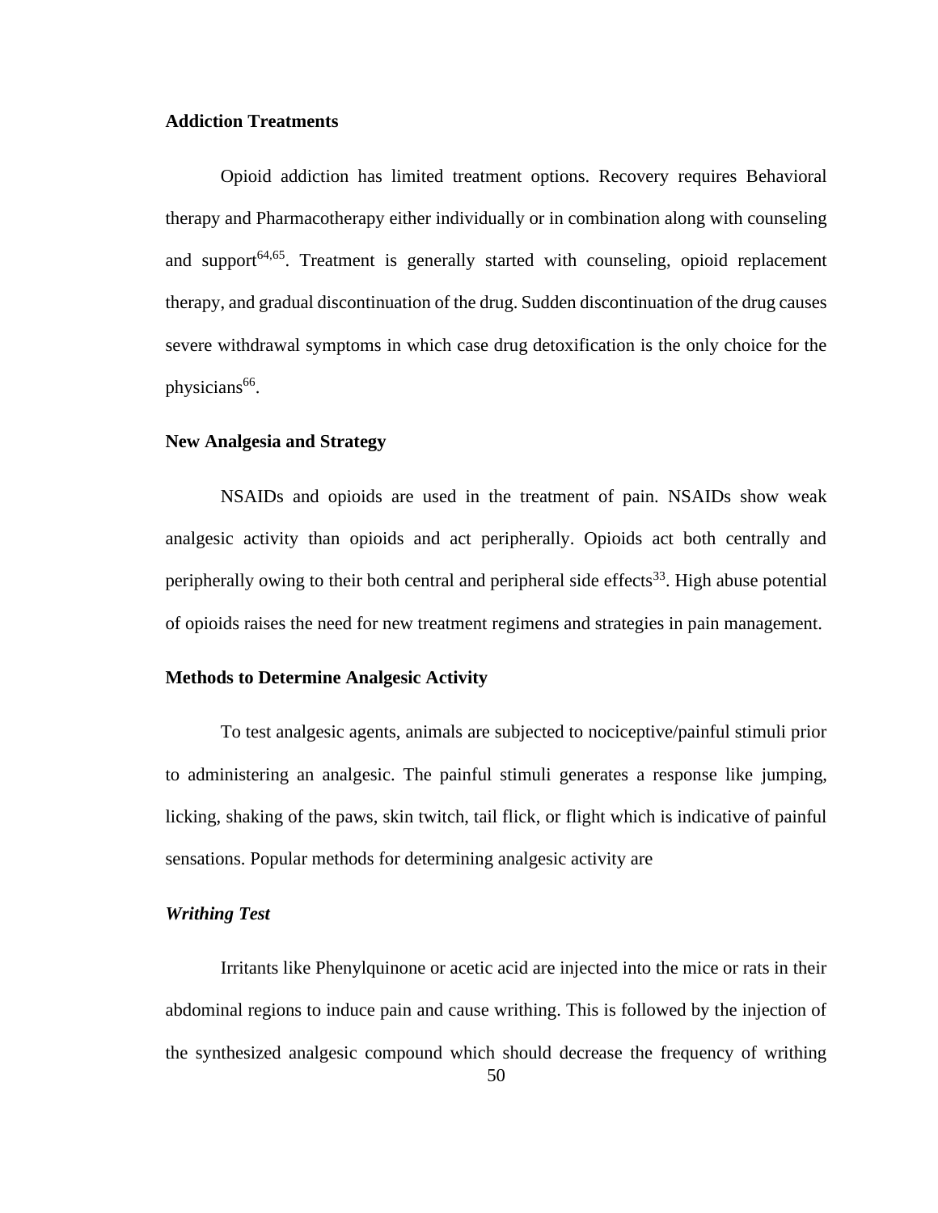### Addiction Treatments

Opioid addiction has limited treatment options. Recovery requires Behavioral therapy and Pharmacotherapy either individually or in combination along with counseling and support[64,65]. Treatment is generally started with counseling, opioid replacement therapy, and gradual discontinuation of the drug. Sudden discontinuation of the drug causes severe withdrawal symptoms in which case drug detoxification is the only choice for the physicians[66].

### New Analgesia and Strategy

NSAIDs and opioids are used in the treatment of pain. NSAIDs show weak analgesic activity than opioids and act peripherally. Opioids act both centrally and peripherally owing to their both central and peripheral side effects[33]. High abuse potential of opioids raises the need for new treatment regimens and strategies in pain management.

### Methods to Determine Analgesic Activity

To test analgesic agents, animals are subjected to nociceptive/painful stimuli prior to administering an analgesic. The painful stimuli generates a response like jumping, licking, shaking of the paws, skin twitch, tail flick, or flight which is indicative of painful sensations. Popular methods for determining analgesic activity are

#### *Writhing Test*

Irritants like Phenylquinone or acetic acid are injected into the mice or rats in their abdominal regions to induce pain and cause writhing. This is followed by the injection of the synthesized analgesic compound which should decrease the frequency of writhing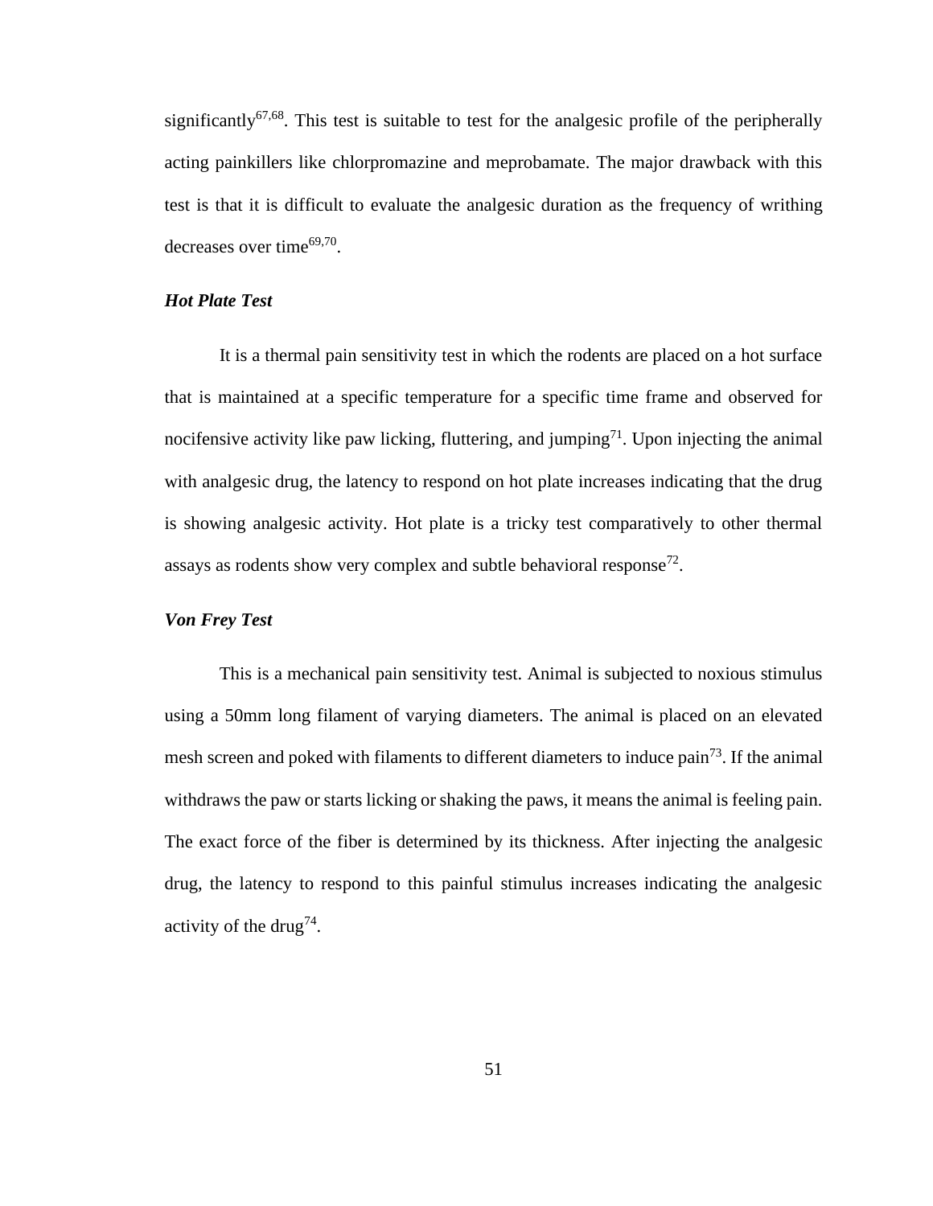significantly[67,68]. This test is suitable to test for the analgesic profile of the peripherally acting painkillers like chlorpromazine and meprobamate. The major drawback with this test is that it is difficult to evaluate the analgesic duration as the frequency of writhing decreases over time[69,70].

### *Hot Plate Test*

It is a thermal pain sensitivity test in which the rodents are placed on a hot surface that is maintained at a specific temperature for a specific time frame and observed for nocifensive activity like paw licking, fluttering, and jumping[71]. Upon injecting the animal with analgesic drug, the latency to respond on hot plate increases indicating that the drug is showing analgesic activity. Hot plate is a tricky test comparatively to other thermal assays as rodents show very complex and subtle behavioral response[72].

### *Von Frey Test*

This is a mechanical pain sensitivity test. Animal is subjected to noxious stimulus using a 50mm long filament of varying diameters. The animal is placed on an elevated mesh screen and poked with filaments to different diameters to induce pain[73]. If the animal withdraws the paw or starts licking or shaking the paws, it means the animal is feeling pain. The exact force of the fiber is determined by its thickness. After injecting the analgesic drug, the latency to respond to this painful stimulus increases indicating the analgesic activity of the drug[74].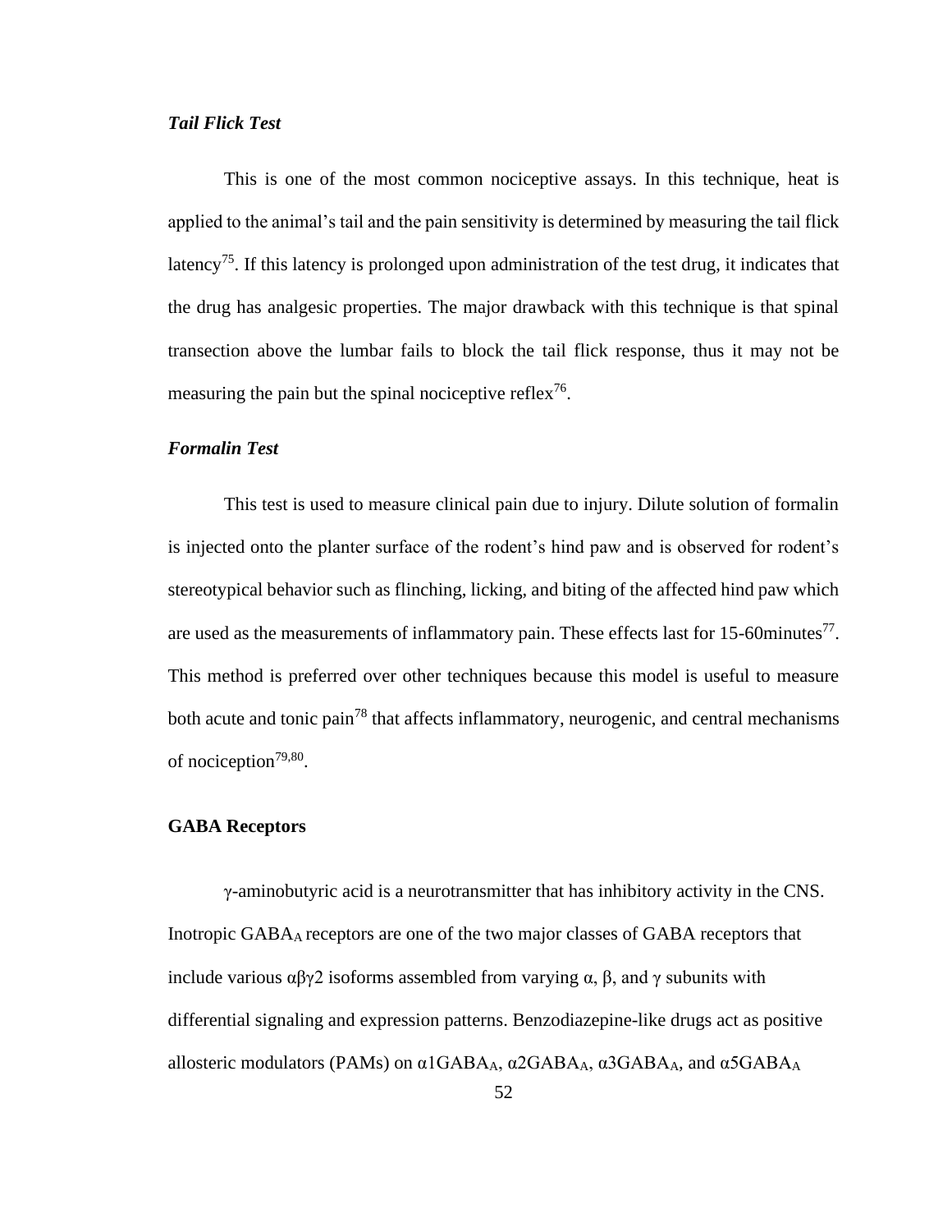### *Tail Flick Test*

This is one of the most common nociceptive assays. In this technique, heat is applied to the animal's tail and the pain sensitivity is determined by measuring the tail flick latency[75]. If this latency is prolonged upon administration of the test drug, it indicates that the drug has analgesic properties. The major drawback with this technique is that spinal transection above the lumbar fails to block the tail flick response, thus it may not be measuring the pain but the spinal nociceptive reflex[76].

### *Formalin Test*

This test is used to measure clinical pain due to injury. Dilute solution of formalin is injected onto the planter surface of the rodent's hind paw and is observed for rodent's stereotypical behavior such as flinching, licking, and biting of the affected hind paw which are used as the measurements of inflammatory pain. These effects last for 15-60minutes[77]. This method is preferred over other techniques because this model is useful to measure both acute and tonic pain[78] that affects inflammatory, neurogenic, and central mechanisms of nociception[79,80].

## **GABA Receptors**

γ-aminobutyric acid is a neurotransmitter that has inhibitory activity in the CNS. Inotropic $GABA_A$ receptors are one of the two major classes of GABA receptors that include various αβγ2 isoforms assembled from varying α, β, and γ subunits with differential signaling and expression patterns. Benzodiazepine-like drugs act as positive allosteric modulators (PAMs) on $\alpha 1GABA_A$, $\alpha 2GABA_A$, $\alpha 3GABA_A$, and $\alpha 5GABA_A$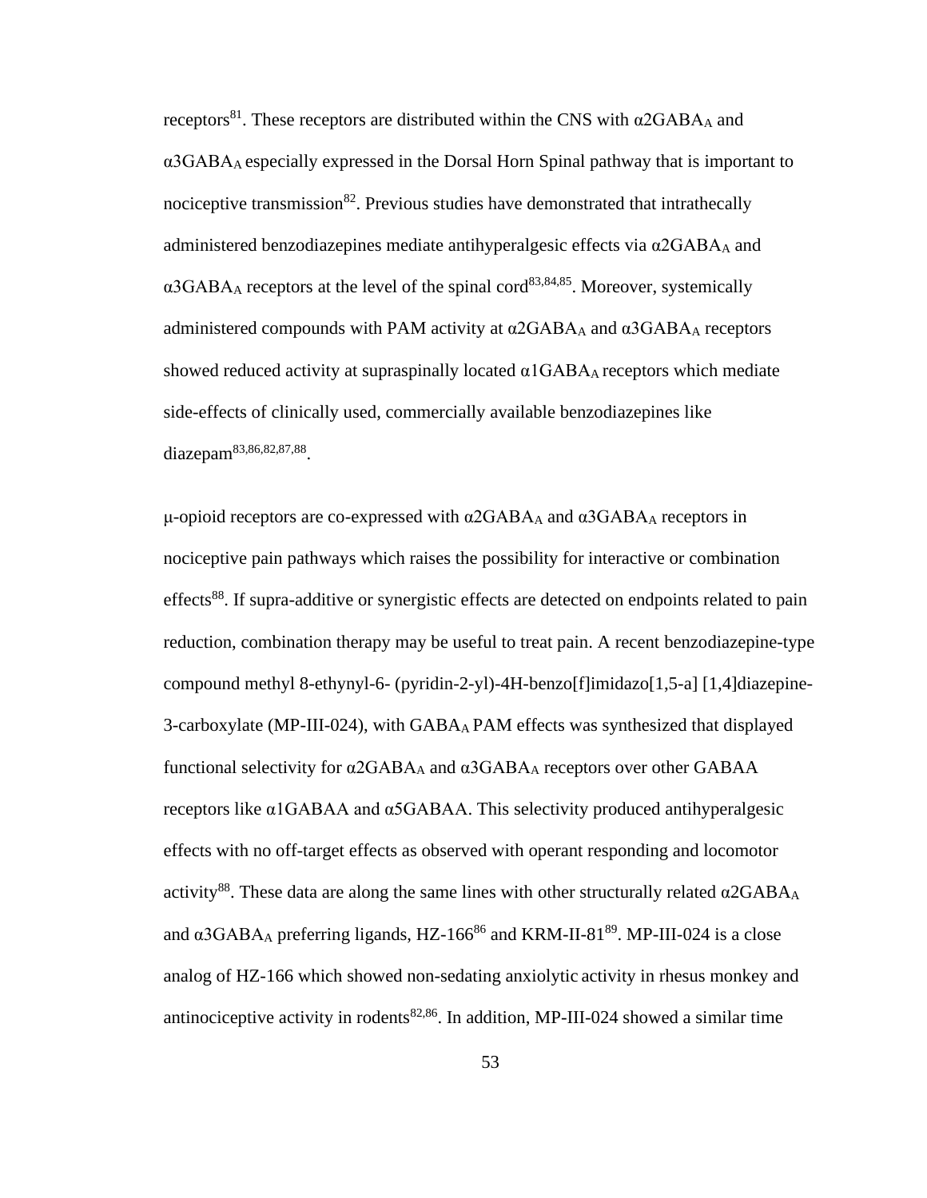receptors[81]. These receptors are distributed within the CNS with α2GABA$_A$ and α3GABA$_A$ especially expressed in the Dorsal Horn Spinal pathway that is important to nociceptive transmission[82]. Previous studies have demonstrated that intrathecally administered benzodiazepines mediate antihyperalgesic effects via α2GABA$_A$ and α3GABA$_A$ receptors at the level of the spinal cord[83,84,85]. Moreover, systemically administered compounds with PAM activity at α2GABA$_A$ and α3GABA$_A$ receptors showed reduced activity at supraspinally located α1GABA$_A$ receptors which mediate side-effects of clinically used, commercially available benzodiazepines like diazepam[83,86,82,87,88].

μ-opioid receptors are co-expressed with α2GABA$_A$ and α3GABA$_A$ receptors in nociceptive pain pathways which raises the possibility for interactive or combination effects[88]. If supra-additive or synergistic effects are detected on endpoints related to pain reduction, combination therapy may be useful to treat pain. A recent benzodiazepine-type compound methyl 8-ethynyl-6- (pyridin-2-yl)-4H-benzo[f]imidazo[1,5-a] [1,4]diazepine-3-carboxylate (MP-III-024), with GABA$_A$ PAM effects was synthesized that displayed functional selectivity for α2GABA$_A$ and α3GABA$_A$ receptors over other GABAA receptors like α1GABAA and α5GABAA. This selectivity produced antihyperalgesic effects with no off-target effects as observed with operant responding and locomotor activity[88]. These data are along the same lines with other structurally related α2GABA$_A$ and α3GABA$_A$ preferring ligands, HZ-166[86] and KRM-II-81[89]. MP-III-024 is a close analog of HZ-166 which showed non-sedating anxiolytic activity in rhesus monkey and antinociceptive activity in rodents[82,86]. In addition, MP-III-024 showed a similar time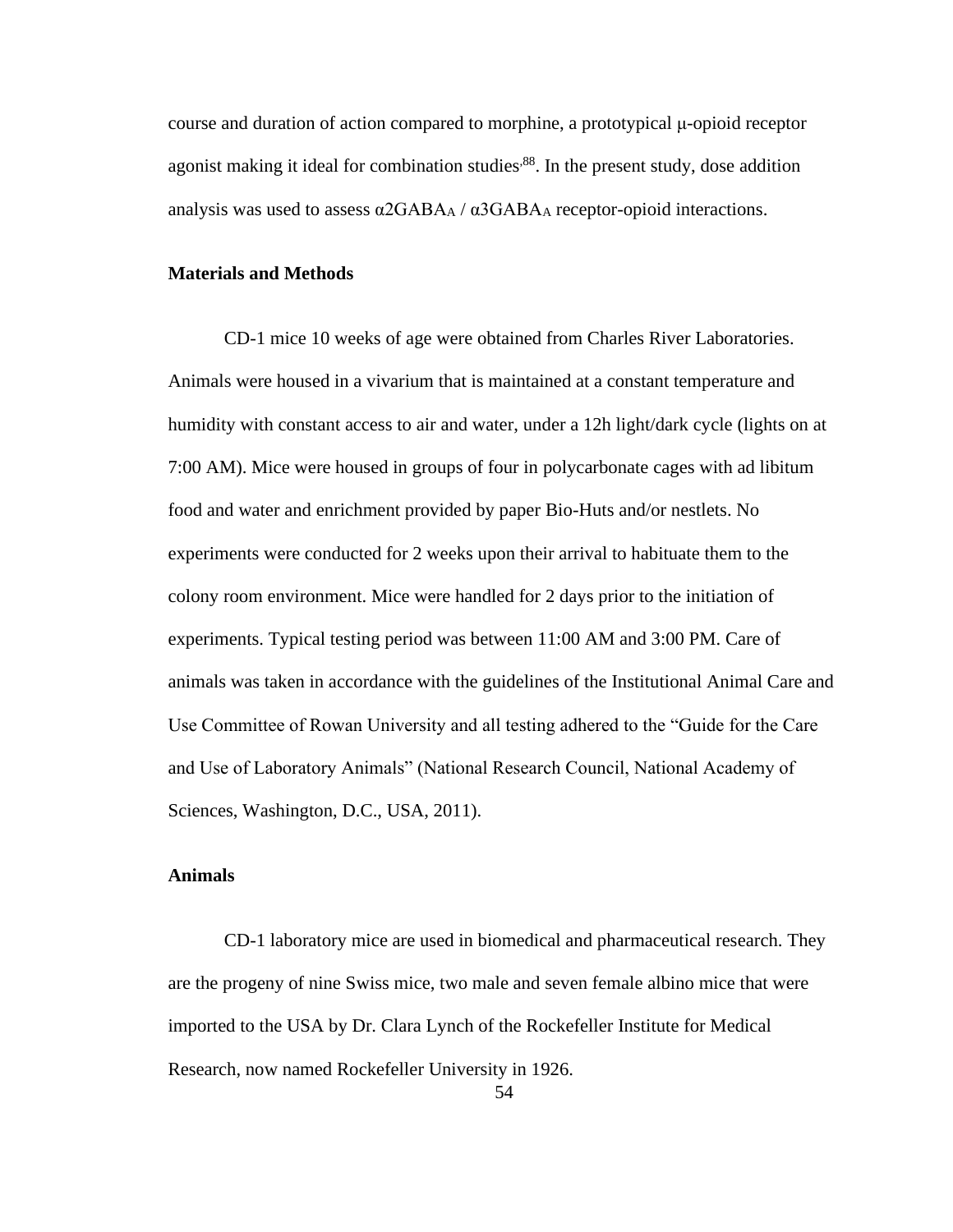course and duration of action compared to morphine, a prototypical μ-opioid receptor agonist making it ideal for combination studies[,88]. In the present study, dose addition analysis was used to assess $\alpha 2GABA_A$ / $\alpha 3GABA_A$ receptor-opioid interactions.

**Materials and Methods**

CD-1 mice 10 weeks of age were obtained from Charles River Laboratories. Animals were housed in a vivarium that is maintained at a constant temperature and humidity with constant access to air and water, under a 12h light/dark cycle (lights on at 7:00 AM). Mice were housed in groups of four in polycarbonate cages with ad libitum food and water and enrichment provided by paper Bio-Huts and/or nestlets. No experiments were conducted for 2 weeks upon their arrival to habituate them to the colony room environment. Mice were handled for 2 days prior to the initiation of experiments. Typical testing period was between 11:00 AM and 3:00 PM. Care of animals was taken in accordance with the guidelines of the Institutional Animal Care and Use Committee of Rowan University and all testing adhered to the "Guide for the Care and Use of Laboratory Animals" (National Research Council, National Academy of Sciences, Washington, D.C., USA, 2011).

**Animals**

CD-1 laboratory mice are used in biomedical and pharmaceutical research. They are the progeny of nine Swiss mice, two male and seven female albino mice that were imported to the USA by Dr. Clara Lynch of the Rockefeller Institute for Medical Research, now named Rockefeller University in 1926.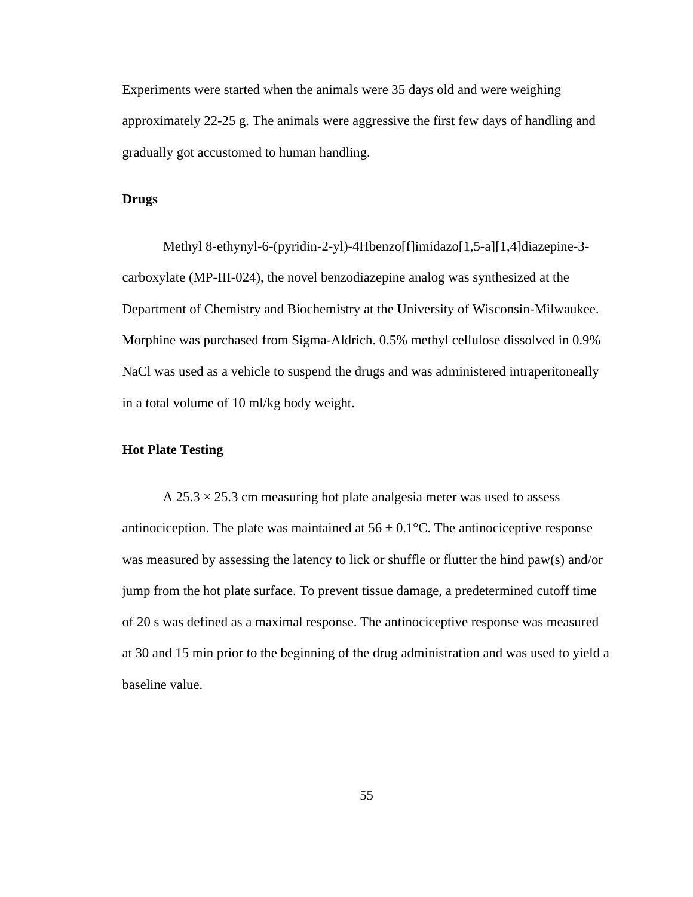Experiments were started when the animals were 35 days old and were weighing approximately 22-25 g. The animals were aggressive the first few days of handling and gradually got accustomed to human handling.

**Drugs**

Methyl 8-ethynyl-6-(pyridin-2-yl)-4Hbenzo[f]imidazo[1,5-a][1,4]diazepine-3-carboxylate (MP-III-024), the novel benzodiazepine analog was synthesized at the Department of Chemistry and Biochemistry at the University of Wisconsin-Milwaukee. Morphine was purchased from Sigma-Aldrich. 0.5% methyl cellulose dissolved in 0.9% NaCl was used as a vehicle to suspend the drugs and was administered intraperitoneally in a total volume of 10 ml/kg body weight.

**Hot Plate Testing**

A $25.3 \times 25.3$ cm measuring hot plate analgesia meter was used to assess antinociception. The plate was maintained at $56 \pm 0.1$°C. The antinociceptive response was measured by assessing the latency to lick or shuffle or flutter the hind paw(s) and/or jump from the hot plate surface. To prevent tissue damage, a predetermined cutoff time of 20 s was defined as a maximal response. The antinociceptive response was measured at 30 and 15 min prior to the beginning of the drug administration and was used to yield a baseline value.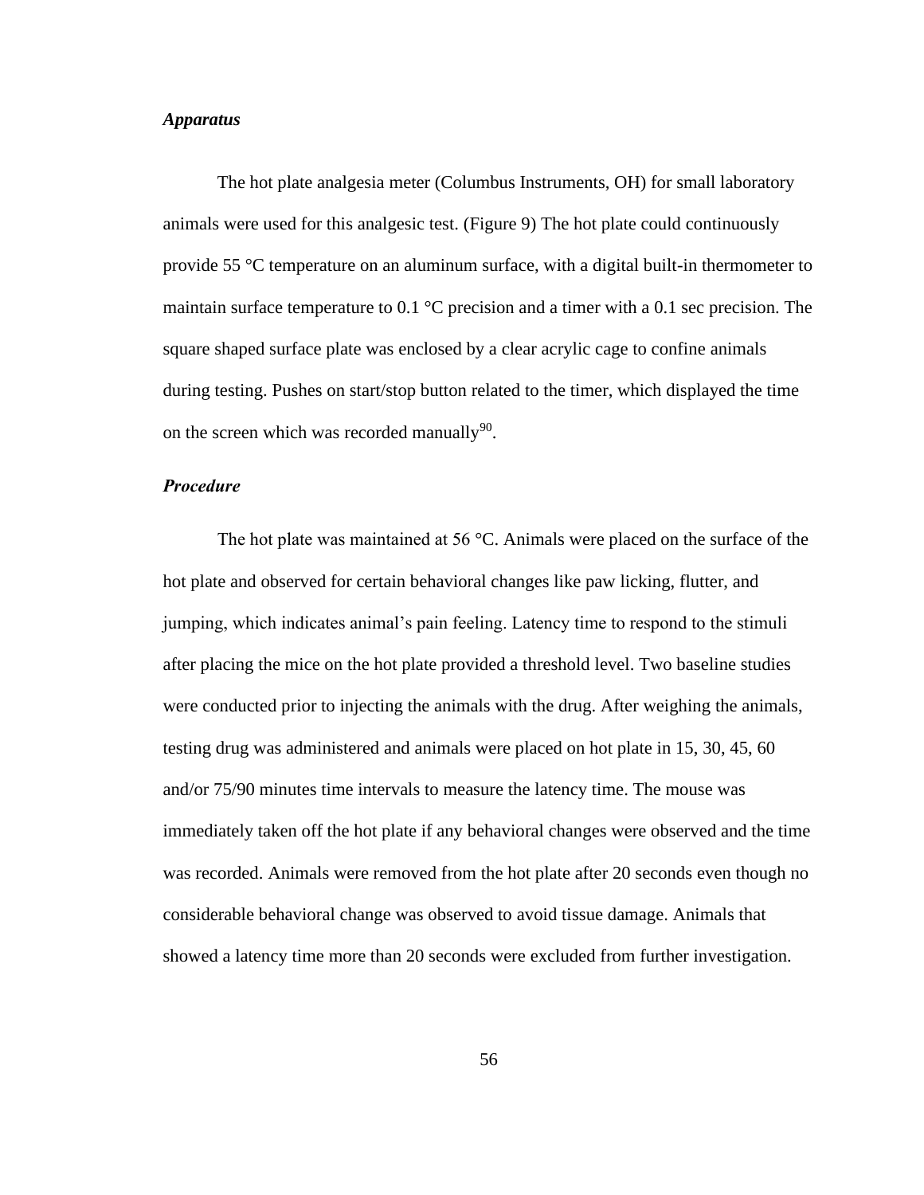### *Apparatus*

The hot plate analgesia meter (Columbus Instruments, OH) for small laboratory animals were used for this analgesic test. (Figure 9) The hot plate could continuously provide 55 °C temperature on an aluminum surface, with a digital built-in thermometer to maintain surface temperature to 0.1 °C precision and a timer with a 0.1 sec precision. The square shaped surface plate was enclosed by a clear acrylic cage to confine animals during testing. Pushes on start/stop button related to the timer, which displayed the time on the screen which was recorded manually[90].

### *Procedure*

The hot plate was maintained at 56 °C. Animals were placed on the surface of the hot plate and observed for certain behavioral changes like paw licking, flutter, and jumping, which indicates animal's pain feeling. Latency time to respond to the stimuli after placing the mice on the hot plate provided a threshold level. Two baseline studies were conducted prior to injecting the animals with the drug. After weighing the animals, testing drug was administered and animals were placed on hot plate in 15, 30, 45, 60 and/or 75/90 minutes time intervals to measure the latency time. The mouse was immediately taken off the hot plate if any behavioral changes were observed and the time was recorded. Animals were removed from the hot plate after 20 seconds even though no considerable behavioral change was observed to avoid tissue damage. Animals that showed a latency time more than 20 seconds were excluded from further investigation.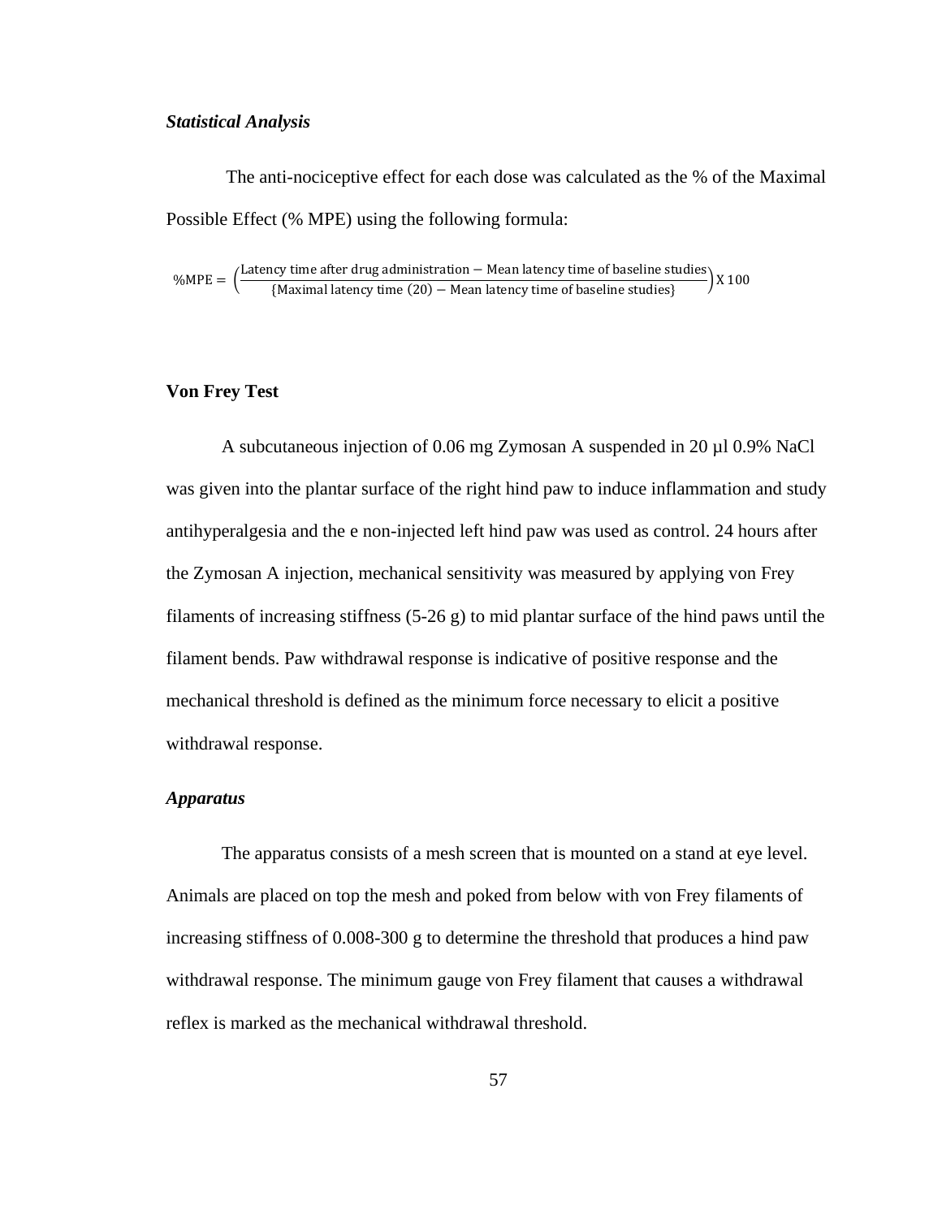### *Statistical Analysis*

The anti-nociceptive effect for each dose was calculated as the % of the Maximal Possible Effect (% MPE) using the following formula:

$$\%\text{MPE} = \left(\frac{\text{Latency time after drug administration} - \text{Mean latency time of baseline studies}}{\{\text{Maximal latency time (20)} - \text{Mean latency time of baseline studies}\}}\right) \text{X } 100$$

## Von Frey Test

A subcutaneous injection of 0.06 mg Zymosan A suspended in 20 µl 0.9% NaCl was given into the plantar surface of the right hind paw to induce inflammation and study antihyperalgesia and the e non-injected left hind paw was used as control. 24 hours after the Zymosan A injection, mechanical sensitivity was measured by applying von Frey filaments of increasing stiffness (5-26 g) to mid plantar surface of the hind paws until the filament bends. Paw withdrawal response is indicative of positive response and the mechanical threshold is defined as the minimum force necessary to elicit a positive withdrawal response.

### *Apparatus*

The apparatus consists of a mesh screen that is mounted on a stand at eye level. Animals are placed on top the mesh and poked from below with von Frey filaments of increasing stiffness of 0.008-300 g to determine the threshold that produces a hind paw withdrawal response. The minimum gauge von Frey filament that causes a withdrawal reflex is marked as the mechanical withdrawal threshold.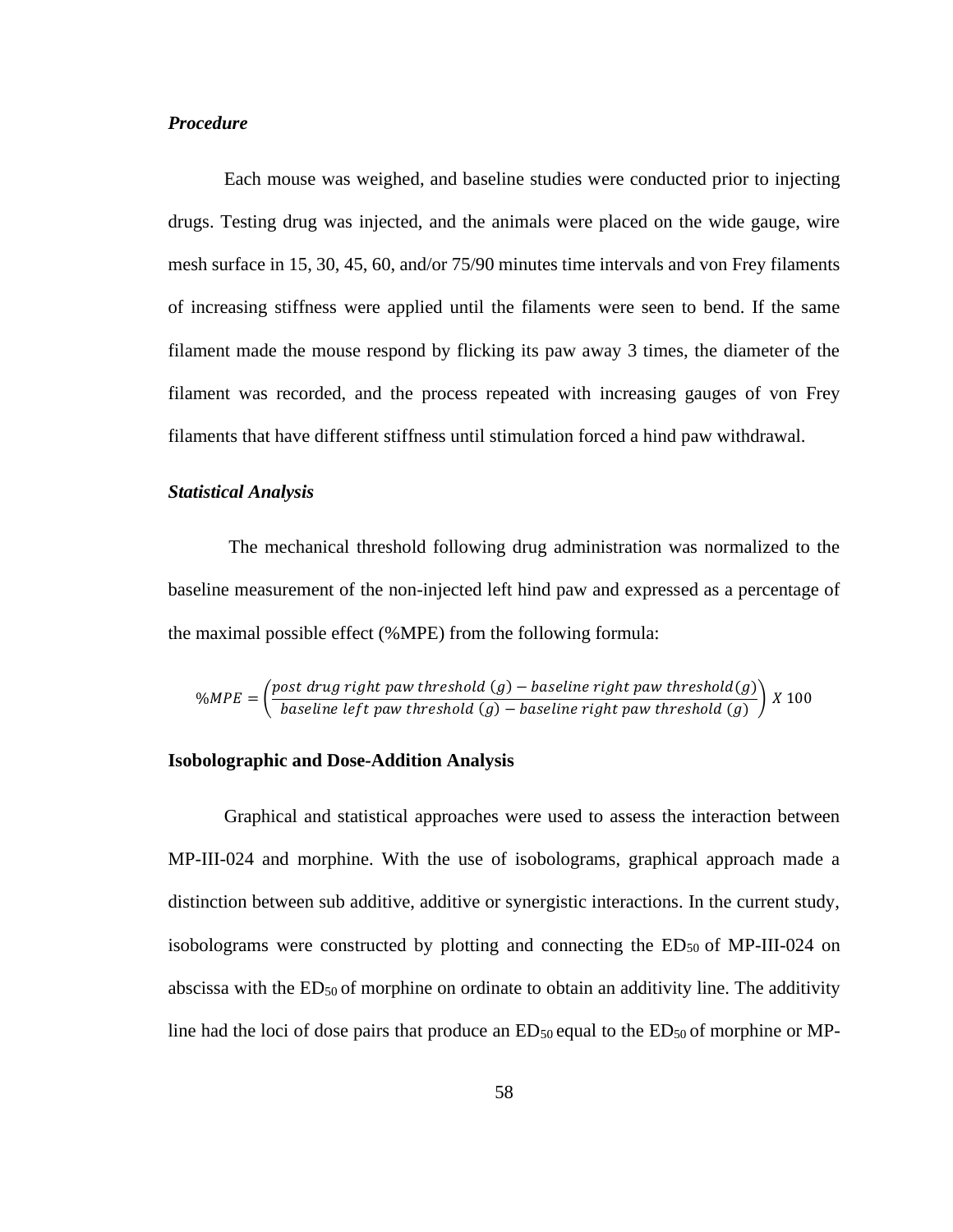### *Procedure*

Each mouse was weighed, and baseline studies were conducted prior to injecting drugs. Testing drug was injected, and the animals were placed on the wide gauge, wire mesh surface in 15, 30, 45, 60, and/or 75/90 minutes time intervals and von Frey filaments of increasing stiffness were applied until the filaments were seen to bend. If the same filament made the mouse respond by flicking its paw away 3 times, the diameter of the filament was recorded, and the process repeated with increasing gauges of von Frey filaments that have different stiffness until stimulation forced a hind paw withdrawal.

### *Statistical Analysis*

The mechanical threshold following drug administration was normalized to the baseline measurement of the non-injected left hind paw and expressed as a percentage of the maximal possible effect (%MPE) from the following formula:

$$\%MPE = \left( \frac{post\ drug\ right\ paw\ threshold\ (g) - baseline\ right\ paw\ threshold(g)}{baseline\ left\ paw\ threshold\ (g) - baseline\ right\ paw\ threshold\ (g)} \right) X\ 100$$

## Isobolographic and Dose-Addition Analysis

Graphical and statistical approaches were used to assess the interaction between MP-III-024 and morphine. With the use of isobolograms, graphical approach made a distinction between sub additive, additive or synergistic interactions. In the current study, isobolograms were constructed by plotting and connecting the $ED_{50}$ of MP-III-024 on abscissa with the $ED_{50}$ of morphine on ordinate to obtain an additivity line. The additivity line had the loci of dose pairs that produce an $ED_{50}$ equal to the $ED_{50}$ of morphine or MP-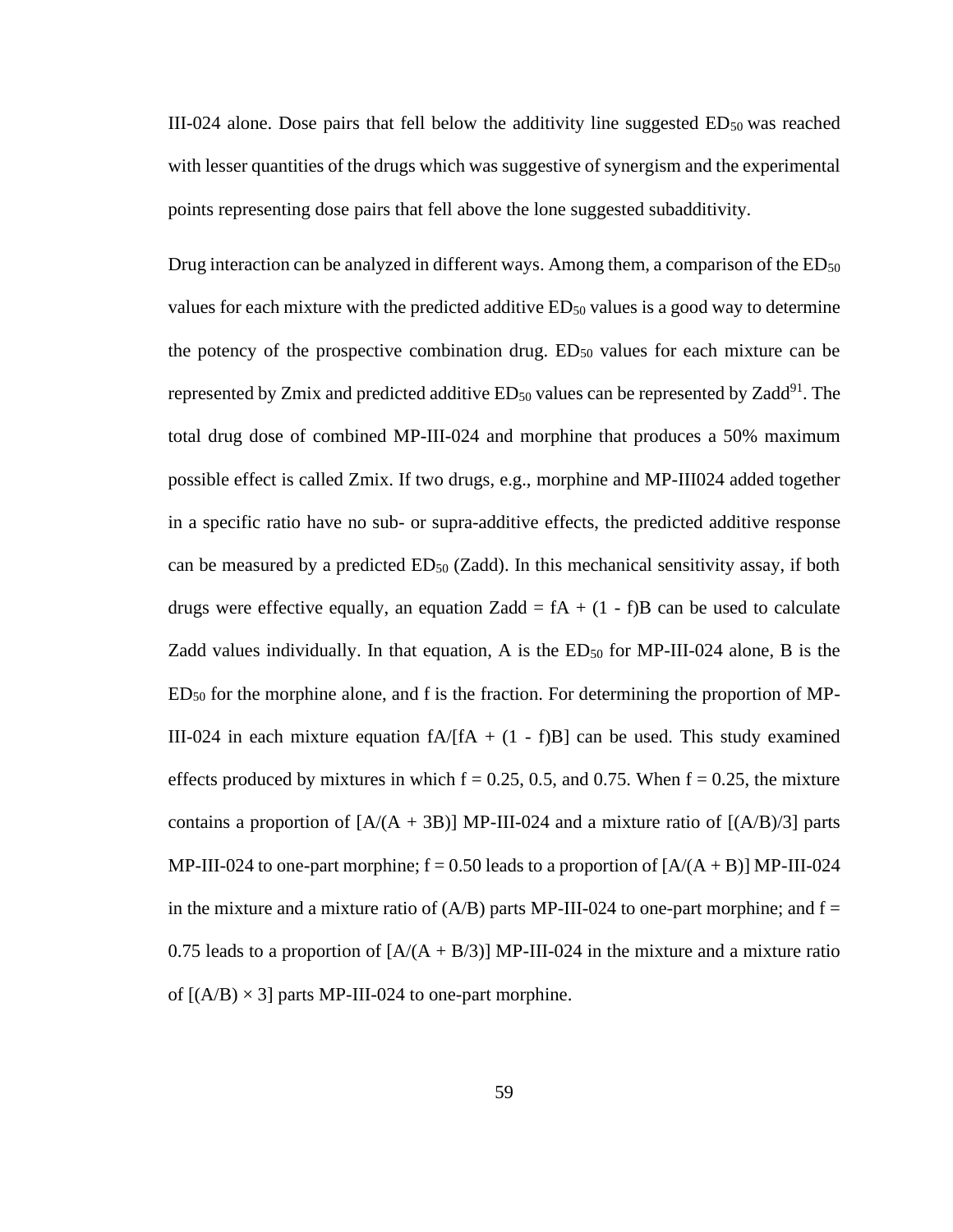III-024 alone. Dose pairs that fell below the additivity line suggested $ED_{50}$ was reached with lesser quantities of the drugs which was suggestive of synergism and the experimental points representing dose pairs that fell above the lone suggested subadditivity.

Drug interaction can be analyzed in different ways. Among them, a comparison of the $ED_{50}$ values for each mixture with the predicted additive $ED_{50}$ values is a good way to determine the potency of the prospective combination drug. $ED_{50}$ values for each mixture can be represented by Zmix and predicted additive $ED_{50}$ values can be represented by Zadd[91]. The total drug dose of combined MP-III-024 and morphine that produces a 50% maximum possible effect is called Zmix. If two drugs, e.g., morphine and MP-III024 added together in a specific ratio have no sub- or supra-additive effects, the predicted additive response can be measured by a predicted $ED_{50}$ (Zadd). In this mechanical sensitivity assay, if both drugs were effective equally, an equation $Zadd = fA + (1 - f)B$ can be used to calculate Zadd values individually. In that equation, A is the $ED_{50}$ for MP-III-024 alone, B is the $ED_{50}$ for the morphine alone, and f is the fraction. For determining the proportion of MP-III-024 in each mixture equation $fA/[fA + (1 - f)B]$ can be used. This study examined effects produced by mixtures in which $f = 0.25$, 0.5, and 0.75. When $f = 0.25$, the mixture contains a proportion of $[A/(A + 3B)]$ MP-III-024 and a mixture ratio of $[(A/B)/3]$ parts MP-III-024 to one-part morphine; $f = 0.50$ leads to a proportion of $[A/(A + B)]$ MP-III-024 in the mixture and a mixture ratio of $(A/B)$ parts MP-III-024 to one-part morphine; and $f = 0.75$ leads to a proportion of $[A/(A + B/3)]$ MP-III-024 in the mixture and a mixture ratio of $[(A/B) \times 3]$ parts MP-III-024 to one-part morphine.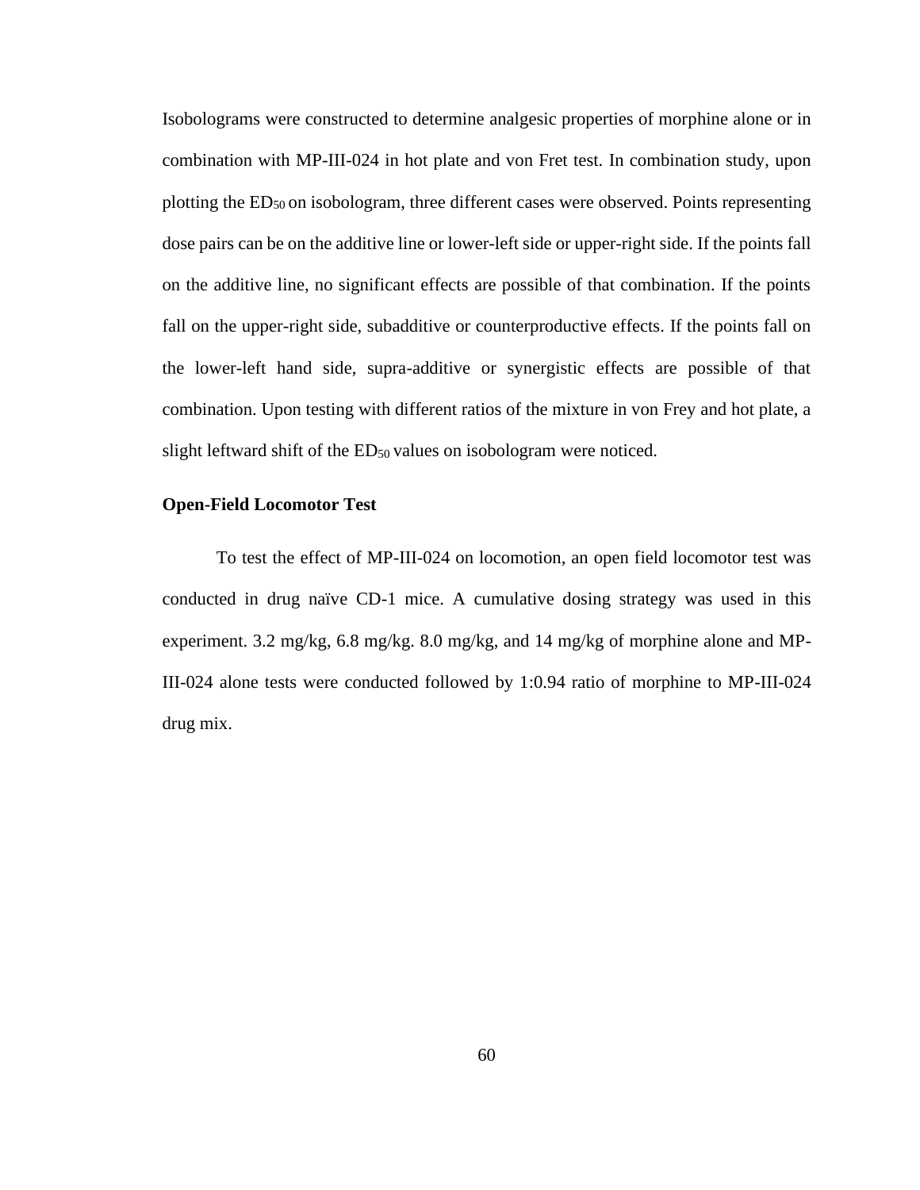Isobolograms were constructed to determine analgesic properties of morphine alone or in combination with MP-III-024 in hot plate and von Fret test. In combination study, upon plotting the $ED_{50}$ on isobologram, three different cases were observed. Points representing dose pairs can be on the additive line or lower-left side or upper-right side. If the points fall on the additive line, no significant effects are possible of that combination. If the points fall on the upper-right side, subadditive or counterproductive effects. If the points fall on the lower-left hand side, supra-additive or synergistic effects are possible of that combination. Upon testing with different ratios of the mixture in von Frey and hot plate, a slight leftward shift of the $ED_{50}$ values on isobologram were noticed.

**Open-Field Locomotor Test**

To test the effect of MP-III-024 on locomotion, an open field locomotor test was conducted in drug naïve CD-1 mice. A cumulative dosing strategy was used in this experiment. 3.2 mg/kg, 6.8 mg/kg. 8.0 mg/kg, and 14 mg/kg of morphine alone and MP-III-024 alone tests were conducted followed by 1:0.94 ratio of morphine to MP-III-024 drug mix.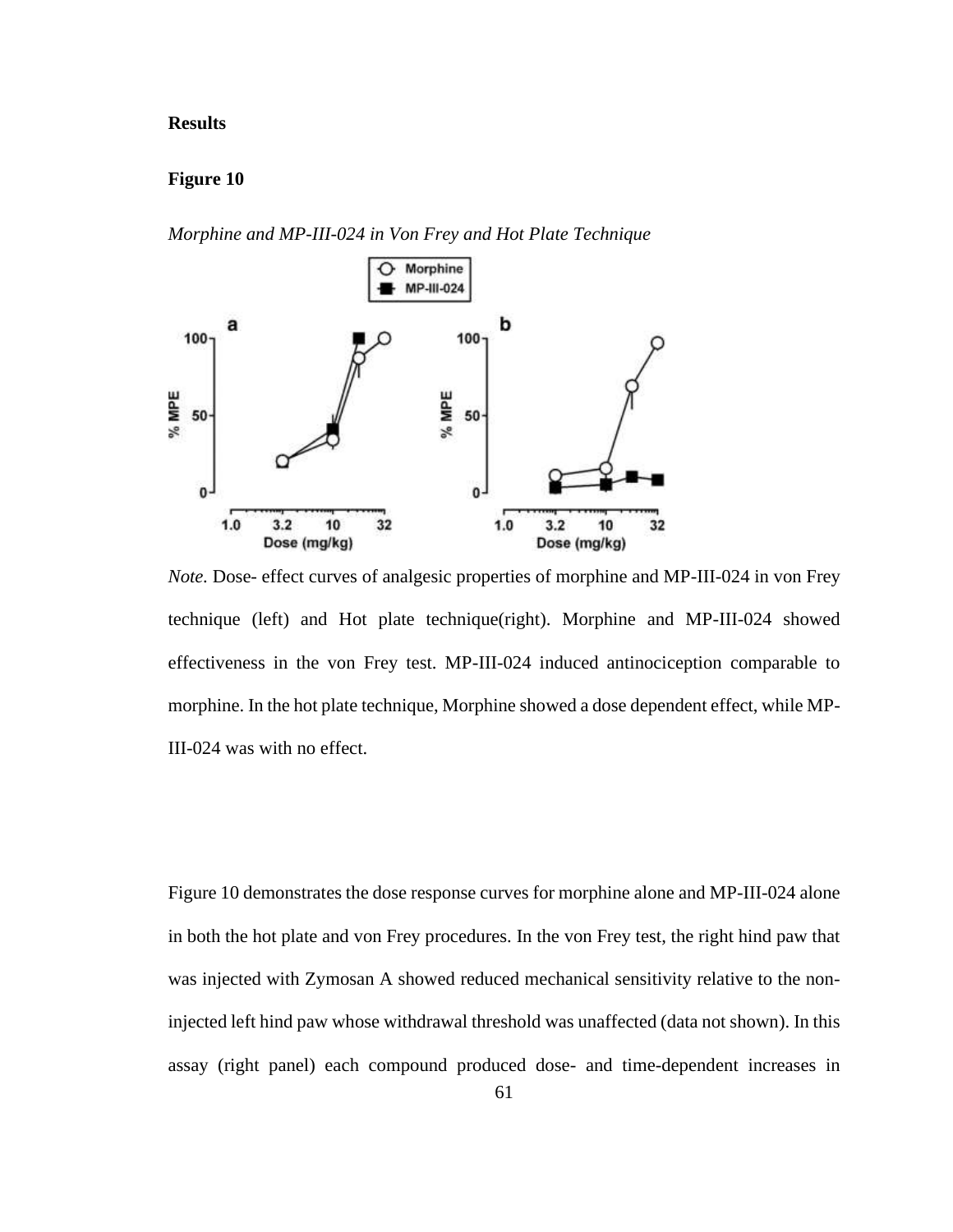**Results**

**Figure 10**

*Morphine and MP-III-024 in Von Frey and Hot Plate Technique*

*Note.* Dose- effect curves of analgesic properties of morphine and MP-III-024 in von Frey technique (left) and Hot plate technique(right). Morphine and MP-III-024 showed effectiveness in the von Frey test. MP-III-024 induced antinociception comparable to morphine. In the hot plate technique, Morphine showed a dose dependent effect, while MP-III-024 was with no effect.

Figure 10 demonstrates the dose response curves for morphine alone and MP-III-024 alone in both the hot plate and von Frey procedures. In the von Frey test, the right hind paw that was injected with Zymosan A showed reduced mechanical sensitivity relative to the non-injected left hind paw whose withdrawal threshold was unaffected (data not shown). In this assay (right panel) each compound produced dose- and time-dependent increases in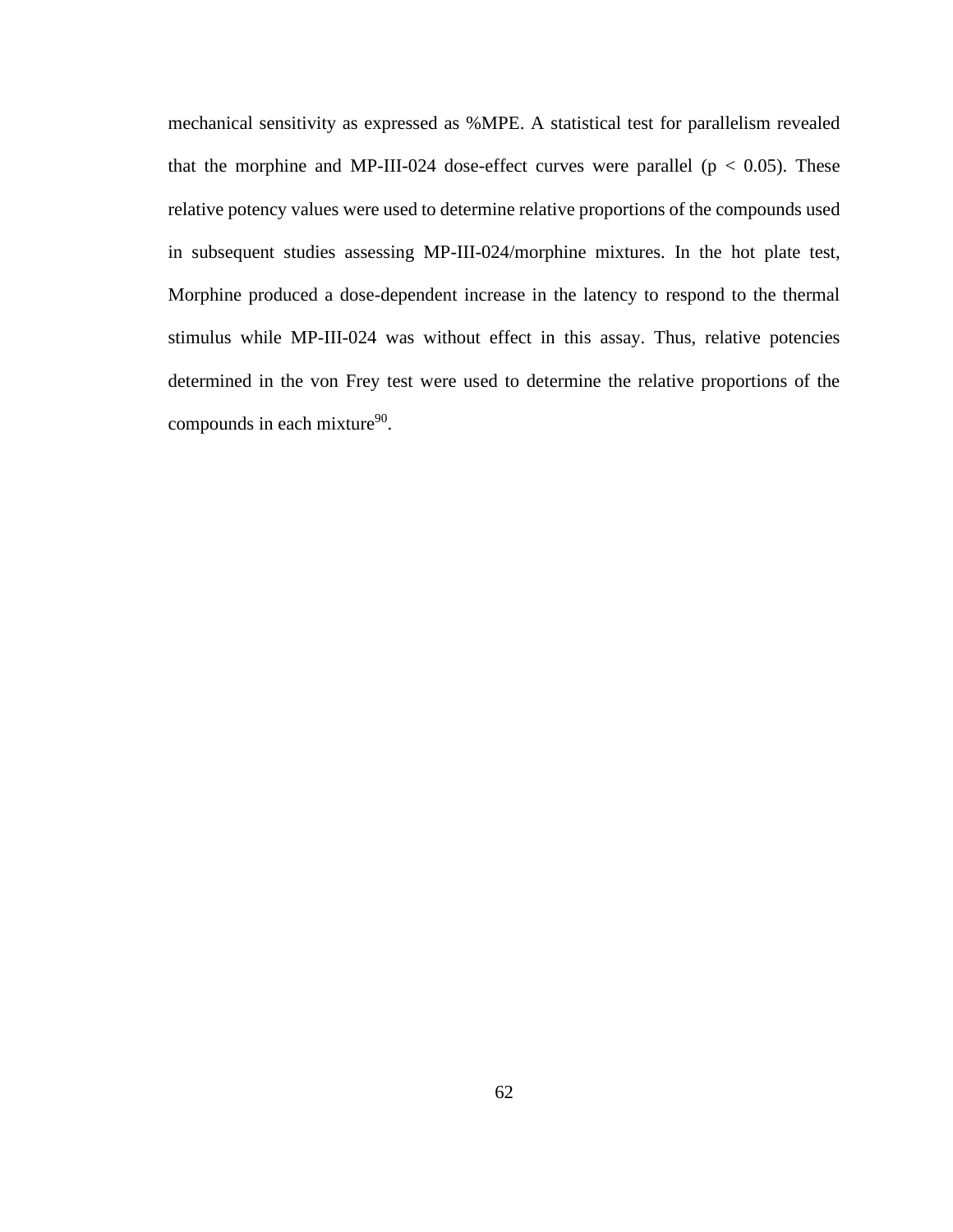mechanical sensitivity as expressed as %MPE. A statistical test for parallelism revealed that the morphine and MP-III-024 dose-effect curves were parallel ($p < 0.05$). These relative potency values were used to determine relative proportions of the compounds used in subsequent studies assessing MP-III-024/morphine mixtures. In the hot plate test, Morphine produced a dose-dependent increase in the latency to respond to the thermal stimulus while MP-III-024 was without effect in this assay. Thus, relative potencies determined in the von Frey test were used to determine the relative proportions of the compounds in each mixture[90].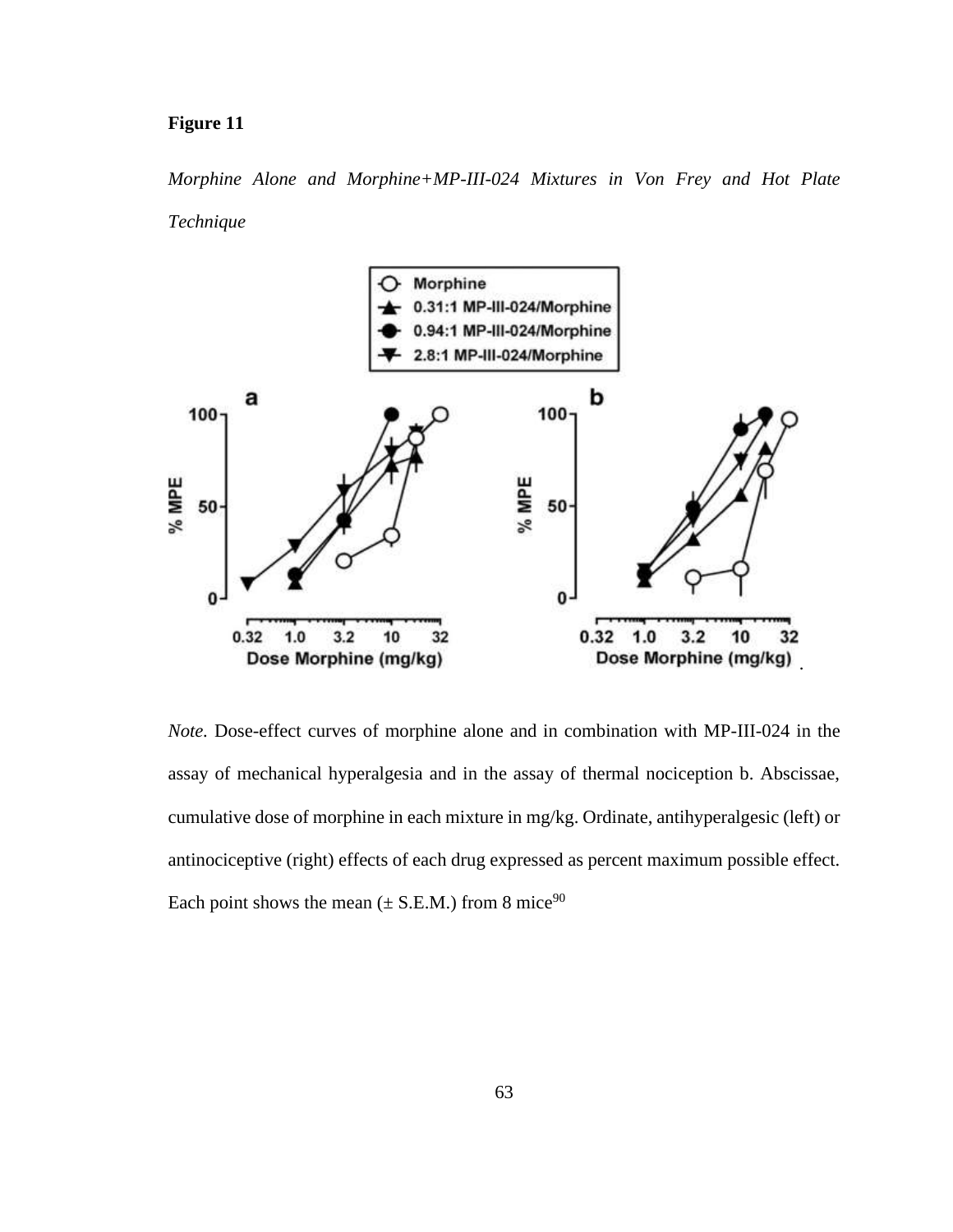**Figure 11**

*Morphine Alone and Morphine+MP-III-024 Mixtures in Von Frey and Hot Plate Technique*

*Note.* Dose-effect curves of morphine alone and in combination with MP-III-024 in the assay of mechanical hyperalgesia and in the assay of thermal nociception b. Abscissae, cumulative dose of morphine in each mixture in mg/kg. Ordinate, antihyperalgesic (left) or antinociceptive (right) effects of each drug expressed as percent maximum possible effect. Each point shows the mean (± S.E.M.) from 8 mice[90]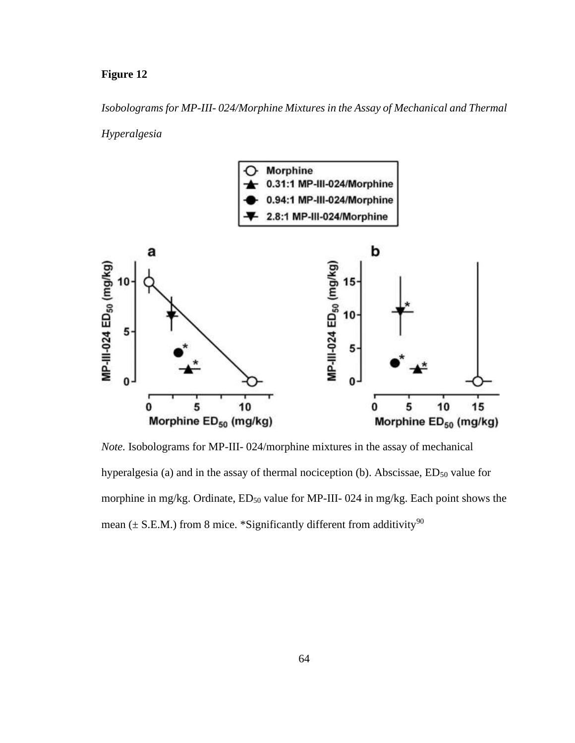**Figure 12**

*Isobolograms for MP-III- 024/Morphine Mixtures in the Assay of Mechanical and Thermal Hyperalgesia*

*Note.* Isobolograms for MP-III- 024/morphine mixtures in the assay of mechanical hyperalgesia (a) and in the assay of thermal nociception (b). Abscissae, $ED_{50}$ value for morphine in mg/kg. Ordinate, $ED_{50}$ value for MP-III- 024 in mg/kg. Each point shows the mean (± S.E.M.) from 8 mice. *Significantly different from additivity[90]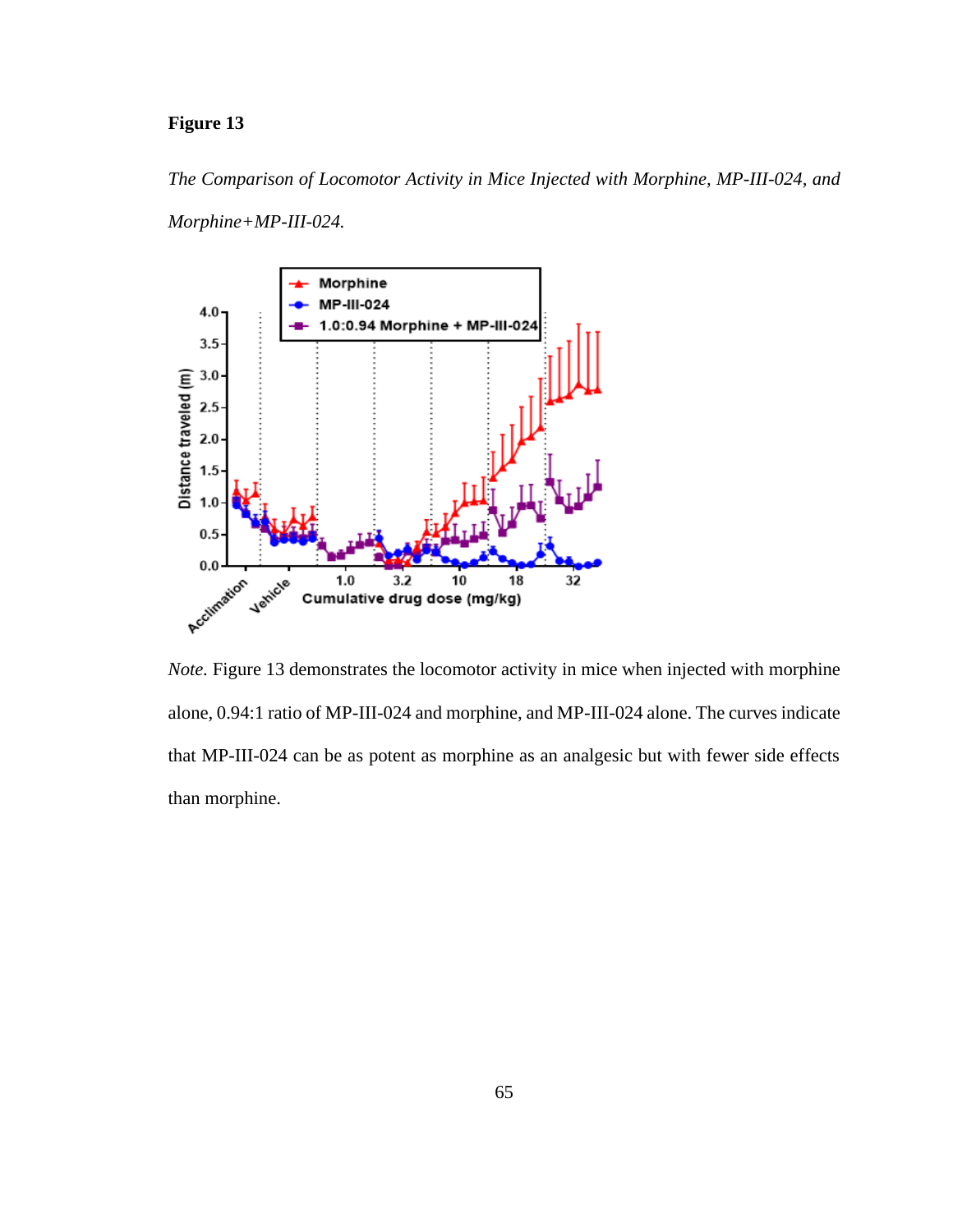**Figure 13**

*The Comparison of Locomotor Activity in Mice Injected with Morphine, MP-III-024, and Morphine+MP-III-024.*

*Note.* Figure 13 demonstrates the locomotor activity in mice when injected with morphine alone, 0.94:1 ratio of MP-III-024 and morphine, and MP-III-024 alone. The curves indicate that MP-III-024 can be as potent as morphine as an analgesic but with fewer side effects than morphine.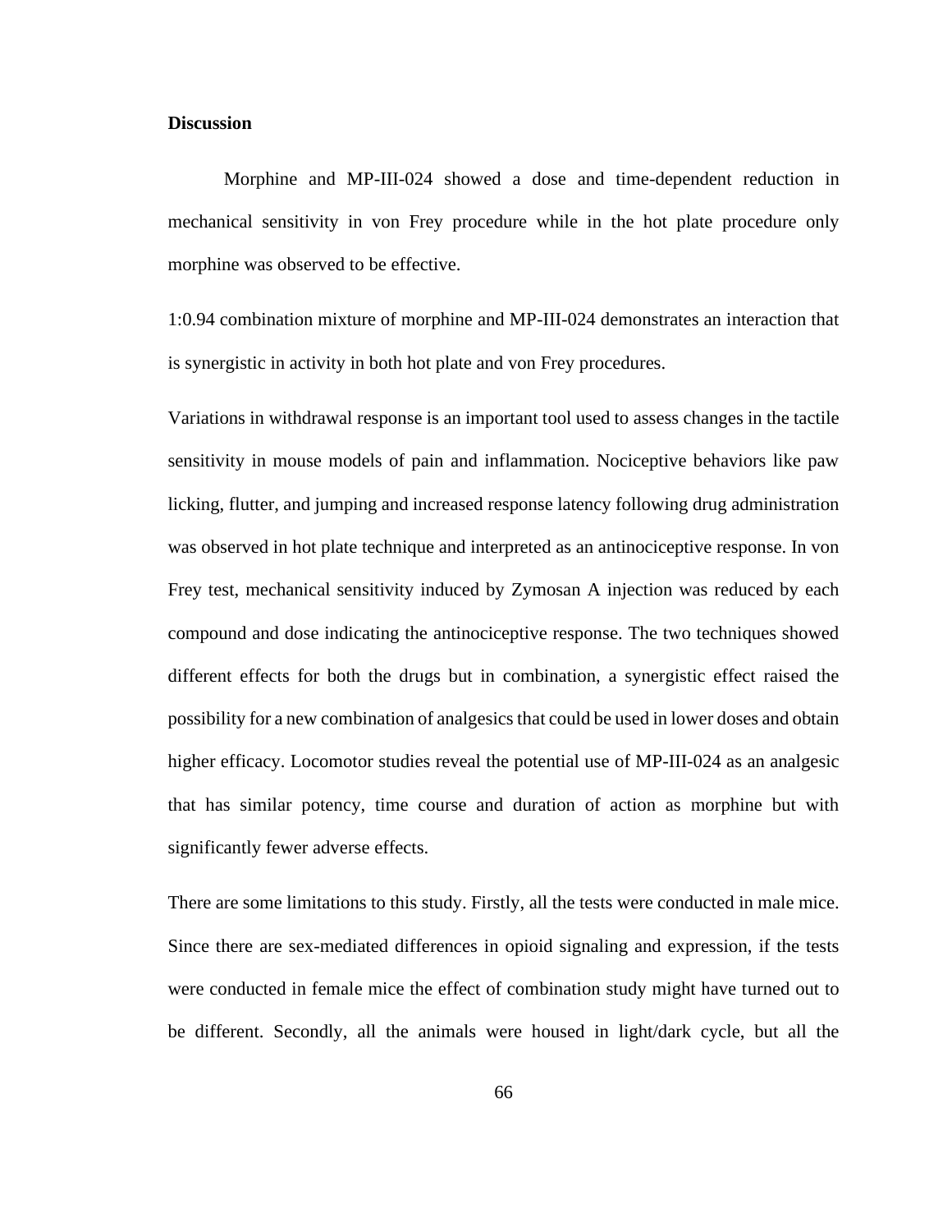**Discussion**

Morphine and MP-III-024 showed a dose and time-dependent reduction in mechanical sensitivity in von Frey procedure while in the hot plate procedure only morphine was observed to be effective.

1:0.94 combination mixture of morphine and MP-III-024 demonstrates an interaction that is synergistic in activity in both hot plate and von Frey procedures.

Variations in withdrawal response is an important tool used to assess changes in the tactile sensitivity in mouse models of pain and inflammation. Nociceptive behaviors like paw licking, flutter, and jumping and increased response latency following drug administration was observed in hot plate technique and interpreted as an antinociceptive response. In von Frey test, mechanical sensitivity induced by Zymosan A injection was reduced by each compound and dose indicating the antinociceptive response. The two techniques showed different effects for both the drugs but in combination, a synergistic effect raised the possibility for a new combination of analgesics that could be used in lower doses and obtain higher efficacy. Locomotor studies reveal the potential use of MP-III-024 as an analgesic that has similar potency, time course and duration of action as morphine but with significantly fewer adverse effects.

There are some limitations to this study. Firstly, all the tests were conducted in male mice. Since there are sex-mediated differences in opioid signaling and expression, if the tests were conducted in female mice the effect of combination study might have turned out to be different. Secondly, all the animals were housed in light/dark cycle, but all the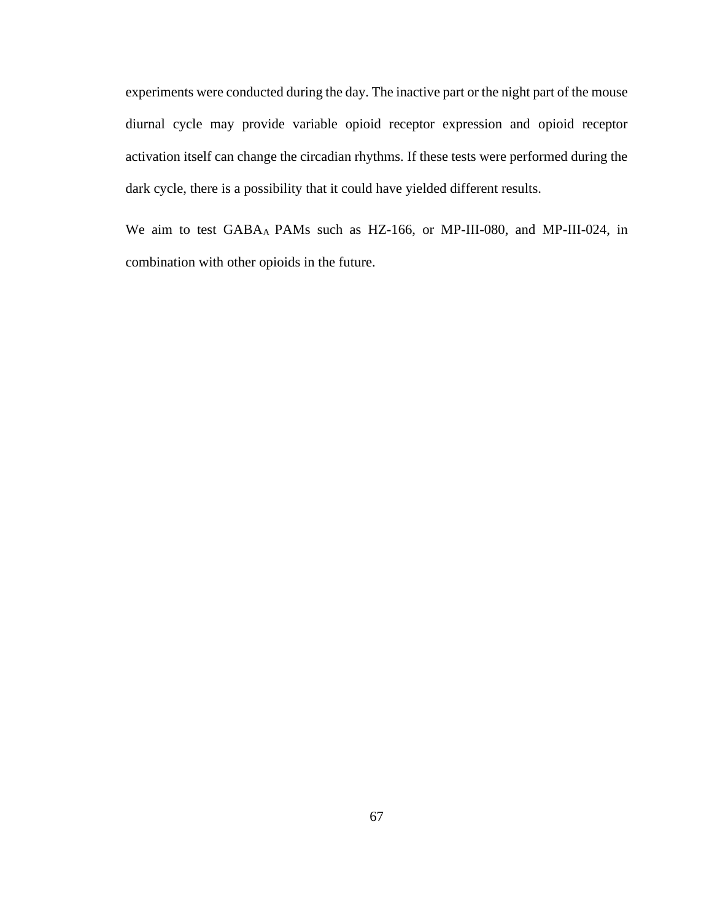experiments were conducted during the day. The inactive part or the night part of the mouse diurnal cycle may provide variable opioid receptor expression and opioid receptor activation itself can change the circadian rhythms. If these tests were performed during the dark cycle, there is a possibility that it could have yielded different results.

We aim to test $GABA_A$ PAMs such as HZ-166, or MP-III-080, and MP-III-024, in combination with other opioids in the future.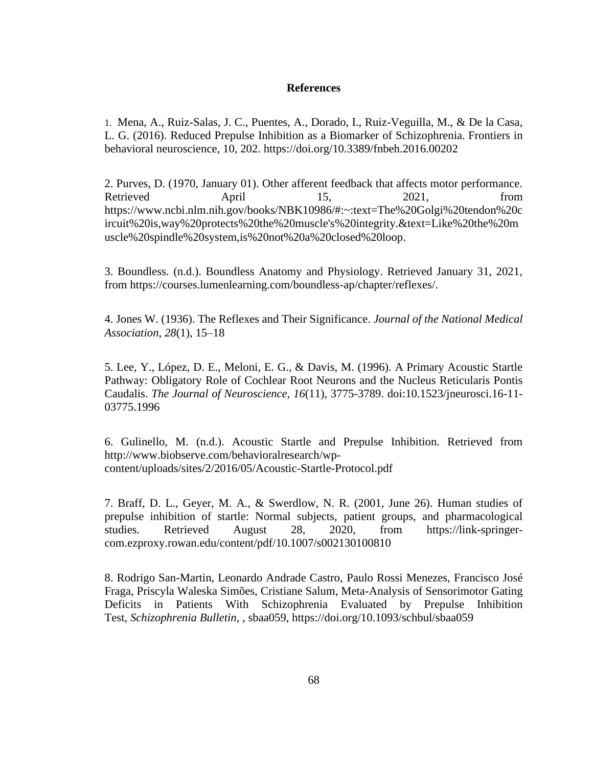# References

1. Mena, A., Ruiz-Salas, J. C., Puentes, A., Dorado, I., Ruiz-Veguilla, M., & De la Casa, L. G. (2016). Reduced Prepulse Inhibition as a Biomarker of Schizophrenia. Frontiers in behavioral neuroscience, 10, 202. https://doi.org/10.3389/fnbeh.2016.00202

2. Purves, D. (1970, January 01). Other afferent feedback that affects motor performance. Retrieved April 15, 2021, from https://www.ncbi.nlm.nih.gov/books/NBK10986/#:~:text=The%20Golgi%20tendon%20circuit%20is,way%20protects%20the%20muscle's%20integrity.&text=Like%20the%20muscle%20spindle%20system,is%20not%20a%20closed%20loop.

3. Boundless. (n.d.). Boundless Anatomy and Physiology. Retrieved January 31, 2021, from https://courses.lumenlearning.com/boundless-ap/chapter/reflexes/.

4. Jones W. (1936). The Reflexes and Their Significance. *Journal of the National Medical Association*, *28*(1), 15–18

5. Lee, Y., López, D. E., Meloni, E. G., & Davis, M. (1996). A Primary Acoustic Startle Pathway: Obligatory Role of Cochlear Root Neurons and the Nucleus Reticularis Pontis Caudalis. *The Journal of Neuroscience, 16*(11), 3775-3789. doi:10.1523/jneurosci.16-11-03775.1996

6. Gulinello, M. (n.d.). Acoustic Startle and Prepulse Inhibition. Retrieved from http://www.biobserve.com/behavioralresearch/wp-content/uploads/sites/2/2016/05/Acoustic-Startle-Protocol.pdf

7. Braff, D. L., Geyer, M. A., & Swerdlow, N. R. (2001, June 26). Human studies of prepulse inhibition of startle: Normal subjects, patient groups, and pharmacological studies. Retrieved August 28, 2020, from https://link-springer-com.ezproxy.rowan.edu/content/pdf/10.1007/s002130100810

8. Rodrigo San-Martin, Leonardo Andrade Castro, Paulo Rossi Menezes, Francisco José Fraga, Priscyla Waleska Simões, Cristiane Salum, Meta-Analysis of Sensorimotor Gating Deficits in Patients With Schizophrenia Evaluated by Prepulse Inhibition Test, *Schizophrenia Bulletin*, , sbaa059, https://doi.org/10.1093/schbul/sbaa059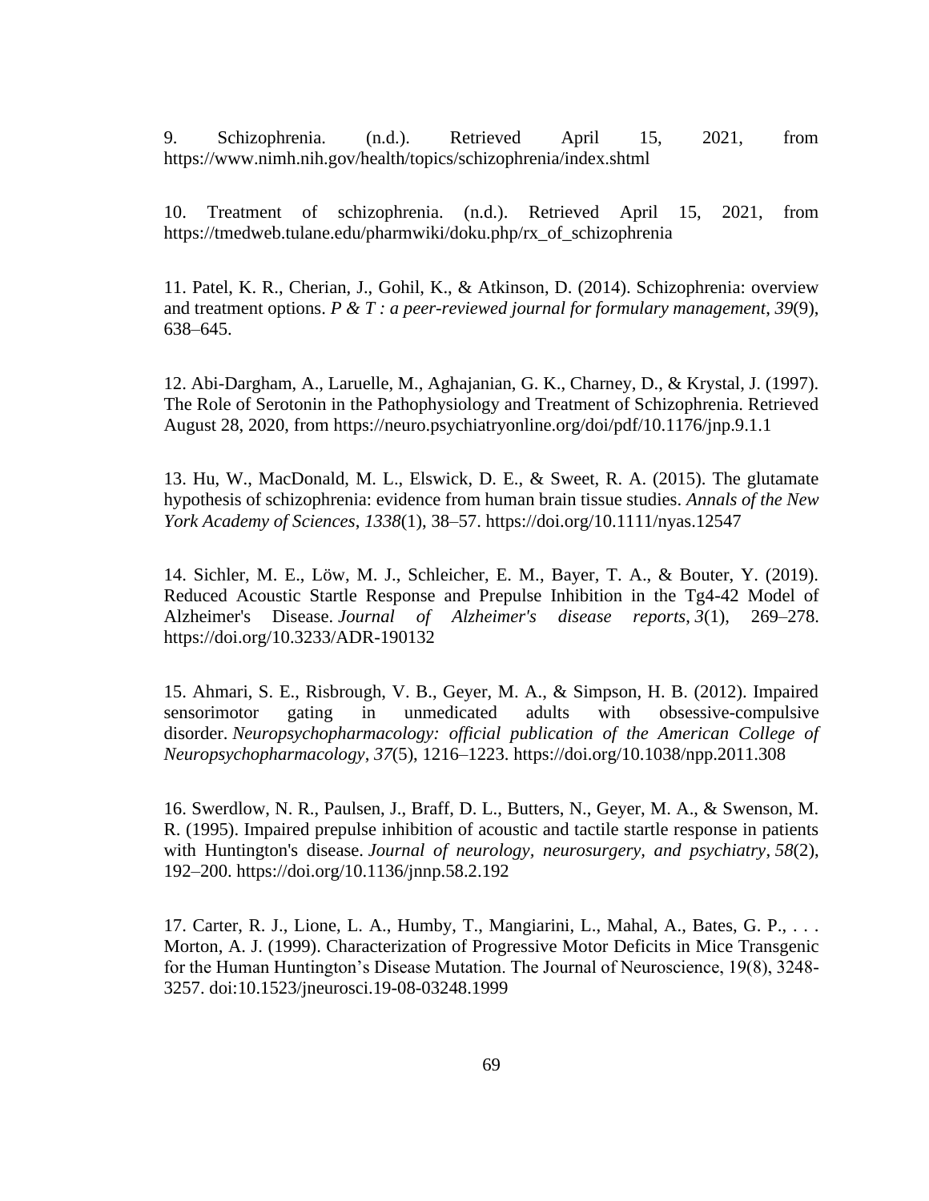9. Schizophrenia. (n.d.). Retrieved April 15, 2021, from https://www.nimh.nih.gov/health/topics/schizophrenia/index.shtml

10. Treatment of schizophrenia. (n.d.). Retrieved April 15, 2021, from https://tmedweb.tulane.edu/pharmwiki/doku.php/rx_of_schizophrenia

11. Patel, K. R., Cherian, J., Gohil, K., & Atkinson, D. (2014). Schizophrenia: overview and treatment options. *P & T : a peer-reviewed journal for formulary management*, *39*(9), 638–645.

12. Abi-Dargham, A., Laruelle, M., Aghajanian, G. K., Charney, D., & Krystal, J. (1997). The Role of Serotonin in the Pathophysiology and Treatment of Schizophrenia. Retrieved August 28, 2020, from https://neuro.psychiatryonline.org/doi/pdf/10.1176/jnp.9.1.1

13. Hu, W., MacDonald, M. L., Elswick, D. E., & Sweet, R. A. (2015). The glutamate hypothesis of schizophrenia: evidence from human brain tissue studies. *Annals of the New York Academy of Sciences*, *1338*(1), 38–57. https://doi.org/10.1111/nyas.12547

14. Sichler, M. E., Löw, M. J., Schleicher, E. M., Bayer, T. A., & Bouter, Y. (2019). Reduced Acoustic Startle Response and Prepulse Inhibition in the Tg4-42 Model of Alzheimer's Disease. *Journal of Alzheimer's disease reports*, *3*(1), 269–278. https://doi.org/10.3233/ADR-190132

15. Ahmari, S. E., Risbrough, V. B., Geyer, M. A., & Simpson, H. B. (2012). Impaired sensorimotor gating in unmedicated adults with obsessive-compulsive disorder. *Neuropsychopharmacology: official publication of the American College of Neuropsychopharmacology*, *37*(5), 1216–1223. https://doi.org/10.1038/npp.2011.308

16. Swerdlow, N. R., Paulsen, J., Braff, D. L., Butters, N., Geyer, M. A., & Swenson, M. R. (1995). Impaired prepulse inhibition of acoustic and tactile startle response in patients with Huntington's disease. *Journal of neurology, neurosurgery, and psychiatry*, *58*(2), 192–200. https://doi.org/10.1136/jnnp.58.2.192

17. Carter, R. J., Lione, L. A., Humby, T., Mangiarini, L., Mahal, A., Bates, G. P., . . . Morton, A. J. (1999). Characterization of Progressive Motor Deficits in Mice Transgenic for the Human Huntington's Disease Mutation. The Journal of Neuroscience, 19(8), 3248-3257. doi:10.1523/jneurosci.19-08-03248.1999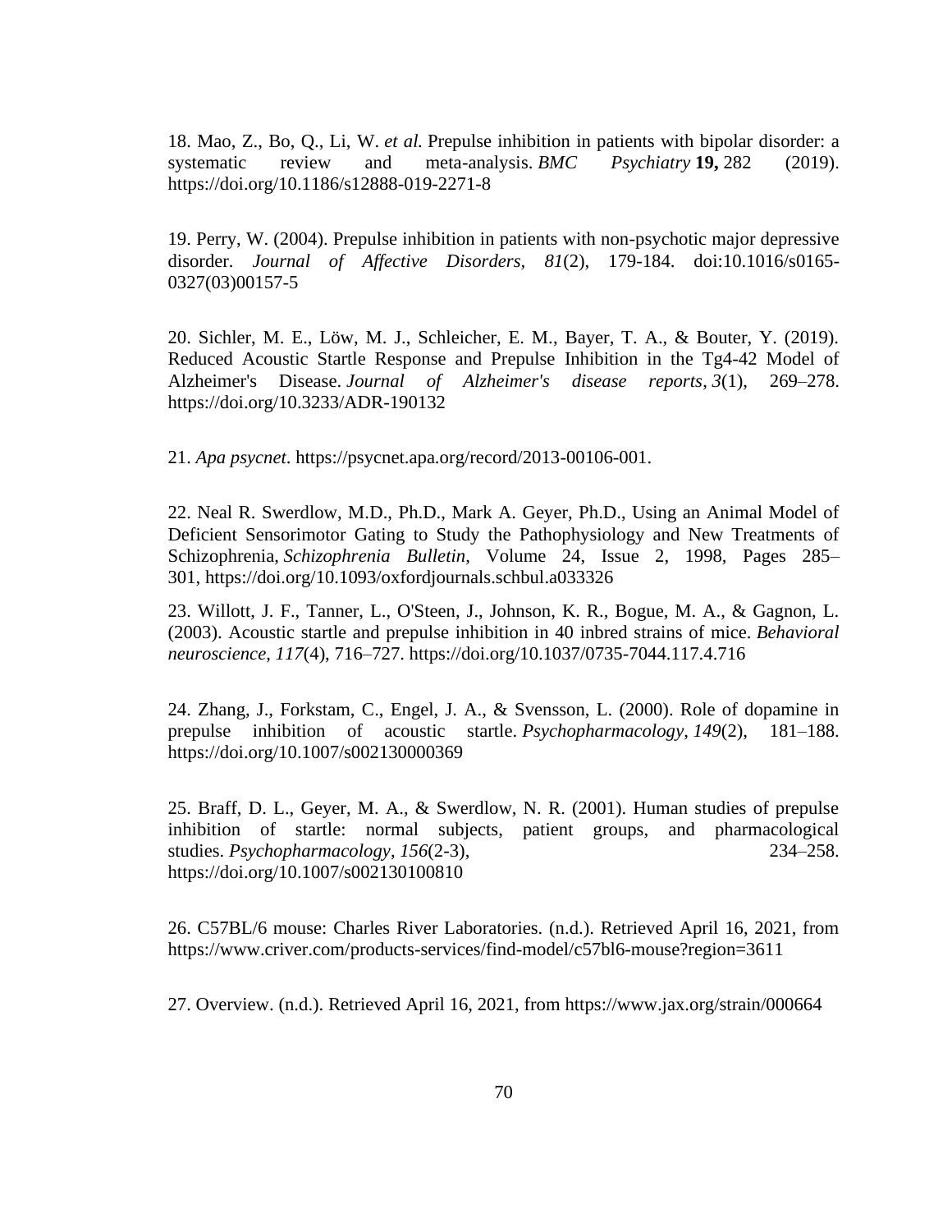18. Mao, Z., Bo, Q., Li, W. *et al.* Prepulse inhibition in patients with bipolar disorder: a systematic review and meta-analysis. *BMC Psychiatry* **19,** 282 (2019). https://doi.org/10.1186/s12888-019-2271-8

19. Perry, W. (2004). Prepulse inhibition in patients with non-psychotic major depressive disorder. *Journal of Affective Disorders, 81*(2), 179-184. doi:10.1016/s0165-0327(03)00157-5

20. Sichler, M. E., Löw, M. J., Schleicher, E. M., Bayer, T. A., & Bouter, Y. (2019). Reduced Acoustic Startle Response and Prepulse Inhibition in the Tg4-42 Model of Alzheimer's Disease. *Journal of Alzheimer's disease reports*, *3*(1), 269–278. https://doi.org/10.3233/ADR-190132

21. *Apa psycnet*. https://psycnet.apa.org/record/2013-00106-001.

22. Neal R. Swerdlow, M.D., Ph.D., Mark A. Geyer, Ph.D., Using an Animal Model of Deficient Sensorimotor Gating to Study the Pathophysiology and New Treatments of Schizophrenia, *Schizophrenia Bulletin*, Volume 24, Issue 2, 1998, Pages 285–301, https://doi.org/10.1093/oxfordjournals.schbul.a033326

23. Willott, J. F., Tanner, L., O'Steen, J., Johnson, K. R., Bogue, M. A., & Gagnon, L. (2003). Acoustic startle and prepulse inhibition in 40 inbred strains of mice. *Behavioral neuroscience*, *117*(4), 716–727. https://doi.org/10.1037/0735-7044.117.4.716

24. Zhang, J., Forkstam, C., Engel, J. A., & Svensson, L. (2000). Role of dopamine in prepulse inhibition of acoustic startle. *Psychopharmacology*, *149*(2), 181–188. https://doi.org/10.1007/s002130000369

25. Braff, D. L., Geyer, M. A., & Swerdlow, N. R. (2001). Human studies of prepulse inhibition of startle: normal subjects, patient groups, and pharmacological studies. *Psychopharmacology*, *156*(2-3), 234–258. https://doi.org/10.1007/s002130100810

26. C57BL/6 mouse: Charles River Laboratories. (n.d.). Retrieved April 16, 2021, from https://www.criver.com/products-services/find-model/c57bl6-mouse?region=3611

27. Overview. (n.d.). Retrieved April 16, 2021, from https://www.jax.org/strain/000664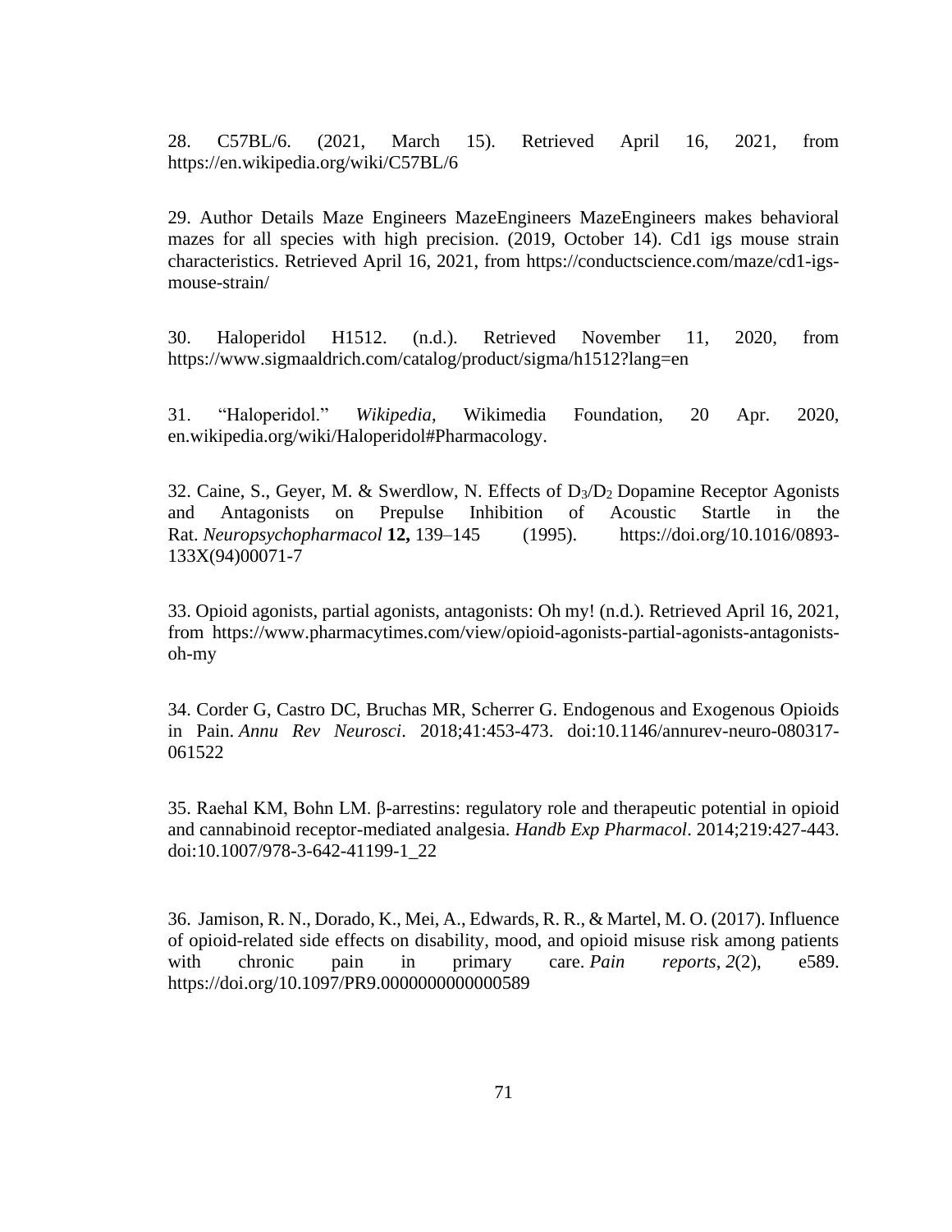28. C57BL/6. (2021, March 15). Retrieved April 16, 2021, from https://en.wikipedia.org/wiki/C57BL/6

29. Author Details Maze Engineers MazeEngineers MazeEngineers makes behavioral mazes for all species with high precision. (2019, October 14). Cd1 igs mouse strain characteristics. Retrieved April 16, 2021, from https://conductscience.com/maze/cd1-igs-mouse-strain/

30. Haloperidol H1512. (n.d.). Retrieved November 11, 2020, from https://www.sigmaaldrich.com/catalog/product/sigma/h1512?lang=en

31. "Haloperidol." *Wikipedia*, Wikimedia Foundation, 20 Apr. 2020, en.wikipedia.org/wiki/Haloperidol#Pharmacology.

32. Caine, S., Geyer, M. & Swerdlow, N. Effects of $D_3/D_2$ Dopamine Receptor Agonists and Antagonists on Prepulse Inhibition of Acoustic Startle in the Rat. *Neuropsychopharmacol* **12,** 139–145 (1995). https://doi.org/10.1016/0893-133X(94)00071-7

33. Opioid agonists, partial agonists, antagonists: Oh my! (n.d.). Retrieved April 16, 2021, from https://www.pharmacytimes.com/view/opioid-agonists-partial-agonists-antagonists-oh-my

34. Corder G, Castro DC, Bruchas MR, Scherrer G. Endogenous and Exogenous Opioids in Pain. *Annu Rev Neurosci*. 2018;41:453-473. doi:10.1146/annurev-neuro-080317-061522

35. Raehal KM, Bohn LM. β-arrestins: regulatory role and therapeutic potential in opioid and cannabinoid receptor-mediated analgesia. *Handb Exp Pharmacol*. 2014;219:427-443. doi:10.1007/978-3-642-41199-1_22

36. Jamison, R. N., Dorado, K., Mei, A., Edwards, R. R., & Martel, M. O. (2017). Influence of opioid-related side effects on disability, mood, and opioid misuse risk among patients with chronic pain in primary care. *Pain reports*, *2*(2), e589. https://doi.org/10.1097/PR9.0000000000000589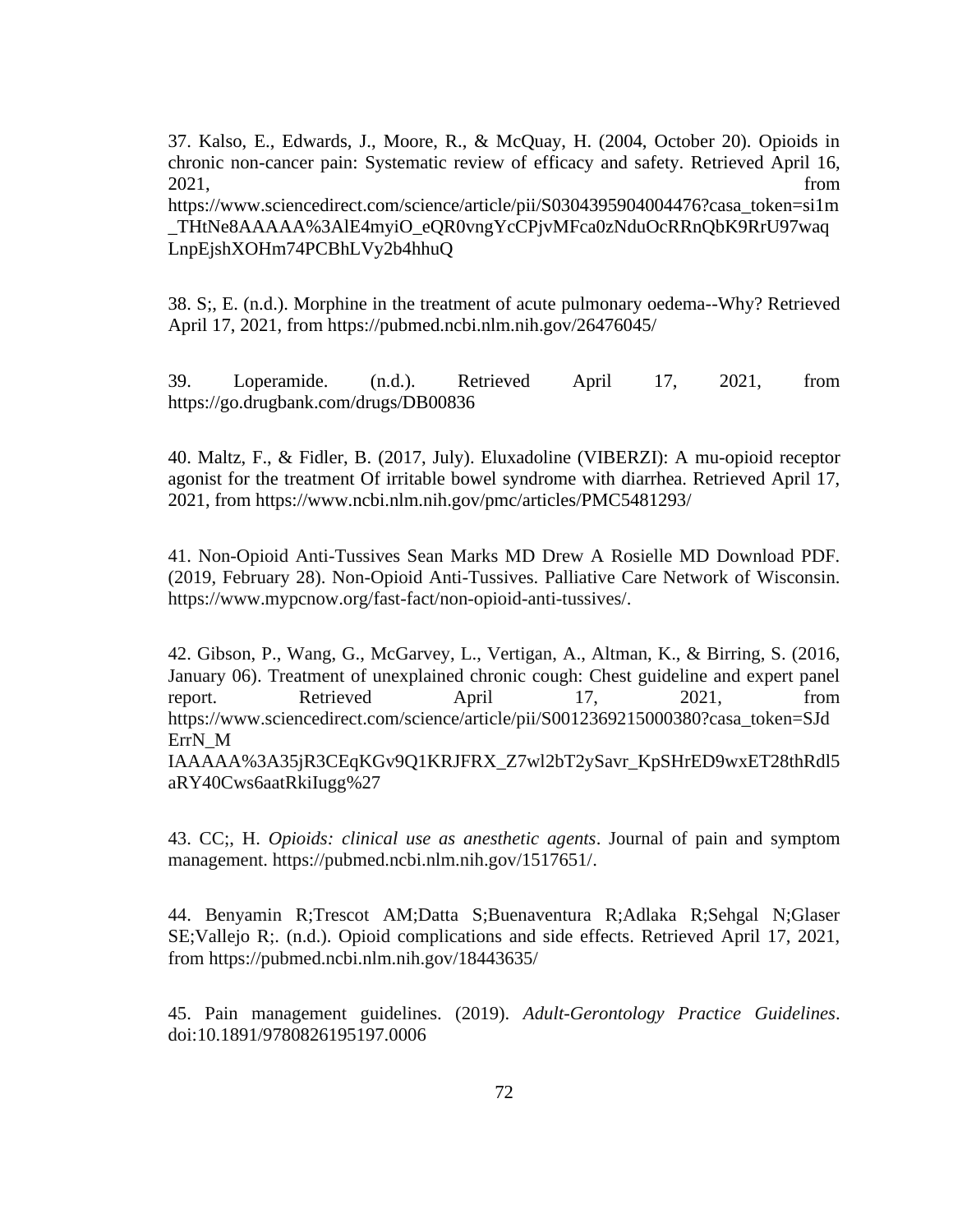37. Kalso, E., Edwards, J., Moore, R., & McQuay, H. (2004, October 20). Opioids in chronic non-cancer pain: Systematic review of efficacy and safety. Retrieved April 16, 2021, from https://www.sciencedirect.com/science/article/pii/S0304395904004476?casa_token=si1m_THtNe8AAAAA%3AlE4myiO_eQR0vngYcCPjvMFca0zNduOcRRnQbK9RrU97waqLnpEjshXOHm74PCBhLVy2b4hhuQ

38. S;, E. (n.d.). Morphine in the treatment of acute pulmonary oedema--Why? Retrieved April 17, 2021, from https://pubmed.ncbi.nlm.nih.gov/26476045/

39. Loperamide. (n.d.). Retrieved April 17, 2021, from https://go.drugbank.com/drugs/DB00836

40. Maltz, F., & Fidler, B. (2017, July). Eluxadoline (VIBERZI): A mu-opioid receptor agonist for the treatment Of irritable bowel syndrome with diarrhea. Retrieved April 17, 2021, from https://www.ncbi.nlm.nih.gov/pmc/articles/PMC5481293/

41. Non-Opioid Anti-Tussives Sean Marks MD Drew A Rosielle MD Download PDF. (2019, February 28). Non-Opioid Anti-Tussives. Palliative Care Network of Wisconsin. https://www.mypcnow.org/fast-fact/non-opioid-anti-tussives/.

42. Gibson, P., Wang, G., McGarvey, L., Vertigan, A., Altman, K., & Birring, S. (2016, January 06). Treatment of unexplained chronic cough: Chest guideline and expert panel report. Retrieved April 17, 2021, from https://www.sciencedirect.com/science/article/pii/S0012369215000380?casa_token=SJdErrN_M IAAAAA%3A35jR3CEqKGv9Q1KRJFRX_Z7wl2bT2ySavr_KpSHrED9wxET28thRdl5aRY40Cws6aatRkiIugg%27

43. CC;, H. *Opioids: clinical use as anesthetic agents*. Journal of pain and symptom management. https://pubmed.ncbi.nlm.nih.gov/1517651/.

44. Benyamin R;Trescot AM;Datta S;Buenaventura R;Adlaka R;Sehgal N;Glaser SE;Vallejo R;. (n.d.). Opioid complications and side effects. Retrieved April 17, 2021, from https://pubmed.ncbi.nlm.nih.gov/18443635/

45. Pain management guidelines. (2019). *Adult-Gerontology Practice Guidelines*. doi:10.1891/9780826195197.0006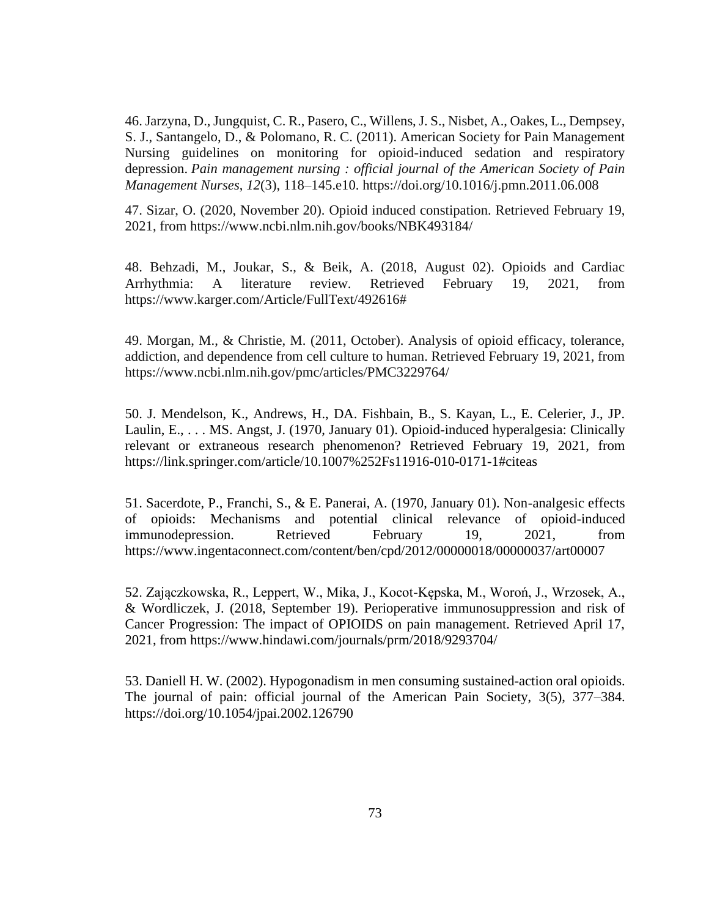46. Jarzyna, D., Jungquist, C. R., Pasero, C., Willens, J. S., Nisbet, A., Oakes, L., Dempsey, S. J., Santangelo, D., & Polomano, R. C. (2011). American Society for Pain Management Nursing guidelines on monitoring for opioid-induced sedation and respiratory depression. *Pain management nursing : official journal of the American Society of Pain Management Nurses*, *12*(3), 118–145.e10. https://doi.org/10.1016/j.pmn.2011.06.008

47. Sizar, O. (2020, November 20). Opioid induced constipation. Retrieved February 19, 2021, from https://www.ncbi.nlm.nih.gov/books/NBK493184/

48. Behzadi, M., Joukar, S., & Beik, A. (2018, August 02). Opioids and Cardiac Arrhythmia: A literature review. Retrieved February 19, 2021, from https://www.karger.com/Article/FullText/492616#

49. Morgan, M., & Christie, M. (2011, October). Analysis of opioid efficacy, tolerance, addiction, and dependence from cell culture to human. Retrieved February 19, 2021, from https://www.ncbi.nlm.nih.gov/pmc/articles/PMC3229764/

50. J. Mendelson, K., Andrews, H., DA. Fishbain, B., S. Kayan, L., E. Celerier, J., JP. Laulin, E., . . . MS. Angst, J. (1970, January 01). Opioid-induced hyperalgesia: Clinically relevant or extraneous research phenomenon? Retrieved February 19, 2021, from https://link.springer.com/article/10.1007%252Fs11916-010-0171-1#citeas

51. Sacerdote, P., Franchi, S., & E. Panerai, A. (1970, January 01). Non-analgesic effects of opioids: Mechanisms and potential clinical relevance of opioid-induced immunodepression. Retrieved February 19, 2021, from https://www.ingentaconnect.com/content/ben/cpd/2012/00000018/00000037/art00007

52. Zajączkowska, R., Leppert, W., Mika, J., Kocot-Kępska, M., Woroń, J., Wrzosek, A., & Wordliczek, J. (2018, September 19). Perioperative immunosuppression and risk of Cancer Progression: The impact of OPIOIDS on pain management. Retrieved April 17, 2021, from https://www.hindawi.com/journals/prm/2018/9293704/

53. Daniell H. W. (2002). Hypogonadism in men consuming sustained-action oral opioids. The journal of pain: official journal of the American Pain Society, 3(5), 377–384. https://doi.org/10.1054/jpai.2002.126790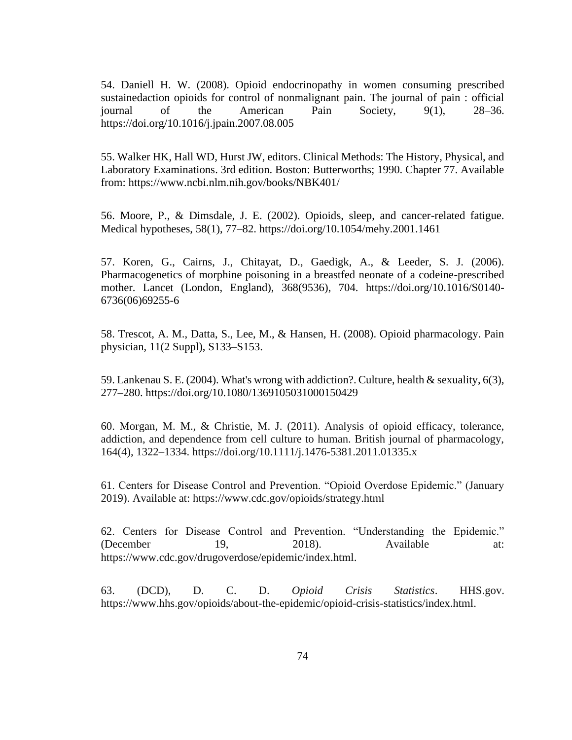54. Daniell H. W. (2008). Opioid endocrinopathy in women consuming prescribed sustainedaction opioids for control of nonmalignant pain. The journal of pain : official journal of the American Pain Society, 9(1), 28–36. https://doi.org/10.1016/j.jpain.2007.08.005

55. Walker HK, Hall WD, Hurst JW, editors. Clinical Methods: The History, Physical, and Laboratory Examinations. 3rd edition. Boston: Butterworths; 1990. Chapter 77. Available from: https://www.ncbi.nlm.nih.gov/books/NBK401/

56. Moore, P., & Dimsdale, J. E. (2002). Opioids, sleep, and cancer-related fatigue. Medical hypotheses, 58(1), 77–82. https://doi.org/10.1054/mehy.2001.1461

57. Koren, G., Cairns, J., Chitayat, D., Gaedigk, A., & Leeder, S. J. (2006). Pharmacogenetics of morphine poisoning in a breastfed neonate of a codeine-prescribed mother. Lancet (London, England), 368(9536), 704. https://doi.org/10.1016/S0140-6736(06)69255-6

58. Trescot, A. M., Datta, S., Lee, M., & Hansen, H. (2008). Opioid pharmacology. Pain physician, 11(2 Suppl), S133–S153.

59. Lankenau S. E. (2004). What's wrong with addiction?. Culture, health & sexuality, 6(3), 277–280. https://doi.org/10.1080/1369105031000150429

60. Morgan, M. M., & Christie, M. J. (2011). Analysis of opioid efficacy, tolerance, addiction, and dependence from cell culture to human. British journal of pharmacology, 164(4), 1322–1334. https://doi.org/10.1111/j.1476-5381.2011.01335.x

61. Centers for Disease Control and Prevention. "Opioid Overdose Epidemic." (January 2019). Available at: https://www.cdc.gov/opioids/strategy.html

62. Centers for Disease Control and Prevention. "Understanding the Epidemic." (December 19, 2018). Available at: https://www.cdc.gov/drugoverdose/epidemic/index.html.

63. (DCD), D. C. D. *Opioid Crisis Statistics*. HHS.gov. https://www.hhs.gov/opioids/about-the-epidemic/opioid-crisis-statistics/index.html.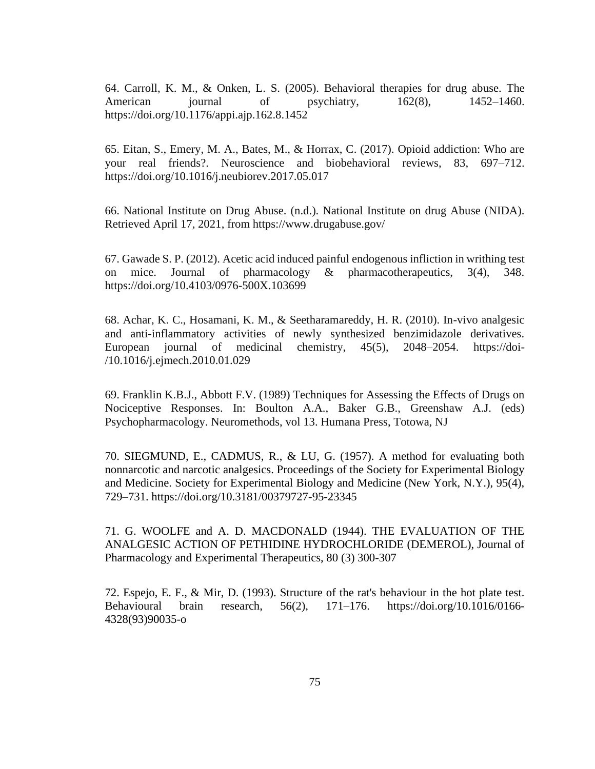64. Carroll, K. M., & Onken, L. S. (2005). Behavioral therapies for drug abuse. The American journal of psychiatry, 162(8), 1452–1460. https://doi.org/10.1176/appi.ajp.162.8.1452

65. Eitan, S., Emery, M. A., Bates, M., & Horrax, C. (2017). Opioid addiction: Who are your real friends?. Neuroscience and biobehavioral reviews, 83, 697–712. https://doi.org/10.1016/j.neubiorev.2017.05.017

66. National Institute on Drug Abuse. (n.d.). National Institute on drug Abuse (NIDA). Retrieved April 17, 2021, from https://www.drugabuse.gov/

67. Gawade S. P. (2012). Acetic acid induced painful endogenous infliction in writhing test on mice. Journal of pharmacology & pharmacotherapeutics, 3(4), 348. https://doi.org/10.4103/0976-500X.103699

68. Achar, K. C., Hosamani, K. M., & Seetharamareddy, H. R. (2010). In-vivo analgesic and anti-inflammatory activities of newly synthesized benzimidazole derivatives. European journal of medicinal chemistry, 45(5), 2048–2054. https://doi-/10.1016/j.ejmech.2010.01.029

69. Franklin K.B.J., Abbott F.V. (1989) Techniques for Assessing the Effects of Drugs on Nociceptive Responses. In: Boulton A.A., Baker G.B., Greenshaw A.J. (eds) Psychopharmacology. Neuromethods, vol 13. Humana Press, Totowa, NJ

70. SIEGMUND, E., CADMUS, R., & LU, G. (1957). A method for evaluating both nonnarcotic and narcotic analgesics. Proceedings of the Society for Experimental Biology and Medicine. Society for Experimental Biology and Medicine (New York, N.Y.), 95(4), 729–731. https://doi.org/10.3181/00379727-95-23345

71. G. WOOLFE and A. D. MACDONALD (1944). THE EVALUATION OF THE ANALGESIC ACTION OF PETHIDINE HYDROCHLORIDE (DEMEROL), Journal of Pharmacology and Experimental Therapeutics, 80 (3) 300-307

72. Espejo, E. F., & Mir, D. (1993). Structure of the rat's behaviour in the hot plate test. Behavioural brain research, 56(2), 171–176. https://doi.org/10.1016/0166-4328(93)90035-o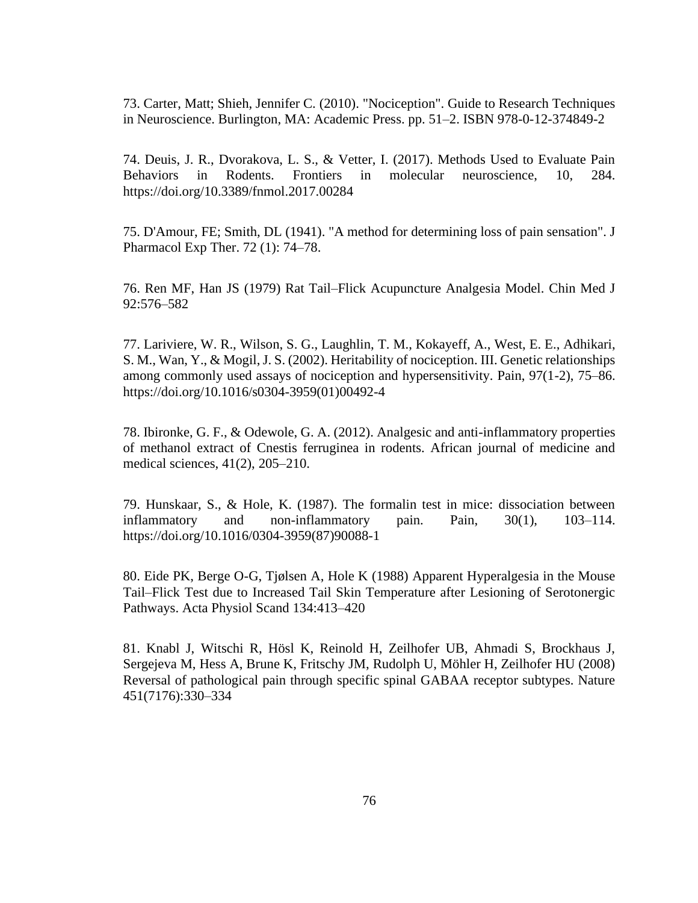73. Carter, Matt; Shieh, Jennifer C. (2010). "Nociception". Guide to Research Techniques in Neuroscience. Burlington, MA: Academic Press. pp. 51–2. ISBN 978-0-12-374849-2

74. Deuis, J. R., Dvorakova, L. S., & Vetter, I. (2017). Methods Used to Evaluate Pain Behaviors in Rodents. Frontiers in molecular neuroscience, 10, 284. https://doi.org/10.3389/fnmol.2017.00284

75. D'Amour, FE; Smith, DL (1941). "A method for determining loss of pain sensation". J Pharmacol Exp Ther. 72 (1): 74–78.

76. Ren MF, Han JS (1979) Rat Tail–Flick Acupuncture Analgesia Model. Chin Med J 92:576–582

77. Lariviere, W. R., Wilson, S. G., Laughlin, T. M., Kokayeff, A., West, E. E., Adhikari, S. M., Wan, Y., & Mogil, J. S. (2002). Heritability of nociception. III. Genetic relationships among commonly used assays of nociception and hypersensitivity. Pain, 97(1-2), 75–86. https://doi.org/10.1016/s0304-3959(01)00492-4

78. Ibironke, G. F., & Odewole, G. A. (2012). Analgesic and anti-inflammatory properties of methanol extract of Cnestis ferruginea in rodents. African journal of medicine and medical sciences, 41(2), 205–210.

79. Hunskaar, S., & Hole, K. (1987). The formalin test in mice: dissociation between inflammatory and non-inflammatory pain. Pain, 30(1), 103–114. https://doi.org/10.1016/0304-3959(87)90088-1

80. Eide PK, Berge O-G, Tjølsen A, Hole K (1988) Apparent Hyperalgesia in the Mouse Tail–Flick Test due to Increased Tail Skin Temperature after Lesioning of Serotonergic Pathways. Acta Physiol Scand 134:413–420

81. Knabl J, Witschi R, Hösl K, Reinold H, Zeilhofer UB, Ahmadi S, Brockhaus J, Sergejeva M, Hess A, Brune K, Fritschy JM, Rudolph U, Möhler H, Zeilhofer HU (2008) Reversal of pathological pain through specific spinal GABAA receptor subtypes. Nature 451(7176):330–334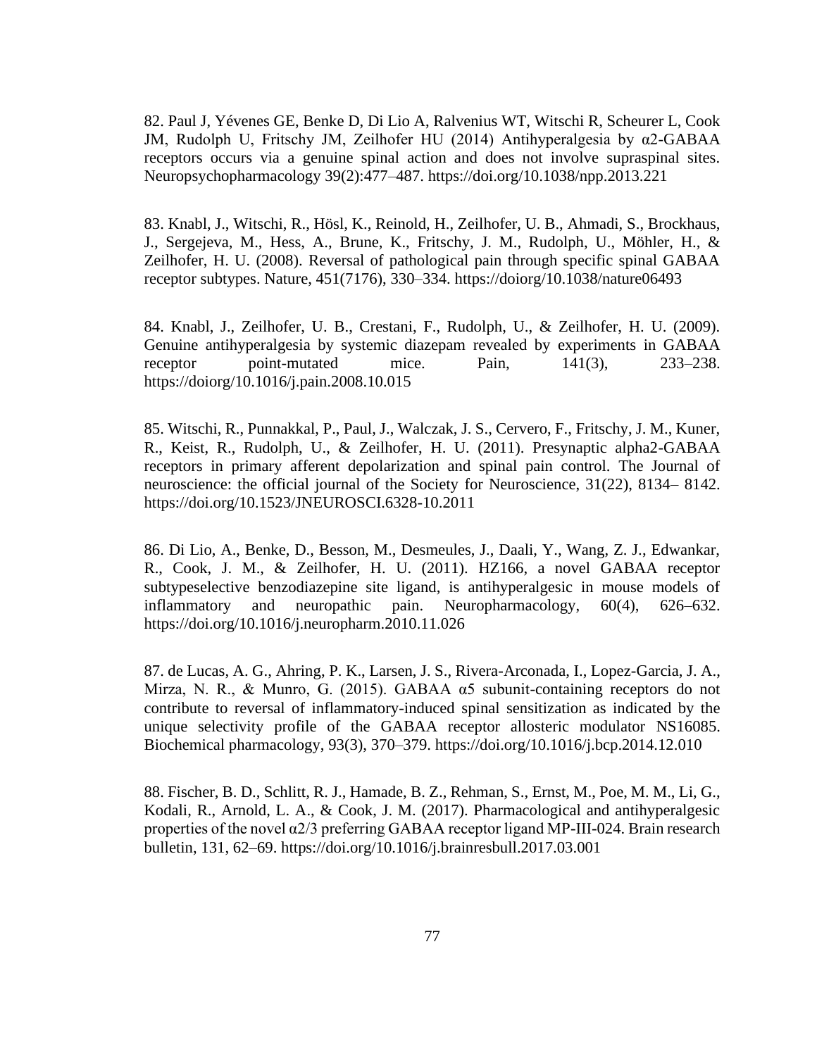82. Paul J, Yévenes GE, Benke D, Di Lio A, Ralvenius WT, Witschi R, Scheurer L, Cook JM, Rudolph U, Fritschy JM, Zeilhofer HU (2014) Antihyperalgesia by α2-GABAA receptors occurs via a genuine spinal action and does not involve supraspinal sites. Neuropsychopharmacology 39(2):477–487. https://doi.org/10.1038/npp.2013.221

83. Knabl, J., Witschi, R., Hösl, K., Reinold, H., Zeilhofer, U. B., Ahmadi, S., Brockhaus, J., Sergejeva, M., Hess, A., Brune, K., Fritschy, J. M., Rudolph, U., Möhler, H., & Zeilhofer, H. U. (2008). Reversal of pathological pain through specific spinal GABAA receptor subtypes. Nature, 451(7176), 330–334. https://doiorg/10.1038/nature06493

84. Knabl, J., Zeilhofer, U. B., Crestani, F., Rudolph, U., & Zeilhofer, H. U. (2009). Genuine antihyperalgesia by systemic diazepam revealed by experiments in GABAA receptor point-mutated mice. Pain, 141(3), 233–238. https://doiorg/10.1016/j.pain.2008.10.015

85. Witschi, R., Punnakkal, P., Paul, J., Walczak, J. S., Cervero, F., Fritschy, J. M., Kuner, R., Keist, R., Rudolph, U., & Zeilhofer, H. U. (2011). Presynaptic alpha2-GABAA receptors in primary afferent depolarization and spinal pain control. The Journal of neuroscience: the official journal of the Society for Neuroscience, 31(22), 8134– 8142. https://doi.org/10.1523/JNEUROSCI.6328-10.2011

86. Di Lio, A., Benke, D., Besson, M., Desmeules, J., Daali, Y., Wang, Z. J., Edwankar, R., Cook, J. M., & Zeilhofer, H. U. (2011). HZ166, a novel GABAA receptor subtypeselective benzodiazepine site ligand, is antihyperalgesic in mouse models of inflammatory and neuropathic pain. Neuropharmacology, 60(4), 626–632. https://doi.org/10.1016/j.neuropharm.2010.11.026

87. de Lucas, A. G., Ahring, P. K., Larsen, J. S., Rivera-Arconada, I., Lopez-Garcia, J. A., Mirza, N. R., & Munro, G. (2015). GABAA α5 subunit-containing receptors do not contribute to reversal of inflammatory-induced spinal sensitization as indicated by the unique selectivity profile of the GABAA receptor allosteric modulator NS16085. Biochemical pharmacology, 93(3), 370–379. https://doi.org/10.1016/j.bcp.2014.12.010

88. Fischer, B. D., Schlitt, R. J., Hamade, B. Z., Rehman, S., Ernst, M., Poe, M. M., Li, G., Kodali, R., Arnold, L. A., & Cook, J. M. (2017). Pharmacological and antihyperalgesic properties of the novel α2/3 preferring GABAA receptor ligand MP-III-024. Brain research bulletin, 131, 62–69. https://doi.org/10.1016/j.brainresbull.2017.03.001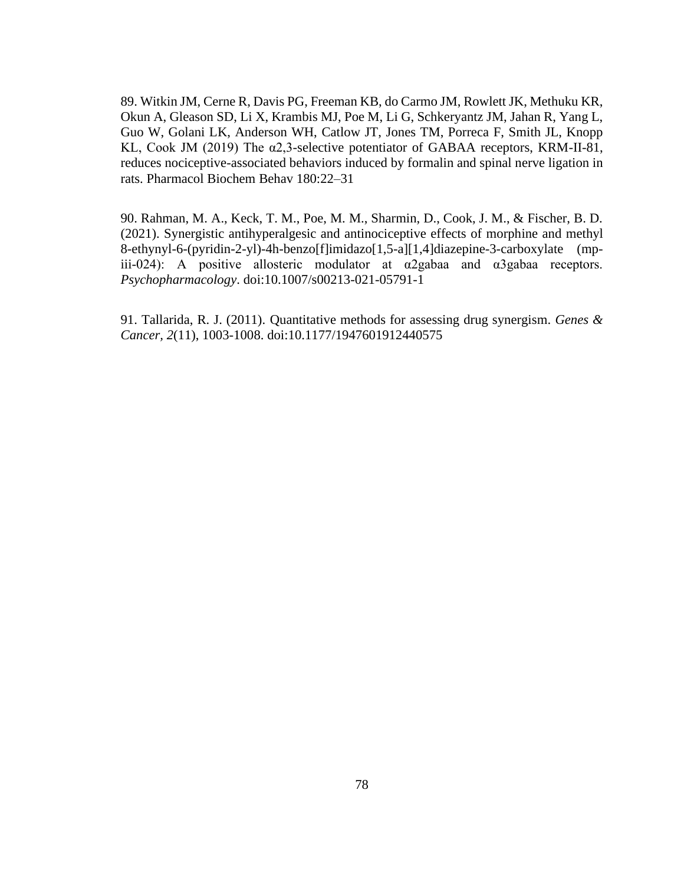89. Witkin JM, Cerne R, Davis PG, Freeman KB, do Carmo JM, Rowlett JK, Methuku KR, Okun A, Gleason SD, Li X, Krambis MJ, Poe M, Li G, Schkeryantz JM, Jahan R, Yang L, Guo W, Golani LK, Anderson WH, Catlow JT, Jones TM, Porreca F, Smith JL, Knopp KL, Cook JM (2019) The α2,3-selective potentiator of GABAA receptors, KRM-II-81, reduces nociceptive-associated behaviors induced by formalin and spinal nerve ligation in rats. Pharmacol Biochem Behav 180:22–31

90. Rahman, M. A., Keck, T. M., Poe, M. M., Sharmin, D., Cook, J. M., & Fischer, B. D. (2021). Synergistic antihyperalgesic and antinociceptive effects of morphine and methyl 8-ethynyl-6-(pyridin-2-yl)-4h-benzo[f]imidazo[1,5-a][1,4]diazepine-3-carboxylate (mp-iii-024): A positive allosteric modulator at α2gabaa and α3gabaa receptors. *Psychopharmacology*. doi:10.1007/s00213-021-05791-1

91. Tallarida, R. J. (2011). Quantitative methods for assessing drug synergism. *Genes & Cancer, 2*(11), 1003-1008. doi:10.1177/1947601912440575